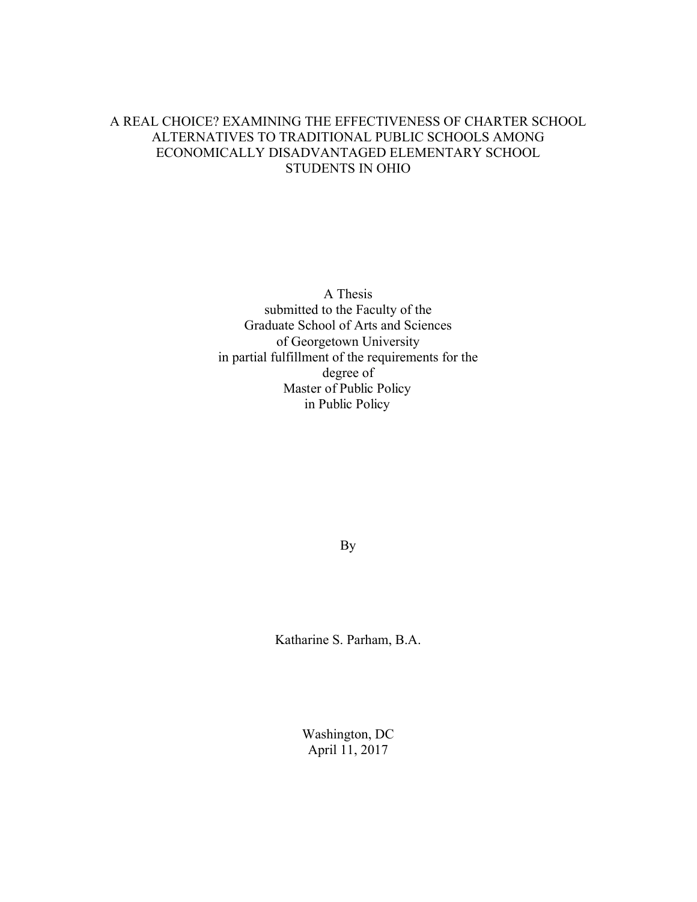# A REAL CHOICE? EXAMINING THE EFFECTIVENESS OF CHARTER SCHOOL ALTERNATIVES TO TRADITIONAL PUBLIC SCHOOLS AMONG ECONOMICALLY DISADVANTAGED ELEMENTARY SCHOOL STUDENTS IN OHIO

A Thesis
submitted to the Faculty of the
Graduate School of Arts and Sciences
of Georgetown University
in partial fulfillment of the requirements for the
degree of
Master of Public Policy
in Public Policy

By

Katharine S. Parham, B.A.

Washington, DC
April 11, 2017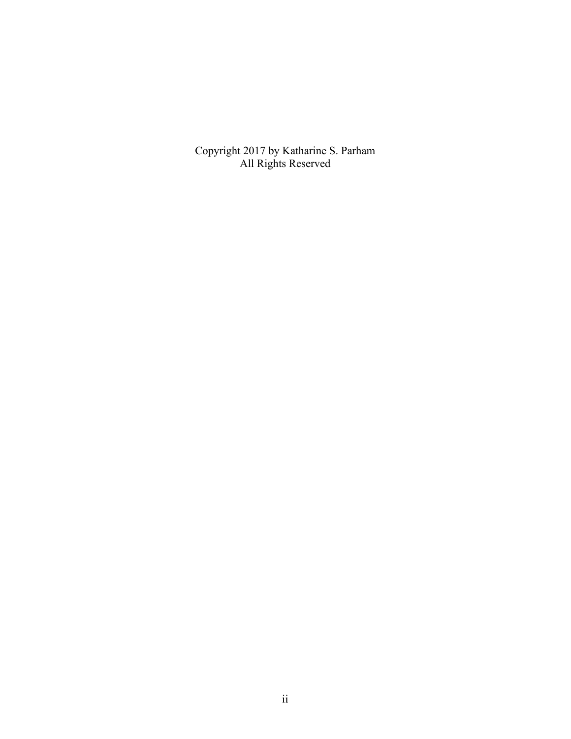Copyright 2017 by Katharine S. Parham
All Rights Reserved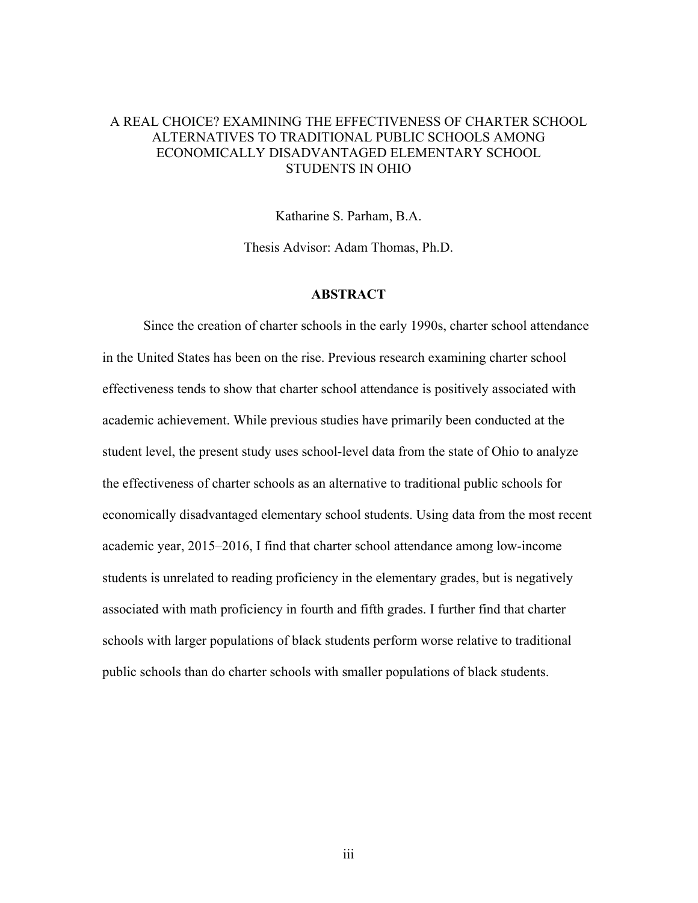A REAL CHOICE? EXAMINING THE EFFECTIVENESS OF CHARTER SCHOOL ALTERNATIVES TO TRADITIONAL PUBLIC SCHOOLS AMONG ECONOMICALLY DISADVANTAGED ELEMENTARY SCHOOL STUDENTS IN OHIO

Katharine S. Parham, B.A.

Thesis Advisor: Adam Thomas, Ph.D.

## ABSTRACT

Since the creation of charter schools in the early 1990s, charter school attendance in the United States has been on the rise. Previous research examining charter school effectiveness tends to show that charter school attendance is positively associated with academic achievement. While previous studies have primarily been conducted at the student level, the present study uses school-level data from the state of Ohio to analyze the effectiveness of charter schools as an alternative to traditional public schools for economically disadvantaged elementary school students. Using data from the most recent academic year, 2015–2016, I find that charter school attendance among low-income students is unrelated to reading proficiency in the elementary grades, but is negatively associated with math proficiency in fourth and fifth grades. I further find that charter schools with larger populations of black students perform worse relative to traditional public schools than do charter schools with smaller populations of black students.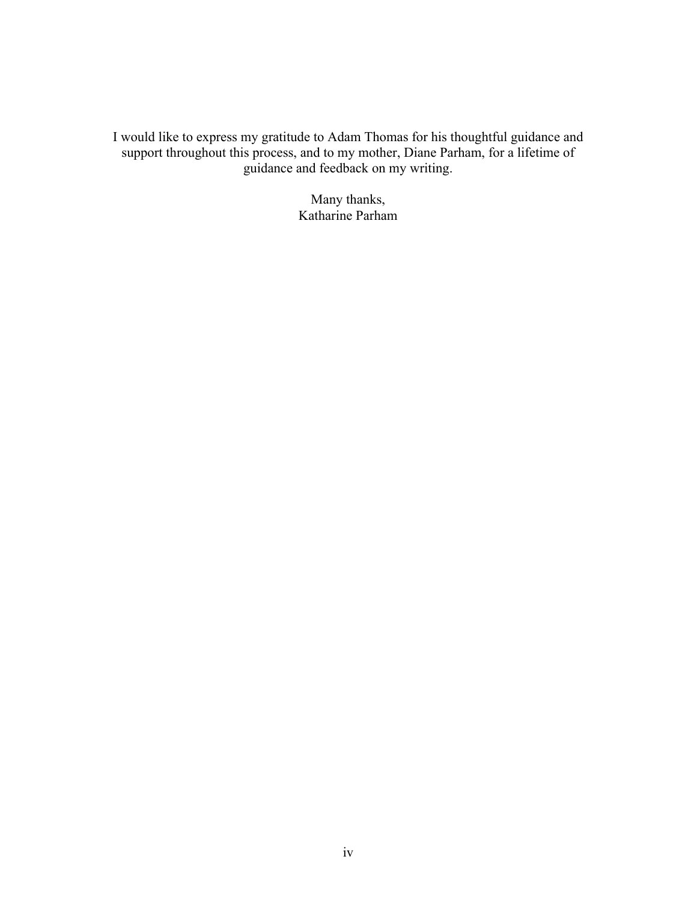I would like to express my gratitude to Adam Thomas for his thoughtful guidance and support throughout this process, and to my mother, Diane Parham, for a lifetime of guidance and feedback on my writing.

Many thanks,
Katharine Parham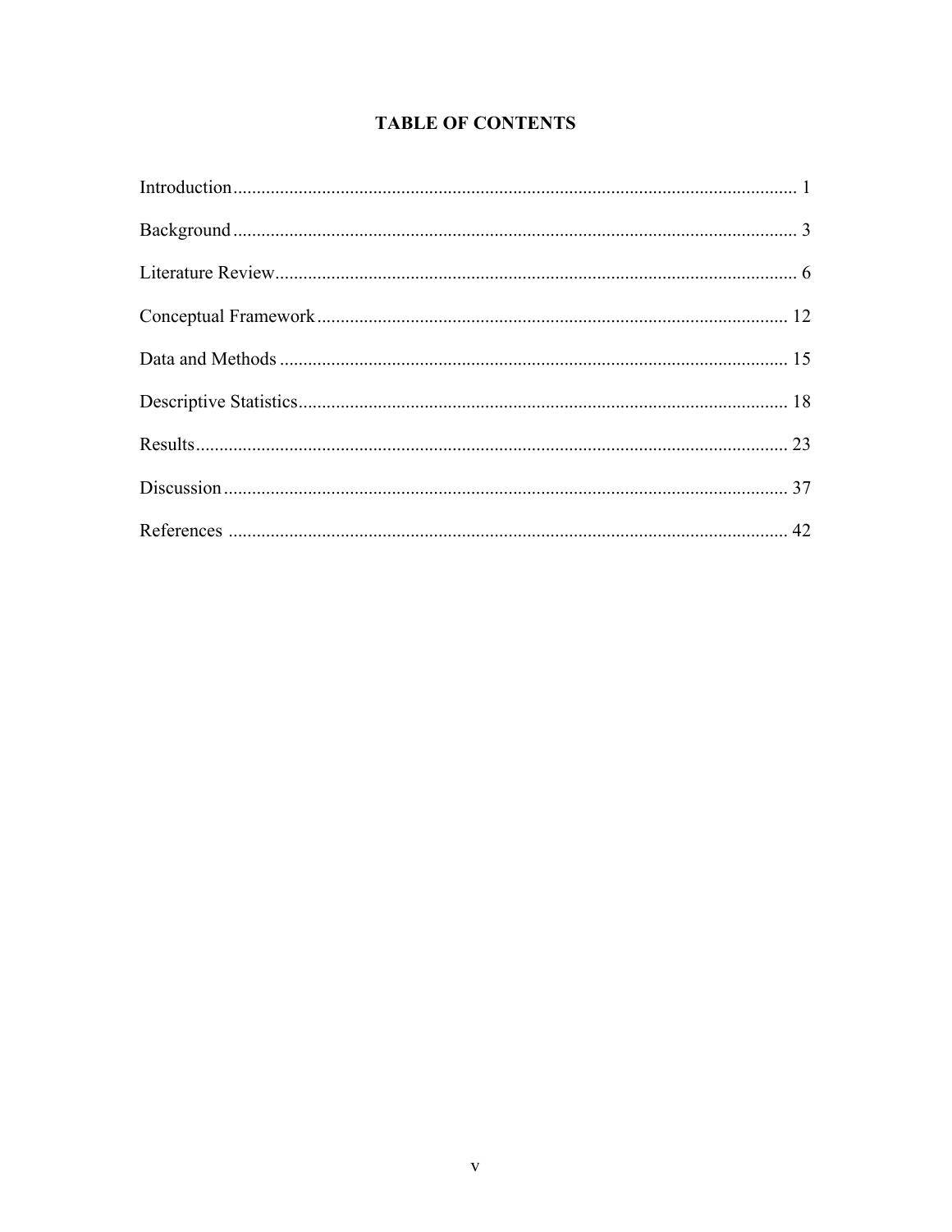# TABLE OF CONTENTS

Introduction ........................................................................................................................ 1

Background ........................................................................................................................ 3

Literature Review ............................................................................................................... 6

Conceptual Framework .................................................................................................... 12

Data and Methods ............................................................................................................ 15

Descriptive Statistics ........................................................................................................ 18

Results .............................................................................................................................. 23

Discussion ........................................................................................................................ 37

References ....................................................................................................................... 42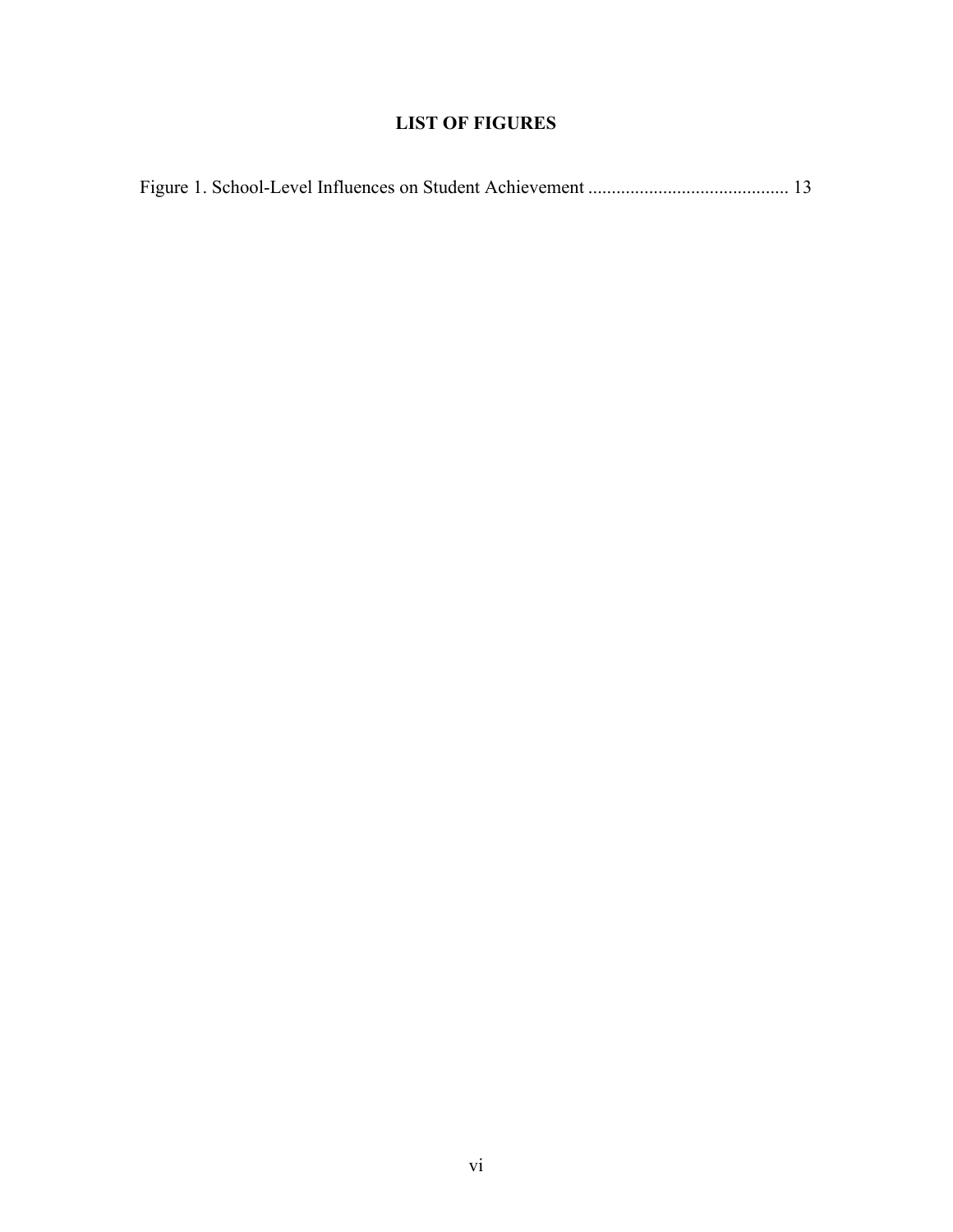# LIST OF FIGURES

Figure 1. School-Level Influences on Student Achievement .......................................... 13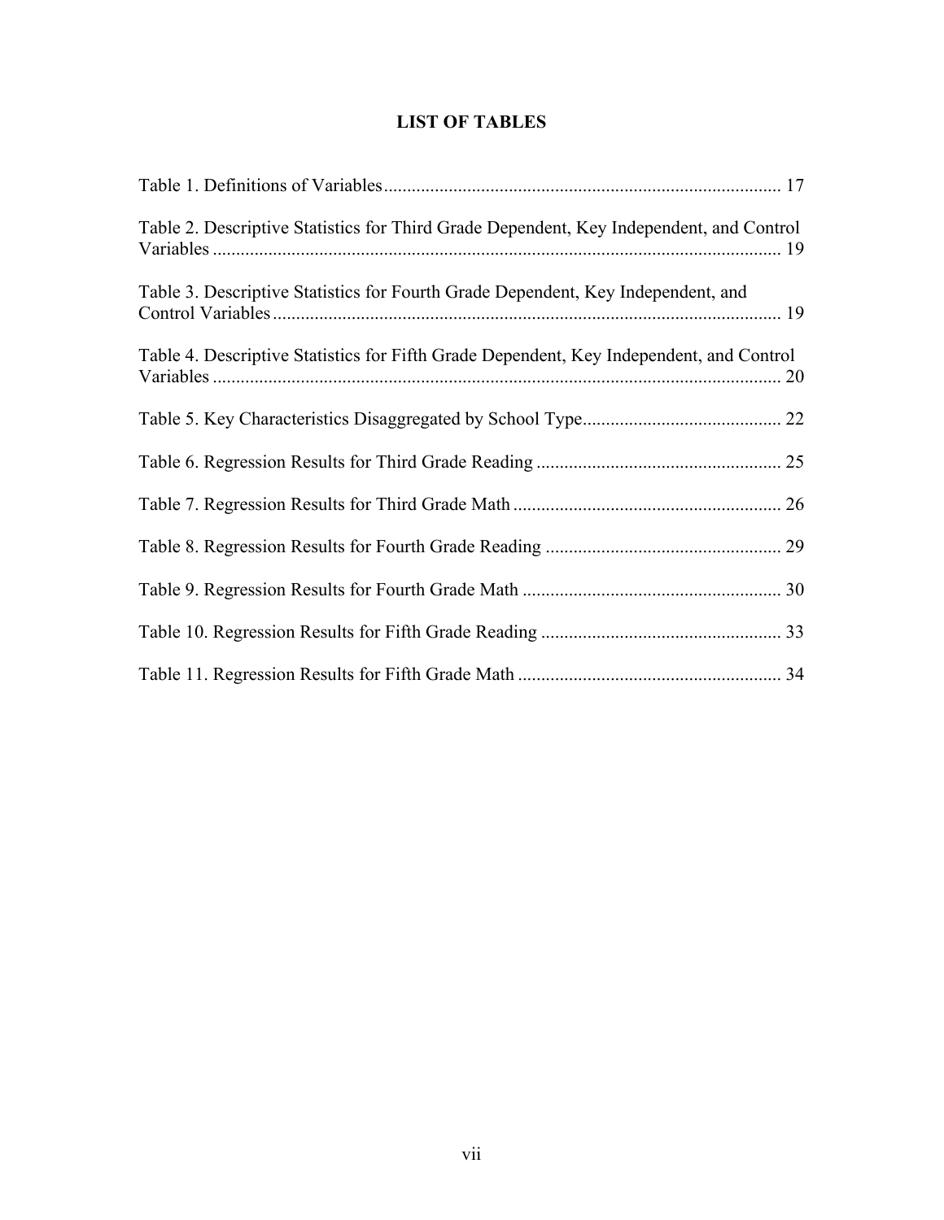# LIST OF TABLES

Table 1. Definitions of Variables ..................................................................................... 17

Table 2. Descriptive Statistics for Third Grade Dependent, Key Independent, and Control Variables ........................................................................................................................ 19

Table 3. Descriptive Statistics for Fourth Grade Dependent, Key Independent, and Control Variables ........................................................................................................... 19

Table 4. Descriptive Statistics for Fifth Grade Dependent, Key Independent, and Control Variables ........................................................................................................................ 20

Table 5. Key Characteristics Disaggregated by School Type........................................... 22

Table 6. Regression Results for Third Grade Reading ..................................................... 25

Table 7. Regression Results for Third Grade Math .......................................................... 26

Table 8. Regression Results for Fourth Grade Reading ................................................... 29

Table 9. Regression Results for Fourth Grade Math ........................................................ 30

Table 10. Regression Results for Fifth Grade Reading .................................................... 33

Table 11. Regression Results for Fifth Grade Math ......................................................... 34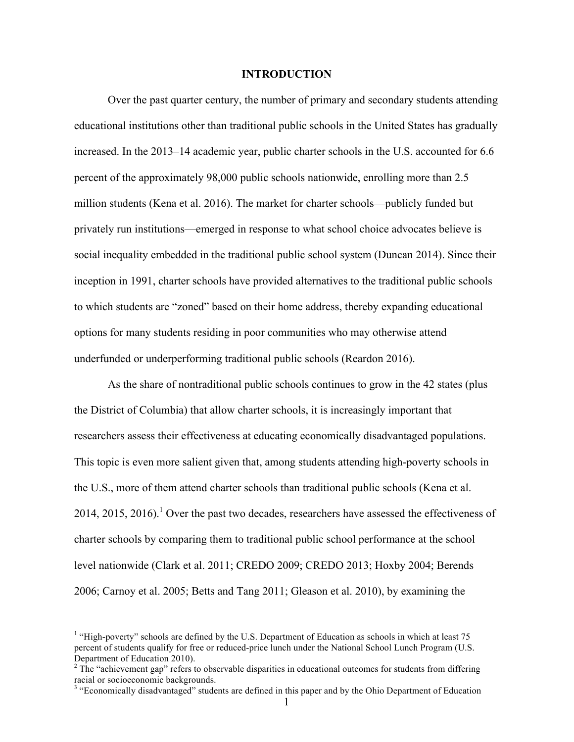## INTRODUCTION

Over the past quarter century, the number of primary and secondary students attending educational institutions other than traditional public schools in the United States has gradually increased. In the 2013–14 academic year, public charter schools in the U.S. accounted for 6.6 percent of the approximately 98,000 public schools nationwide, enrolling more than 2.5 million students (Kena et al. 2016). The market for charter schools—publicly funded but privately run institutions—emerged in response to what school choice advocates believe is social inequality embedded in the traditional public school system (Duncan 2014). Since their inception in 1991, charter schools have provided alternatives to the traditional public schools to which students are "zoned" based on their home address, thereby expanding educational options for many students residing in poor communities who may otherwise attend underfunded or underperforming traditional public schools (Reardon 2016).

As the share of nontraditional public schools continues to grow in the 42 states (plus the District of Columbia) that allow charter schools, it is increasingly important that researchers assess their effectiveness at educating economically disadvantaged populations. This topic is even more salient given that, among students attending high-poverty schools in the U.S., more of them attend charter schools than traditional public schools (Kena et al. 2014, 2015, 2016).[1] Over the past two decades, researchers have assessed the effectiveness of charter schools by comparing them to traditional public school performance at the school level nationwide (Clark et al. 2011; CREDO 2009; CREDO 2013; Hoxby 2004; Berends 2006; Carnoy et al. 2005; Betts and Tang 2011; Gleason et al. 2010), by examining the

---

[1] "High-poverty" schools are defined by the U.S. Department of Education as schools in which at least 75 percent of students qualify for free or reduced-price lunch under the National School Lunch Program (U.S. Department of Education 2010).

[2] The "achievement gap" refers to observable disparities in educational outcomes for students from differing racial or socioeconomic backgrounds.

[3] "Economically disadvantaged" students are defined in this paper and by the Ohio Department of Education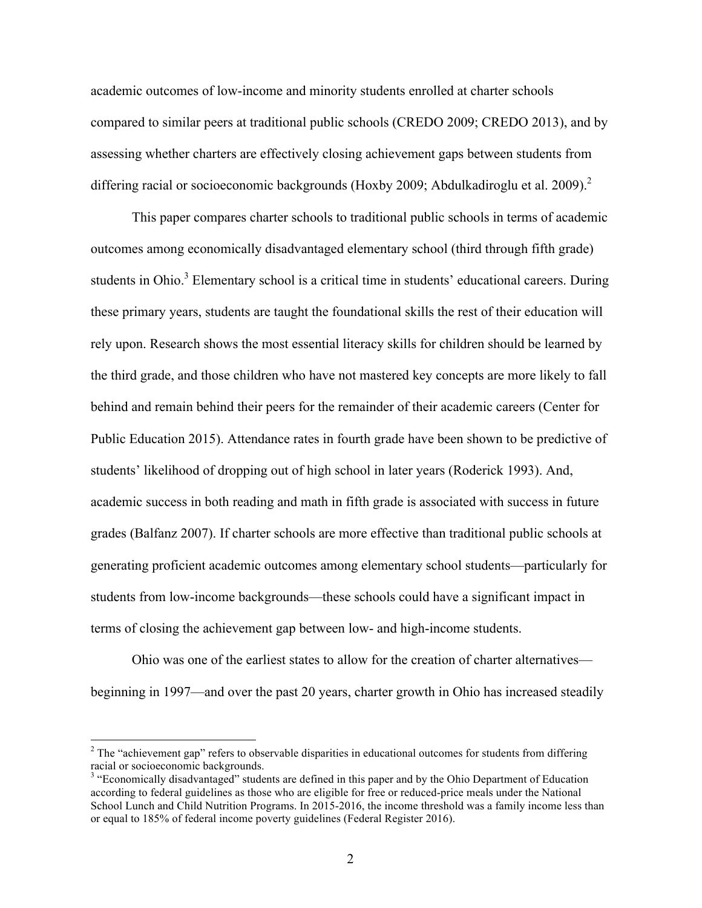academic outcomes of low-income and minority students enrolled at charter schools compared to similar peers at traditional public schools (CREDO 2009; CREDO 2013), and by assessing whether charters are effectively closing achievement gaps between students from differing racial or socioeconomic backgrounds (Hoxby 2009; Abdulkadiroglu et al. 2009).[2]

This paper compares charter schools to traditional public schools in terms of academic outcomes among economically disadvantaged elementary school (third through fifth grade) students in Ohio.[3] Elementary school is a critical time in students' educational careers. During these primary years, students are taught the foundational skills the rest of their education will rely upon. Research shows the most essential literacy skills for children should be learned by the third grade, and those children who have not mastered key concepts are more likely to fall behind and remain behind their peers for the remainder of their academic careers (Center for Public Education 2015). Attendance rates in fourth grade have been shown to be predictive of students' likelihood of dropping out of high school in later years (Roderick 1993). And, academic success in both reading and math in fifth grade is associated with success in future grades (Balfanz 2007). If charter schools are more effective than traditional public schools at generating proficient academic outcomes among elementary school students—particularly for students from low-income backgrounds—these schools could have a significant impact in terms of closing the achievement gap between low- and high-income students.

Ohio was one of the earliest states to allow for the creation of charter alternatives—beginning in 1997—and over the past 20 years, charter growth in Ohio has increased steadily

---

[2] The "achievement gap" refers to observable disparities in educational outcomes for students from differing racial or socioeconomic backgrounds.

[3] "Economically disadvantaged" students are defined in this paper and by the Ohio Department of Education according to federal guidelines as those who are eligible for free or reduced-price meals under the National School Lunch and Child Nutrition Programs. In 2015-2016, the income threshold was a family income less than or equal to 185% of federal income poverty guidelines (Federal Register 2016).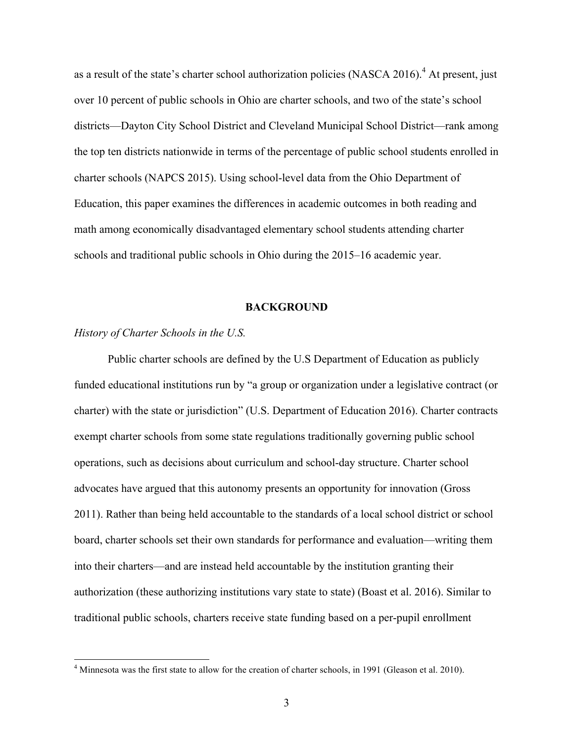as a result of the state's charter school authorization policies (NASCA 2016).[4] At present, just over 10 percent of public schools in Ohio are charter schools, and two of the state's school districts—Dayton City School District and Cleveland Municipal School District—rank among the top ten districts nationwide in terms of the percentage of public school students enrolled in charter schools (NAPCS 2015). Using school-level data from the Ohio Department of Education, this paper examines the differences in academic outcomes in both reading and math among economically disadvantaged elementary school students attending charter schools and traditional public schools in Ohio during the 2015–16 academic year.

## BACKGROUND

### *History of Charter Schools in the U.S.*

Public charter schools are defined by the U.S Department of Education as publicly funded educational institutions run by "a group or organization under a legislative contract (or charter) with the state or jurisdiction" (U.S. Department of Education 2016). Charter contracts exempt charter schools from some state regulations traditionally governing public school operations, such as decisions about curriculum and school-day structure. Charter school advocates have argued that this autonomy presents an opportunity for innovation (Gross 2011). Rather than being held accountable to the standards of a local school district or school board, charter schools set their own standards for performance and evaluation—writing them into their charters—and are instead held accountable by the institution granting their authorization (these authorizing institutions vary state to state) (Boast et al. 2016). Similar to traditional public schools, charters receive state funding based on a per-pupil enrollment

[4] Minnesota was the first state to allow for the creation of charter schools, in 1991 (Gleason et al. 2010).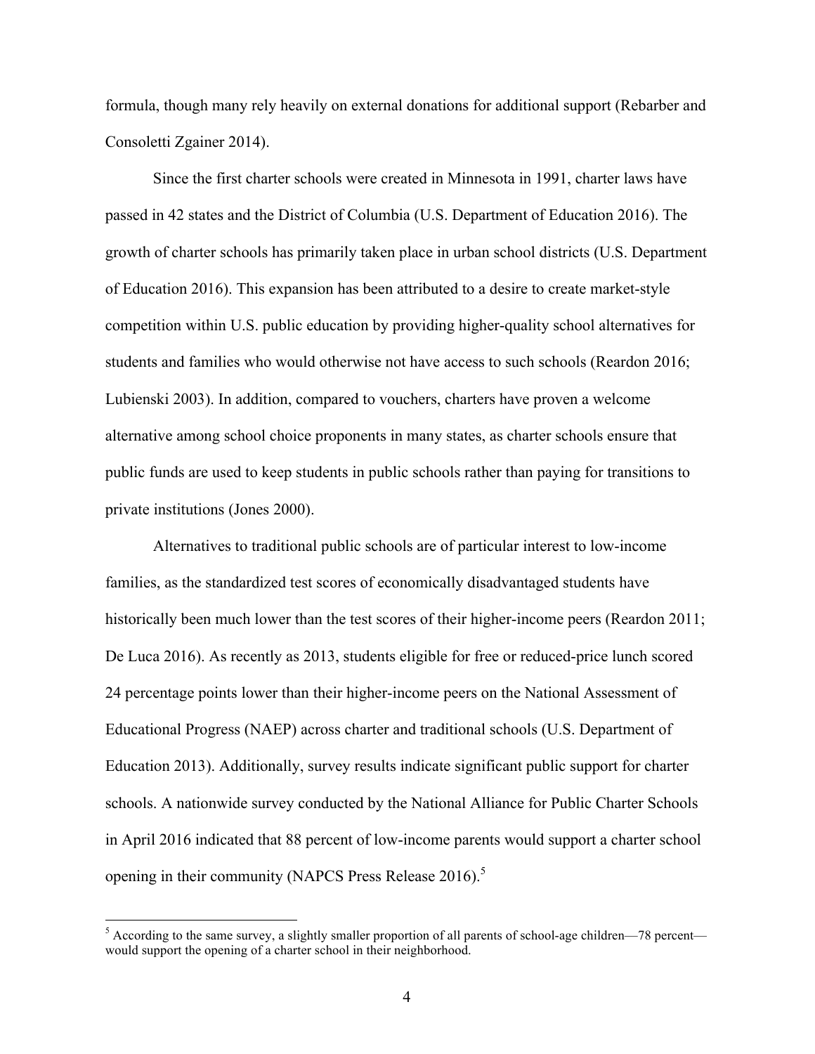formula, though many rely heavily on external donations for additional support (Rebarber and Consoletti Zgainer 2014).

Since the first charter schools were created in Minnesota in 1991, charter laws have passed in 42 states and the District of Columbia (U.S. Department of Education 2016). The growth of charter schools has primarily taken place in urban school districts (U.S. Department of Education 2016). This expansion has been attributed to a desire to create market-style competition within U.S. public education by providing higher-quality school alternatives for students and families who would otherwise not have access to such schools (Reardon 2016; Lubienski 2003). In addition, compared to vouchers, charters have proven a welcome alternative among school choice proponents in many states, as charter schools ensure that public funds are used to keep students in public schools rather than paying for transitions to private institutions (Jones 2000).

Alternatives to traditional public schools are of particular interest to low-income families, as the standardized test scores of economically disadvantaged students have historically been much lower than the test scores of their higher-income peers (Reardon 2011; De Luca 2016). As recently as 2013, students eligible for free or reduced-price lunch scored 24 percentage points lower than their higher-income peers on the National Assessment of Educational Progress (NAEP) across charter and traditional schools (U.S. Department of Education 2013). Additionally, survey results indicate significant public support for charter schools. A nationwide survey conducted by the National Alliance for Public Charter Schools in April 2016 indicated that 88 percent of low-income parents would support a charter school opening in their community (NAPCS Press Release 2016).[5]

[5] According to the same survey, a slightly smaller proportion of all parents of school-age children—78 percent—would support the opening of a charter school in their neighborhood.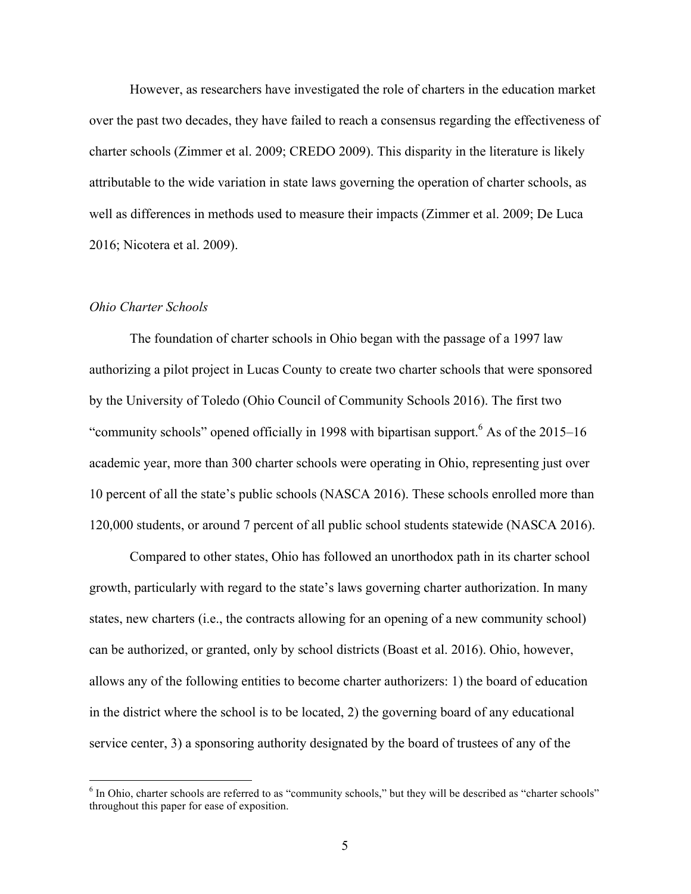However, as researchers have investigated the role of charters in the education market over the past two decades, they have failed to reach a consensus regarding the effectiveness of charter schools (Zimmer et al. 2009; CREDO 2009). This disparity in the literature is likely attributable to the wide variation in state laws governing the operation of charter schools, as well as differences in methods used to measure their impacts (Zimmer et al. 2009; De Luca 2016; Nicotera et al. 2009).

*Ohio Charter Schools*

The foundation of charter schools in Ohio began with the passage of a 1997 law authorizing a pilot project in Lucas County to create two charter schools that were sponsored by the University of Toledo (Ohio Council of Community Schools 2016). The first two "community schools" opened officially in 1998 with bipartisan support.[6] As of the 2015–16 academic year, more than 300 charter schools were operating in Ohio, representing just over 10 percent of all the state's public schools (NASCA 2016). These schools enrolled more than 120,000 students, or around 7 percent of all public school students statewide (NASCA 2016).

Compared to other states, Ohio has followed an unorthodox path in its charter school growth, particularly with regard to the state's laws governing charter authorization. In many states, new charters (i.e., the contracts allowing for an opening of a new community school) can be authorized, or granted, only by school districts (Boast et al. 2016). Ohio, however, allows any of the following entities to become charter authorizers: 1) the board of education in the district where the school is to be located, 2) the governing board of any educational service center, 3) a sponsoring authority designated by the board of trustees of any of the

[6] In Ohio, charter schools are referred to as "community schools," but they will be described as "charter schools" throughout this paper for ease of exposition.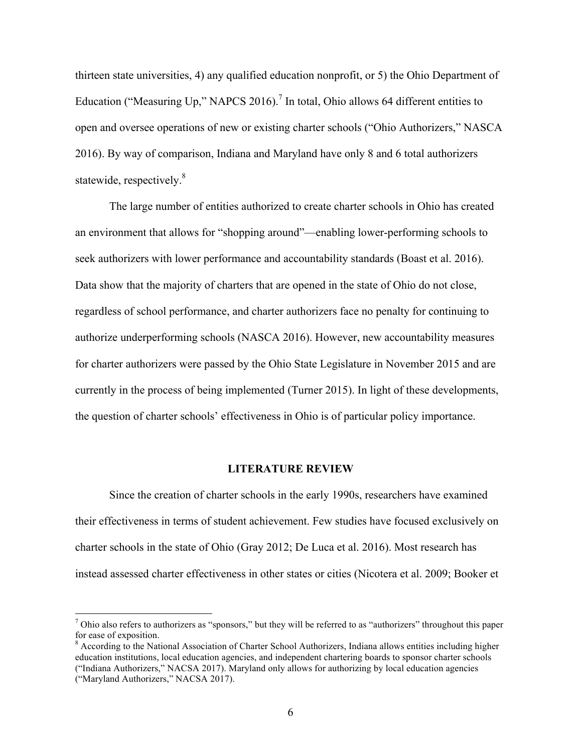thirteen state universities, 4) any qualified education nonprofit, or 5) the Ohio Department of Education ("Measuring Up," NAPCS 2016).[7] In total, Ohio allows 64 different entities to open and oversee operations of new or existing charter schools ("Ohio Authorizers," NASCA 2016). By way of comparison, Indiana and Maryland have only 8 and 6 total authorizers statewide, respectively.[8]

The large number of entities authorized to create charter schools in Ohio has created an environment that allows for "shopping around"—enabling lower-performing schools to seek authorizers with lower performance and accountability standards (Boast et al. 2016). Data show that the majority of charters that are opened in the state of Ohio do not close, regardless of school performance, and charter authorizers face no penalty for continuing to authorize underperforming schools (NASCA 2016). However, new accountability measures for charter authorizers were passed by the Ohio State Legislature in November 2015 and are currently in the process of being implemented (Turner 2015). In light of these developments, the question of charter schools' effectiveness in Ohio is of particular policy importance.

## LITERATURE REVIEW

Since the creation of charter schools in the early 1990s, researchers have examined their effectiveness in terms of student achievement. Few studies have focused exclusively on charter schools in the state of Ohio (Gray 2012; De Luca et al. 2016). Most research has instead assessed charter effectiveness in other states or cities (Nicotera et al. 2009; Booker et

---

[7] Ohio also refers to authorizers as "sponsors," but they will be referred to as "authorizers" throughout this paper for ease of exposition.

[8] According to the National Association of Charter School Authorizers, Indiana allows entities including higher education institutions, local education agencies, and independent chartering boards to sponsor charter schools ("Indiana Authorizers," NACSA 2017). Maryland only allows for authorizing by local education agencies ("Maryland Authorizers," NACSA 2017).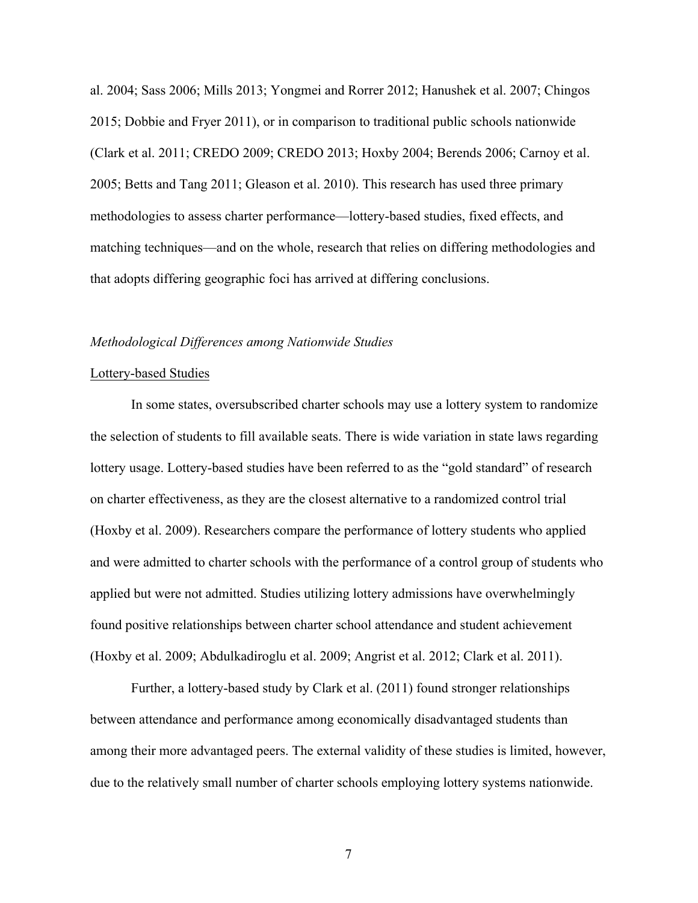al. 2004; Sass 2006; Mills 2013; Yongmei and Rorrer 2012; Hanushek et al. 2007; Chingos 2015; Dobbie and Fryer 2011), or in comparison to traditional public schools nationwide (Clark et al. 2011; CREDO 2009; CREDO 2013; Hoxby 2004; Berends 2006; Carnoy et al. 2005; Betts and Tang 2011; Gleason et al. 2010). This research has used three primary methodologies to assess charter performance—lottery-based studies, fixed effects, and matching techniques—and on the whole, research that relies on differing methodologies and that adopts differing geographic foci has arrived at differing conclusions.

### *Methodological Differences among Nationwide Studies*

#### Lottery-based Studies

In some states, oversubscribed charter schools may use a lottery system to randomize the selection of students to fill available seats. There is wide variation in state laws regarding lottery usage. Lottery-based studies have been referred to as the "gold standard" of research on charter effectiveness, as they are the closest alternative to a randomized control trial (Hoxby et al. 2009). Researchers compare the performance of lottery students who applied and were admitted to charter schools with the performance of a control group of students who applied but were not admitted. Studies utilizing lottery admissions have overwhelmingly found positive relationships between charter school attendance and student achievement (Hoxby et al. 2009; Abdulkadiroglu et al. 2009; Angrist et al. 2012; Clark et al. 2011).

Further, a lottery-based study by Clark et al. (2011) found stronger relationships between attendance and performance among economically disadvantaged students than among their more advantaged peers. The external validity of these studies is limited, however, due to the relatively small number of charter schools employing lottery systems nationwide.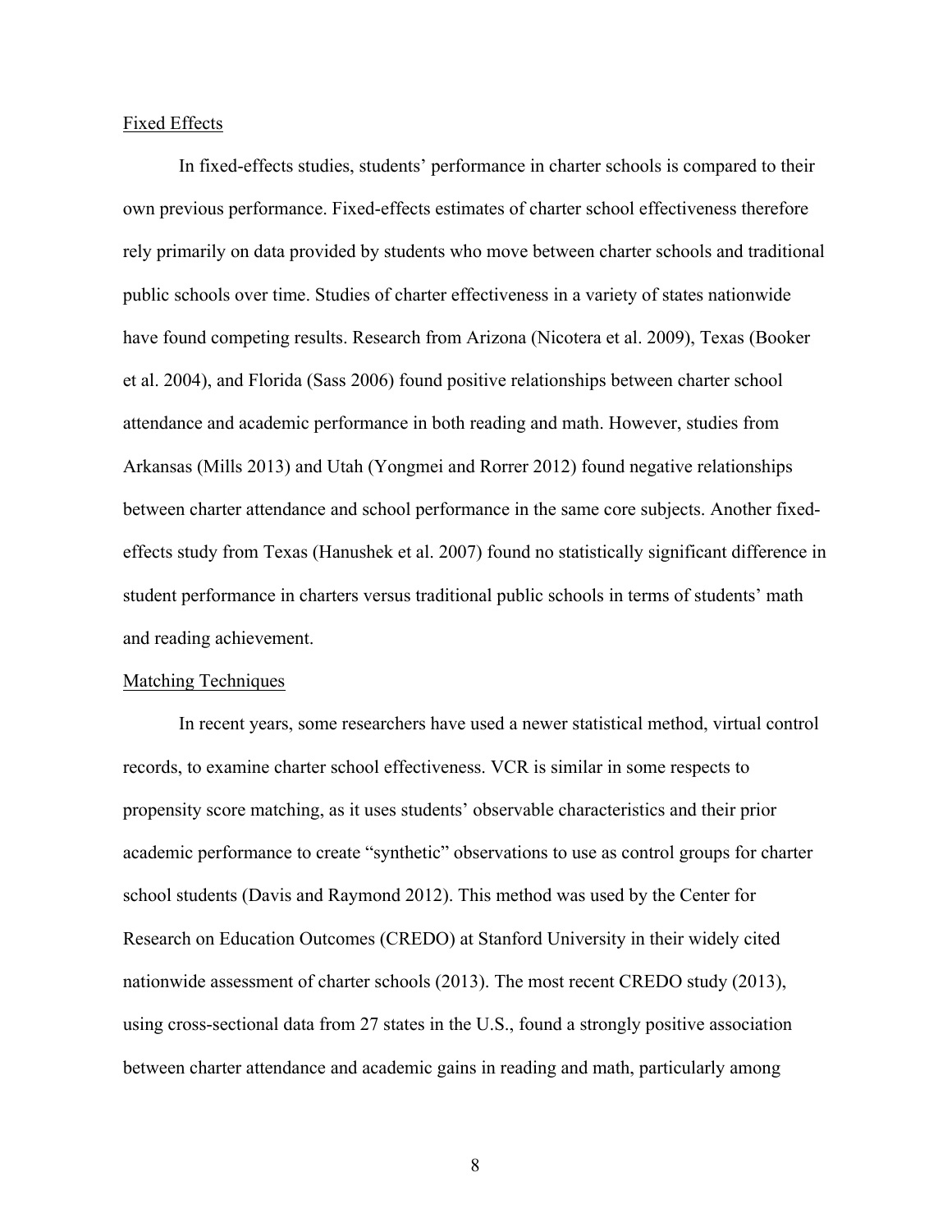Fixed Effects

In fixed-effects studies, students' performance in charter schools is compared to their own previous performance. Fixed-effects estimates of charter school effectiveness therefore rely primarily on data provided by students who move between charter schools and traditional public schools over time. Studies of charter effectiveness in a variety of states nationwide have found competing results. Research from Arizona (Nicotera et al. 2009), Texas (Booker et al. 2004), and Florida (Sass 2006) found positive relationships between charter school attendance and academic performance in both reading and math. However, studies from Arkansas (Mills 2013) and Utah (Yongmei and Rorrer 2012) found negative relationships between charter attendance and school performance in the same core subjects. Another fixed-effects study from Texas (Hanushek et al. 2007) found no statistically significant difference in student performance in charters versus traditional public schools in terms of students' math and reading achievement.

Matching Techniques

In recent years, some researchers have used a newer statistical method, virtual control records, to examine charter school effectiveness. VCR is similar in some respects to propensity score matching, as it uses students' observable characteristics and their prior academic performance to create "synthetic" observations to use as control groups for charter school students (Davis and Raymond 2012). This method was used by the Center for Research on Education Outcomes (CREDO) at Stanford University in their widely cited nationwide assessment of charter schools (2013). The most recent CREDO study (2013), using cross-sectional data from 27 states in the U.S., found a strongly positive association between charter attendance and academic gains in reading and math, particularly among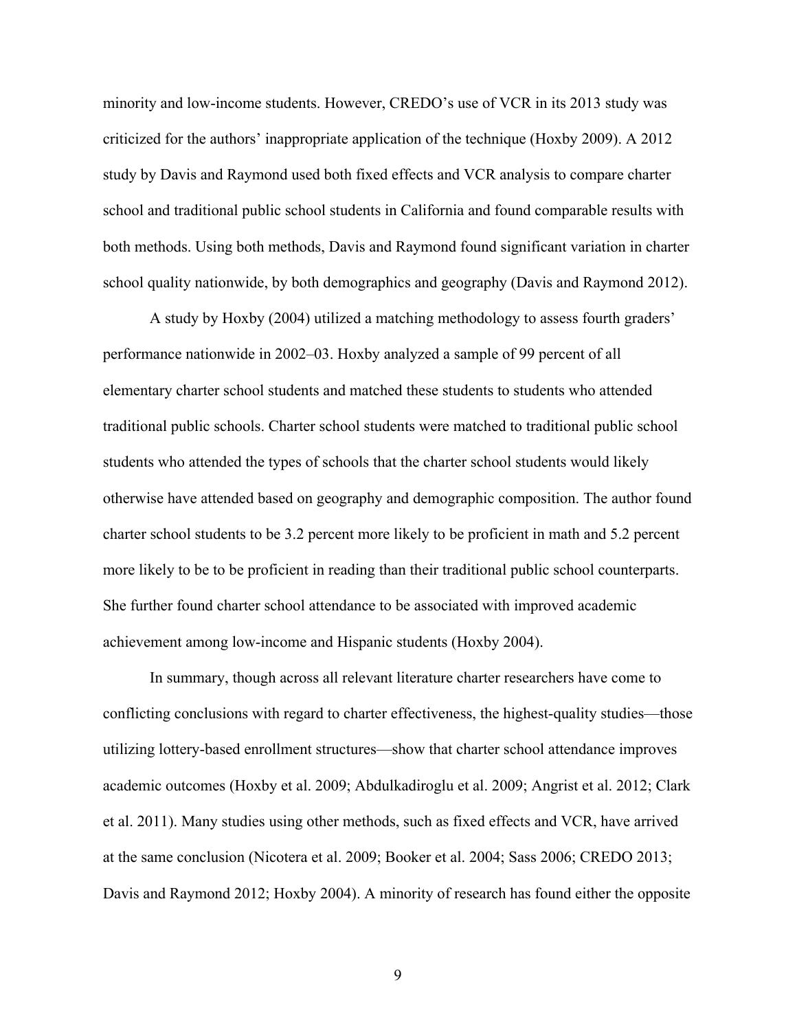minority and low-income students. However, CREDO's use of VCR in its 2013 study was criticized for the authors' inappropriate application of the technique (Hoxby 2009). A 2012 study by Davis and Raymond used both fixed effects and VCR analysis to compare charter school and traditional public school students in California and found comparable results with both methods. Using both methods, Davis and Raymond found significant variation in charter school quality nationwide, by both demographics and geography (Davis and Raymond 2012).

A study by Hoxby (2004) utilized a matching methodology to assess fourth graders' performance nationwide in 2002–03. Hoxby analyzed a sample of 99 percent of all elementary charter school students and matched these students to students who attended traditional public schools. Charter school students were matched to traditional public school students who attended the types of schools that the charter school students would likely otherwise have attended based on geography and demographic composition. The author found charter school students to be 3.2 percent more likely to be proficient in math and 5.2 percent more likely to be to be proficient in reading than their traditional public school counterparts. She further found charter school attendance to be associated with improved academic achievement among low-income and Hispanic students (Hoxby 2004).

In summary, though across all relevant literature charter researchers have come to conflicting conclusions with regard to charter effectiveness, the highest-quality studies—those utilizing lottery-based enrollment structures—show that charter school attendance improves academic outcomes (Hoxby et al. 2009; Abdulkadiroglu et al. 2009; Angrist et al. 2012; Clark et al. 2011). Many studies using other methods, such as fixed effects and VCR, have arrived at the same conclusion (Nicotera et al. 2009; Booker et al. 2004; Sass 2006; CREDO 2013; Davis and Raymond 2012; Hoxby 2004). A minority of research has found either the opposite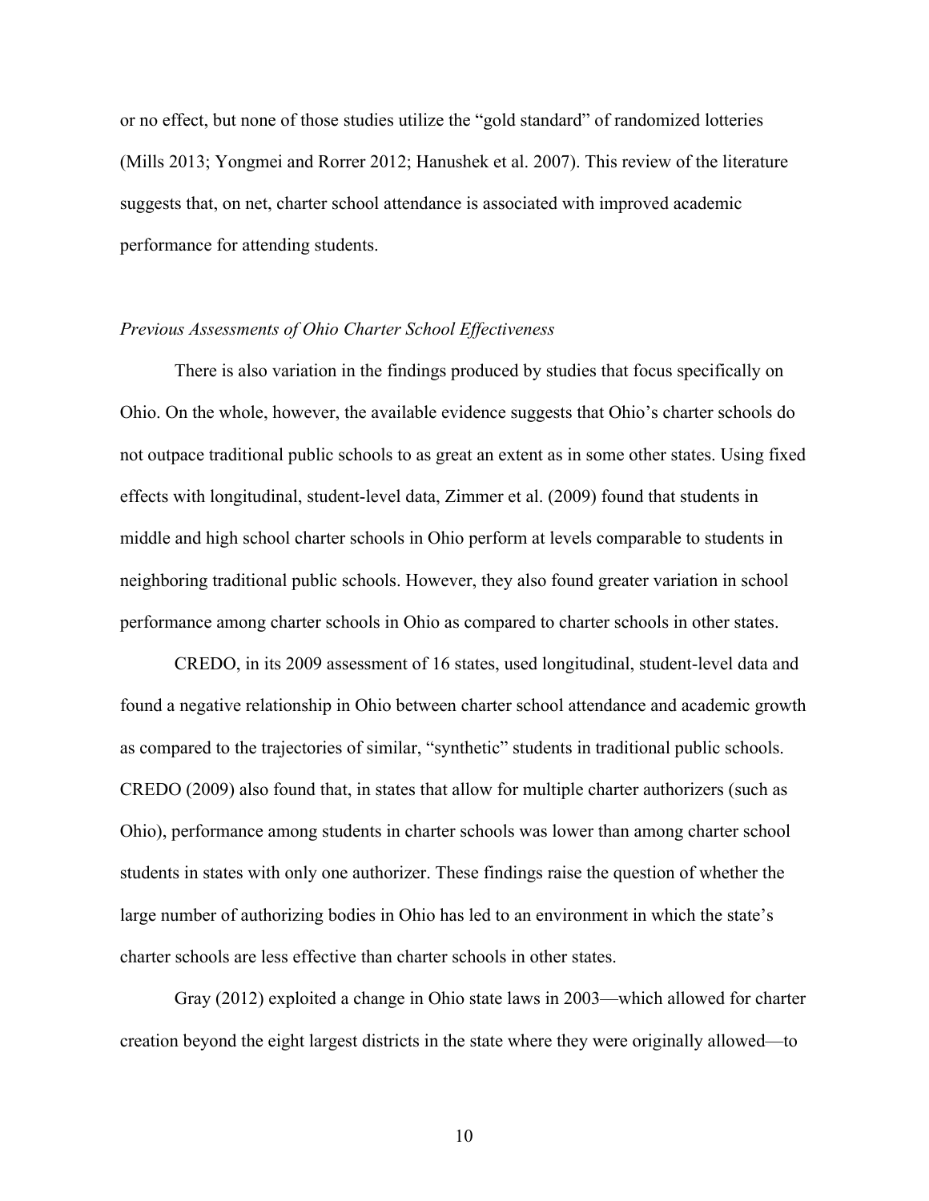or no effect, but none of those studies utilize the "gold standard" of randomized lotteries (Mills 2013; Yongmei and Rorrer 2012; Hanushek et al. 2007). This review of the literature suggests that, on net, charter school attendance is associated with improved academic performance for attending students.

### *Previous Assessments of Ohio Charter School Effectiveness*

There is also variation in the findings produced by studies that focus specifically on Ohio. On the whole, however, the available evidence suggests that Ohio's charter schools do not outpace traditional public schools to as great an extent as in some other states. Using fixed effects with longitudinal, student-level data, Zimmer et al. (2009) found that students in middle and high school charter schools in Ohio perform at levels comparable to students in neighboring traditional public schools. However, they also found greater variation in school performance among charter schools in Ohio as compared to charter schools in other states.

CREDO, in its 2009 assessment of 16 states, used longitudinal, student-level data and found a negative relationship in Ohio between charter school attendance and academic growth as compared to the trajectories of similar, "synthetic" students in traditional public schools. CREDO (2009) also found that, in states that allow for multiple charter authorizers (such as Ohio), performance among students in charter schools was lower than among charter school students in states with only one authorizer. These findings raise the question of whether the large number of authorizing bodies in Ohio has led to an environment in which the state's charter schools are less effective than charter schools in other states.

Gray (2012) exploited a change in Ohio state laws in 2003—which allowed for charter creation beyond the eight largest districts in the state where they were originally allowed—to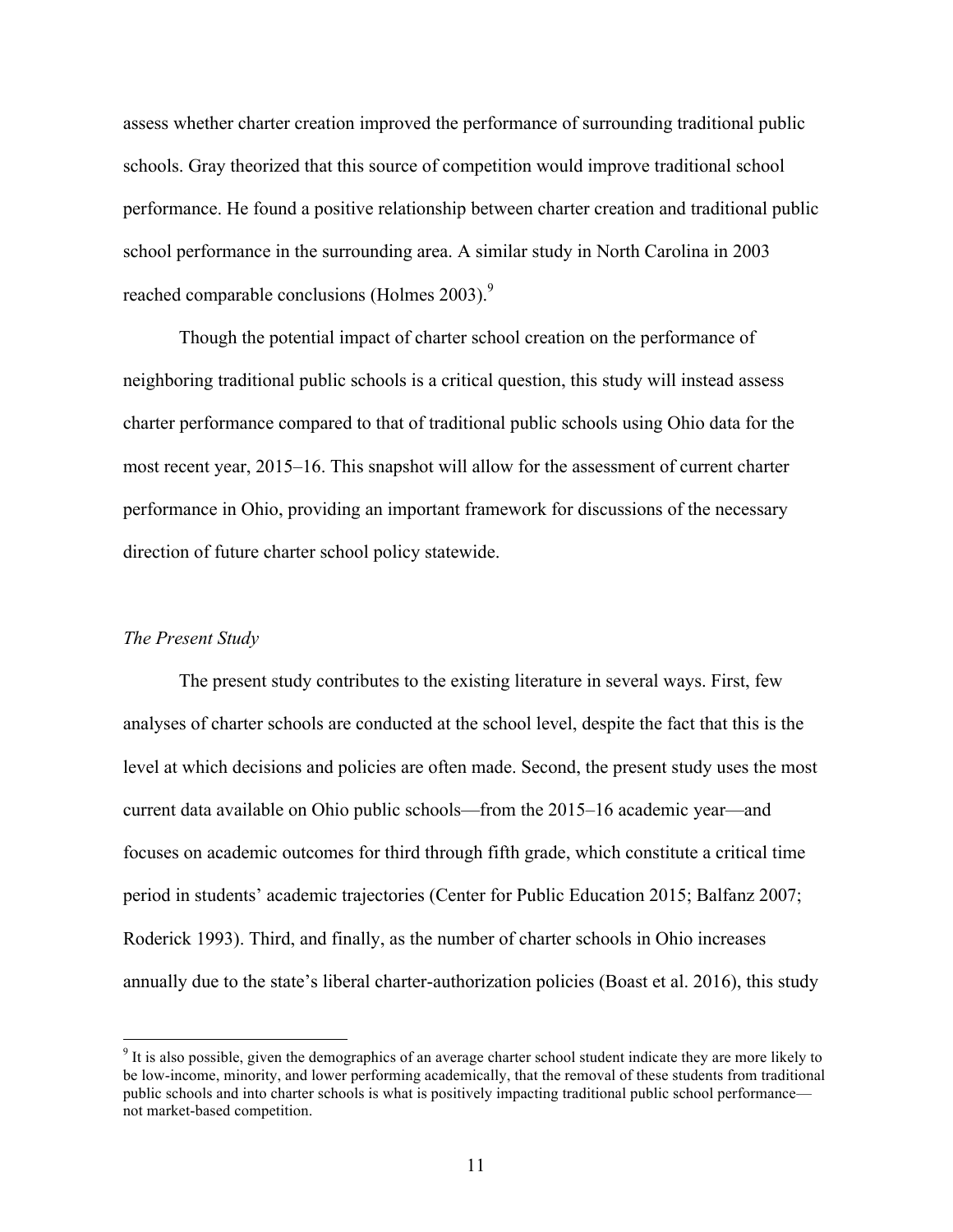assess whether charter creation improved the performance of surrounding traditional public schools. Gray theorized that this source of competition would improve traditional school performance. He found a positive relationship between charter creation and traditional public school performance in the surrounding area. A similar study in North Carolina in 2003 reached comparable conclusions (Holmes 2003).[9]

Though the potential impact of charter school creation on the performance of neighboring traditional public schools is a critical question, this study will instead assess charter performance compared to that of traditional public schools using Ohio data for the most recent year, 2015–16. This snapshot will allow for the assessment of current charter performance in Ohio, providing an important framework for discussions of the necessary direction of future charter school policy statewide.

*The Present Study*

The present study contributes to the existing literature in several ways. First, few analyses of charter schools are conducted at the school level, despite the fact that this is the level at which decisions and policies are often made. Second, the present study uses the most current data available on Ohio public schools—from the 2015–16 academic year—and focuses on academic outcomes for third through fifth grade, which constitute a critical time period in students' academic trajectories (Center for Public Education 2015; Balfanz 2007; Roderick 1993). Third, and finally, as the number of charter schools in Ohio increases annually due to the state's liberal charter-authorization policies (Boast et al. 2016), this study

[9] It is also possible, given the demographics of an average charter school student indicate they are more likely to be low-income, minority, and lower performing academically, that the removal of these students from traditional public schools and into charter schools is what is positively impacting traditional public school performance—not market-based competition.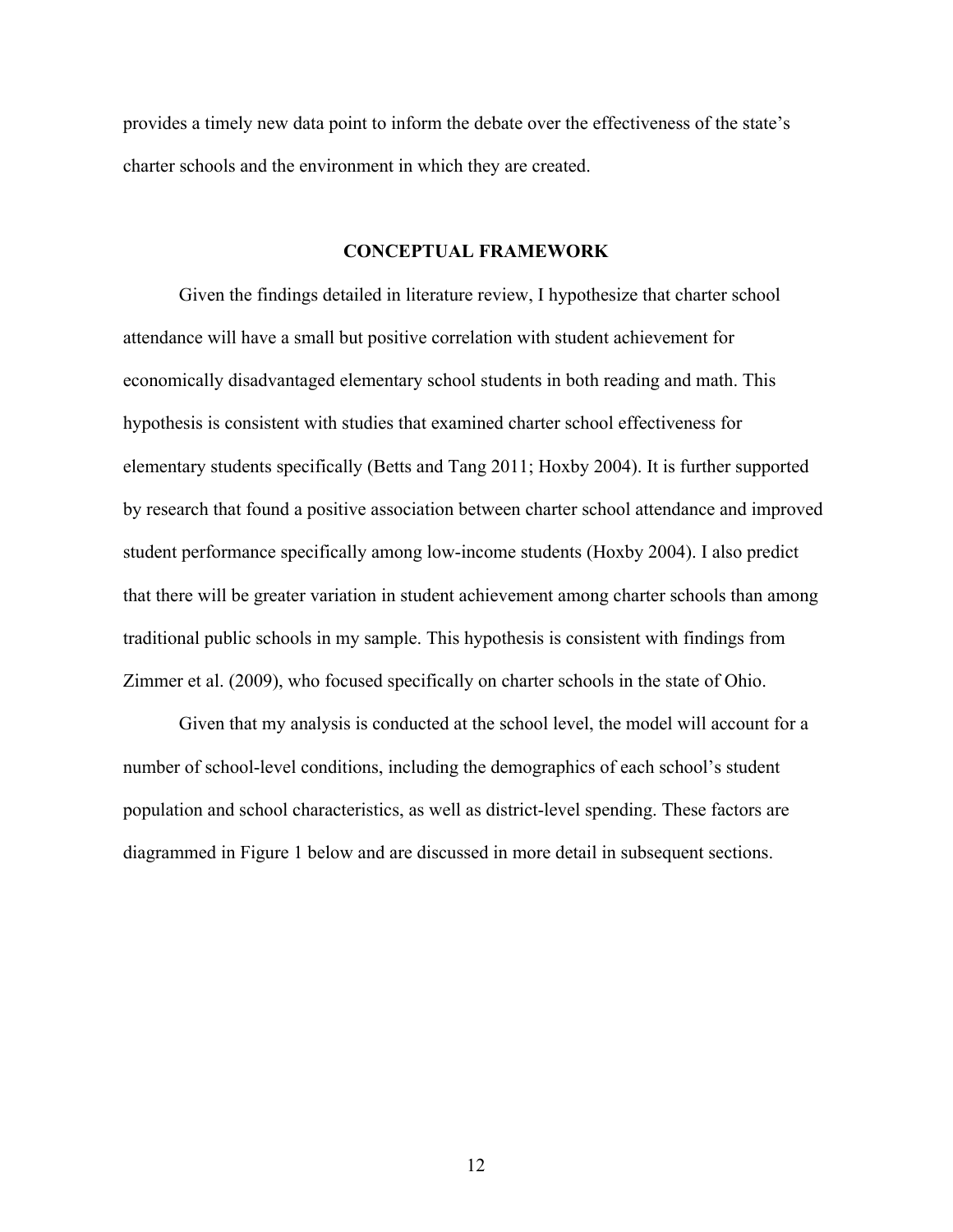provides a timely new data point to inform the debate over the effectiveness of the state's charter schools and the environment in which they are created.

## CONCEPTUAL FRAMEWORK

Given the findings detailed in literature review, I hypothesize that charter school attendance will have a small but positive correlation with student achievement for economically disadvantaged elementary school students in both reading and math. This hypothesis is consistent with studies that examined charter school effectiveness for elementary students specifically (Betts and Tang 2011; Hoxby 2004). It is further supported by research that found a positive association between charter school attendance and improved student performance specifically among low-income students (Hoxby 2004). I also predict that there will be greater variation in student achievement among charter schools than among traditional public schools in my sample. This hypothesis is consistent with findings from Zimmer et al. (2009), who focused specifically on charter schools in the state of Ohio.

Given that my analysis is conducted at the school level, the model will account for a number of school-level conditions, including the demographics of each school's student population and school characteristics, as well as district-level spending. These factors are diagrammed in Figure 1 below and are discussed in more detail in subsequent sections.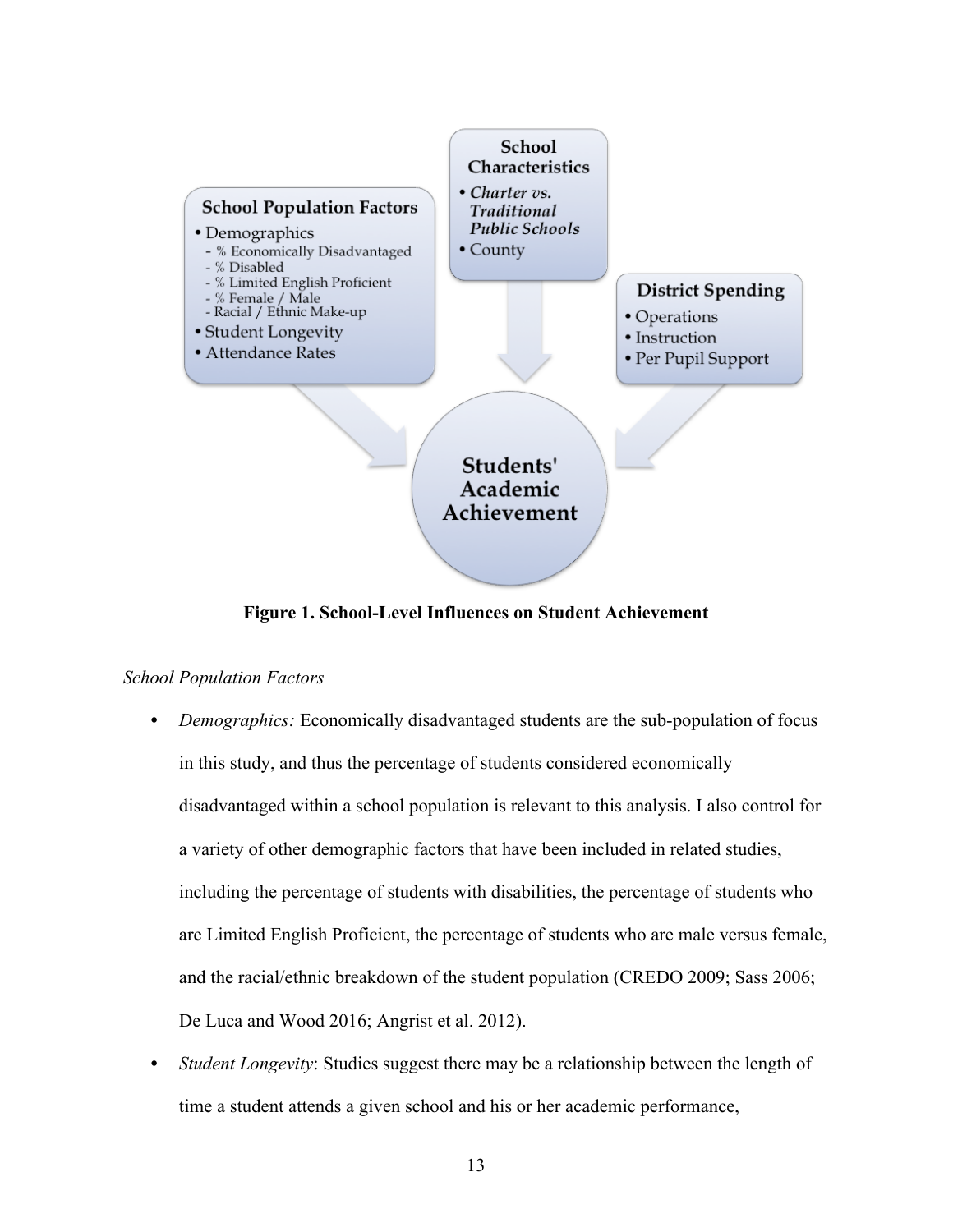**School Population Factors**

- Demographics
  - % Economically Disadvantaged
  - % Disabled
  - % Limited English Proficient
  - % Female / Male
  - Racial / Ethnic Make-up
- Student Longevity
- Attendance Rates

**School Characteristics**

- *Charter vs. Traditional Public Schools*
- County

**District Spending**

- Operations
- Instruction
- Per Pupil Support

**Students' Academic Achievement**

**Figure 1. School-Level Influences on Student Achievement**

*School Population Factors*

- *Demographics:* Economically disadvantaged students are the sub-population of focus in this study, and thus the percentage of students considered economically disadvantaged within a school population is relevant to this analysis. I also control for a variety of other demographic factors that have been included in related studies, including the percentage of students with disabilities, the percentage of students who are Limited English Proficient, the percentage of students who are male versus female, and the racial/ethnic breakdown of the student population (CREDO 2009; Sass 2006; De Luca and Wood 2016; Angrist et al. 2012).
- *Student Longevity*: Studies suggest there may be a relationship between the length of time a student attends a given school and his or her academic performance,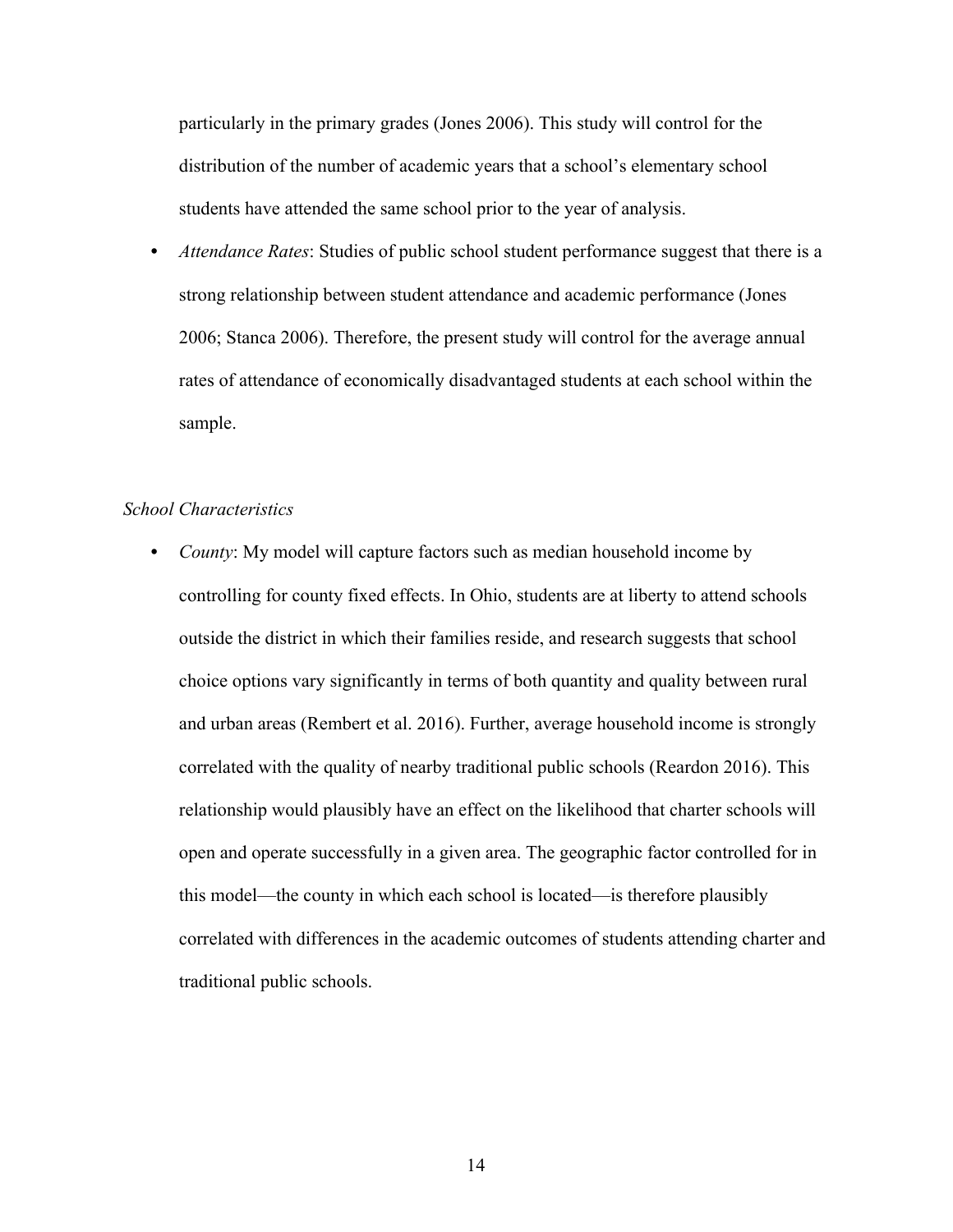particularly in the primary grades (Jones 2006). This study will control for the distribution of the number of academic years that a school's elementary school students have attended the same school prior to the year of analysis.

- *Attendance Rates*: Studies of public school student performance suggest that there is a strong relationship between student attendance and academic performance (Jones 2006; Stanca 2006). Therefore, the present study will control for the average annual rates of attendance of economically disadvantaged students at each school within the sample.

*School Characteristics*

- *County*: My model will capture factors such as median household income by controlling for county fixed effects. In Ohio, students are at liberty to attend schools outside the district in which their families reside, and research suggests that school choice options vary significantly in terms of both quantity and quality between rural and urban areas (Rembert et al. 2016). Further, average household income is strongly correlated with the quality of nearby traditional public schools (Reardon 2016). This relationship would plausibly have an effect on the likelihood that charter schools will open and operate successfully in a given area. The geographic factor controlled for in this model—the county in which each school is located—is therefore plausibly correlated with differences in the academic outcomes of students attending charter and traditional public schools.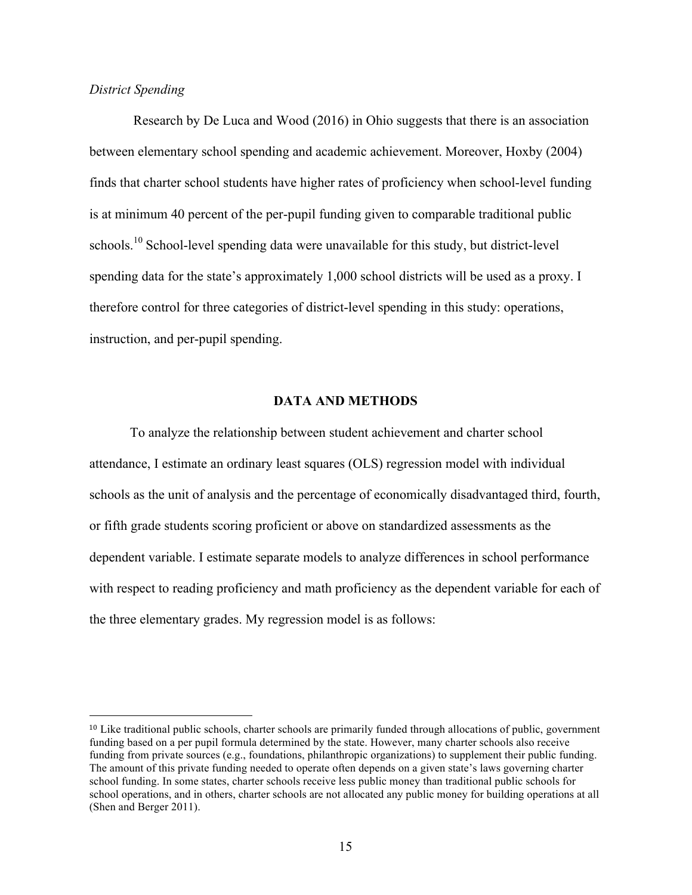*District Spending*

Research by De Luca and Wood (2016) in Ohio suggests that there is an association between elementary school spending and academic achievement. Moreover, Hoxby (2004) finds that charter school students have higher rates of proficiency when school-level funding is at minimum 40 percent of the per-pupil funding given to comparable traditional public schools.[10] School-level spending data were unavailable for this study, but district-level spending data for the state's approximately 1,000 school districts will be used as a proxy. I therefore control for three categories of district-level spending in this study: operations, instruction, and per-pupil spending.

## DATA AND METHODS

To analyze the relationship between student achievement and charter school attendance, I estimate an ordinary least squares (OLS) regression model with individual schools as the unit of analysis and the percentage of economically disadvantaged third, fourth, or fifth grade students scoring proficient or above on standardized assessments as the dependent variable. I estimate separate models to analyze differences in school performance with respect to reading proficiency and math proficiency as the dependent variable for each of the three elementary grades. My regression model is as follows:

---

[10] Like traditional public schools, charter schools are primarily funded through allocations of public, government funding based on a per pupil formula determined by the state. However, many charter schools also receive funding from private sources (e.g., foundations, philanthropic organizations) to supplement their public funding. The amount of this private funding needed to operate often depends on a given state's laws governing charter school funding. In some states, charter schools receive less public money than traditional public schools for school operations, and in others, charter schools are not allocated any public money for building operations at all (Shen and Berger 2011).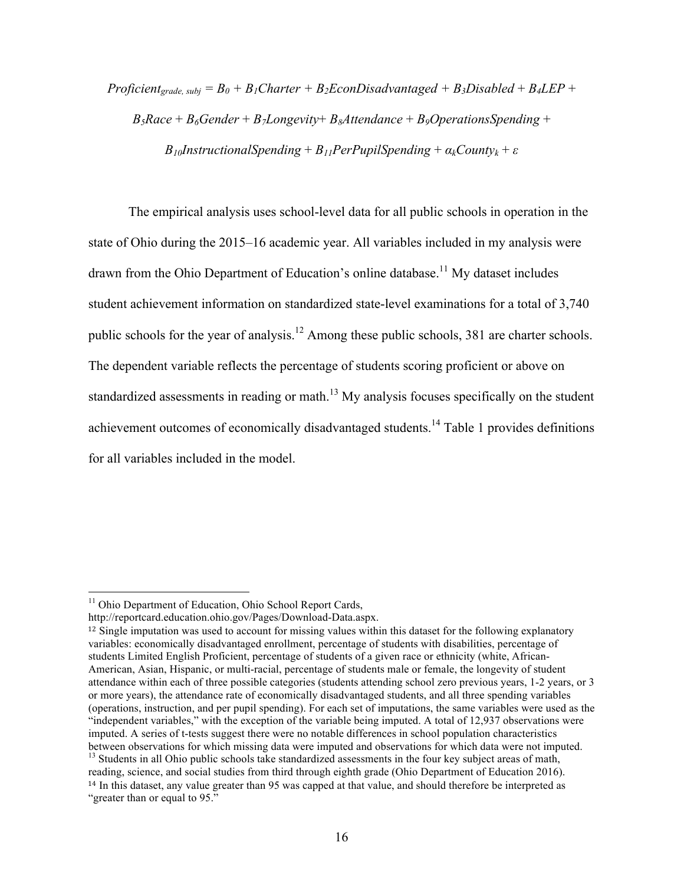$$Proficient_{grade,\ subj} = B_0 + B_1 Charter + B_2 EconDisadvantaged + B_3 Disabled + B_4 LEP + B_5 Race + B_6 Gender + B_7 Longevity + B_8 Attendance + B_9 OperationsSpending + B_{10} InstructionalSpending + B_{11} PerPupilSpending + \alpha_k County_k + \varepsilon$$

The empirical analysis uses school-level data for all public schools in operation in the state of Ohio during the 2015–16 academic year. All variables included in my analysis were drawn from the Ohio Department of Education's online database.[11] My dataset includes student achievement information on standardized state-level examinations for a total of 3,740 public schools for the year of analysis.[12] Among these public schools, 381 are charter schools. The dependent variable reflects the percentage of students scoring proficient or above on standardized assessments in reading or math.[13] My analysis focuses specifically on the student achievement outcomes of economically disadvantaged students.[14] Table 1 provides definitions for all variables included in the model.

---

[11] Ohio Department of Education, Ohio School Report Cards, http://reportcard.education.ohio.gov/Pages/Download-Data.aspx.

[12] Single imputation was used to account for missing values within this dataset for the following explanatory variables: economically disadvantaged enrollment, percentage of students with disabilities, percentage of students Limited English Proficient, percentage of students of a given race or ethnicity (white, African-American, Asian, Hispanic, or multi-racial, percentage of students male or female, the longevity of student attendance within each of three possible categories (students attending school zero previous years, 1-2 years, or 3 or more years), the attendance rate of economically disadvantaged students, and all three spending variables (operations, instruction, and per pupil spending). For each set of imputations, the same variables were used as the "independent variables," with the exception of the variable being imputed. A total of 12,937 observations were imputed. A series of t-tests suggest there were no notable differences in school population characteristics between observations for which missing data were imputed and observations for which data were not imputed.

[13] Students in all Ohio public schools take standardized assessments in the four key subject areas of math, reading, science, and social studies from third through eighth grade (Ohio Department of Education 2016).

[14] In this dataset, any value greater than 95 was capped at that value, and should therefore be interpreted as "greater than or equal to 95."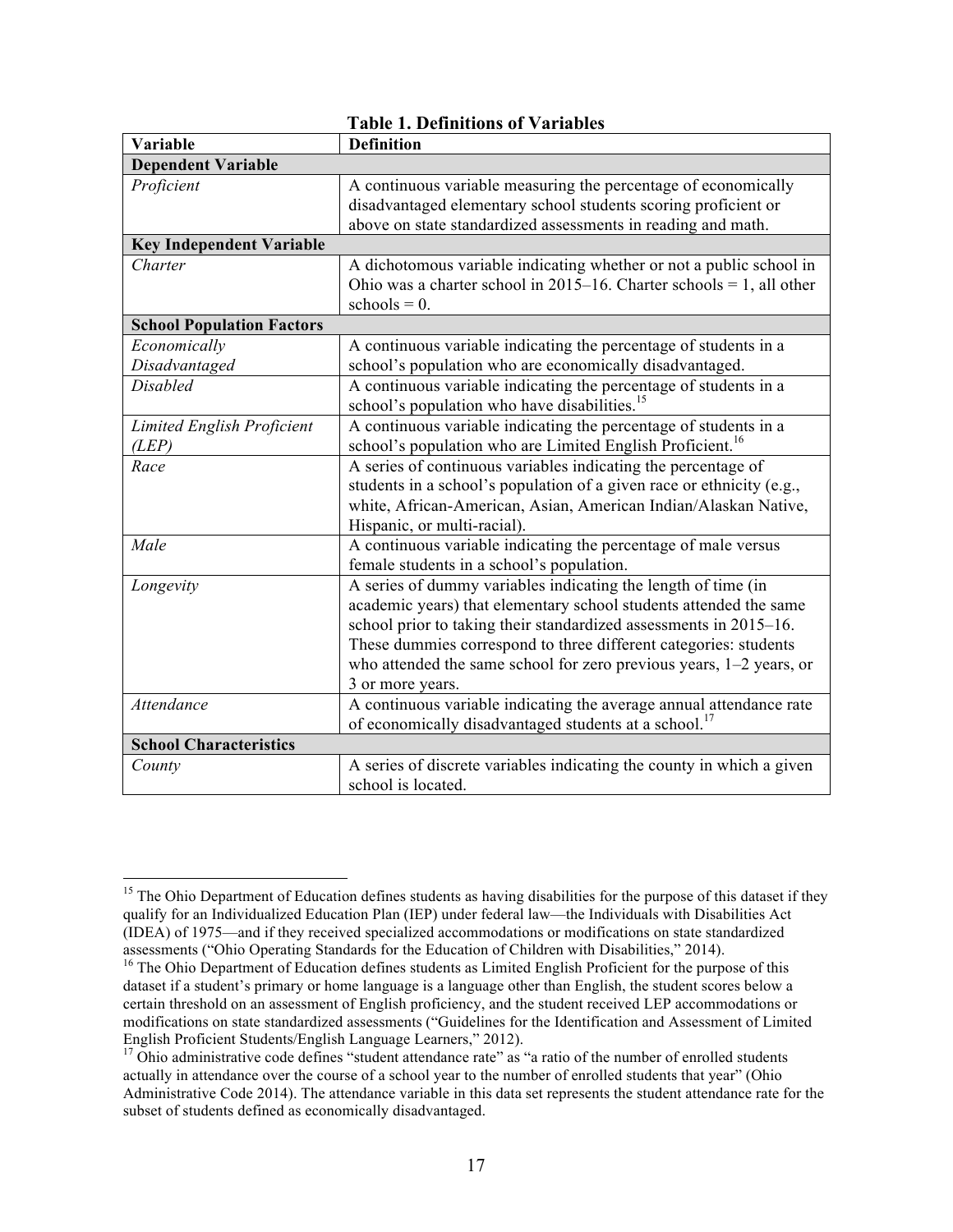**Table 1. Definitions of Variables**

| Variable | Definition |
|---|---|
| **Dependent Variable** | |
| *Proficient* | A continuous variable measuring the percentage of economically disadvantaged elementary school students scoring proficient or above on state standardized assessments in reading and math. |
| **Key Independent Variable** | |
| *Charter* | A dichotomous variable indicating whether or not a public school in Ohio was a charter school in 2015–16. Charter schools = 1, all other schools = 0. |
| **School Population Factors** | |
| *Economically Disadvantaged* | A continuous variable indicating the percentage of students in a school's population who are economically disadvantaged. |
| *Disabled* | A continuous variable indicating the percentage of students in a school's population who have disabilities.[15] |
| *Limited English Proficient (LEP)* | A continuous variable indicating the percentage of students in a school's population who are Limited English Proficient.[16] |
| *Race* | A series of continuous variables indicating the percentage of students in a school's population of a given race or ethnicity (e.g., white, African-American, Asian, American Indian/Alaskan Native, Hispanic, or multi-racial). |
| *Male* | A continuous variable indicating the percentage of male versus female students in a school's population. |
| *Longevity* | A series of dummy variables indicating the length of time (in academic years) that elementary school students attended the same school prior to taking their standardized assessments in 2015–16. These dummies correspond to three different categories: students who attended the same school for zero previous years, 1–2 years, or 3 or more years. |
| *Attendance* | A continuous variable indicating the average annual attendance rate of economically disadvantaged students at a school.[17] |
| **School Characteristics** | |
| *County* | A series of discrete variables indicating the county in which a given school is located. |

---

[15] The Ohio Department of Education defines students as having disabilities for the purpose of this dataset if they qualify for an Individualized Education Plan (IEP) under federal law—the Individuals with Disabilities Act (IDEA) of 1975—and if they received specialized accommodations or modifications on state standardized assessments ("Ohio Operating Standards for the Education of Children with Disabilities," 2014).

[16] The Ohio Department of Education defines students as Limited English Proficient for the purpose of this dataset if a student's primary or home language is a language other than English, the student scores below a certain threshold on an assessment of English proficiency, and the student received LEP accommodations or modifications on state standardized assessments ("Guidelines for the Identification and Assessment of Limited English Proficient Students/English Language Learners," 2012).

[17] Ohio administrative code defines "student attendance rate" as "a ratio of the number of enrolled students actually in attendance over the course of a school year to the number of enrolled students that year" (Ohio Administrative Code 2014). The attendance variable in this data set represents the student attendance rate for the subset of students defined as economically disadvantaged.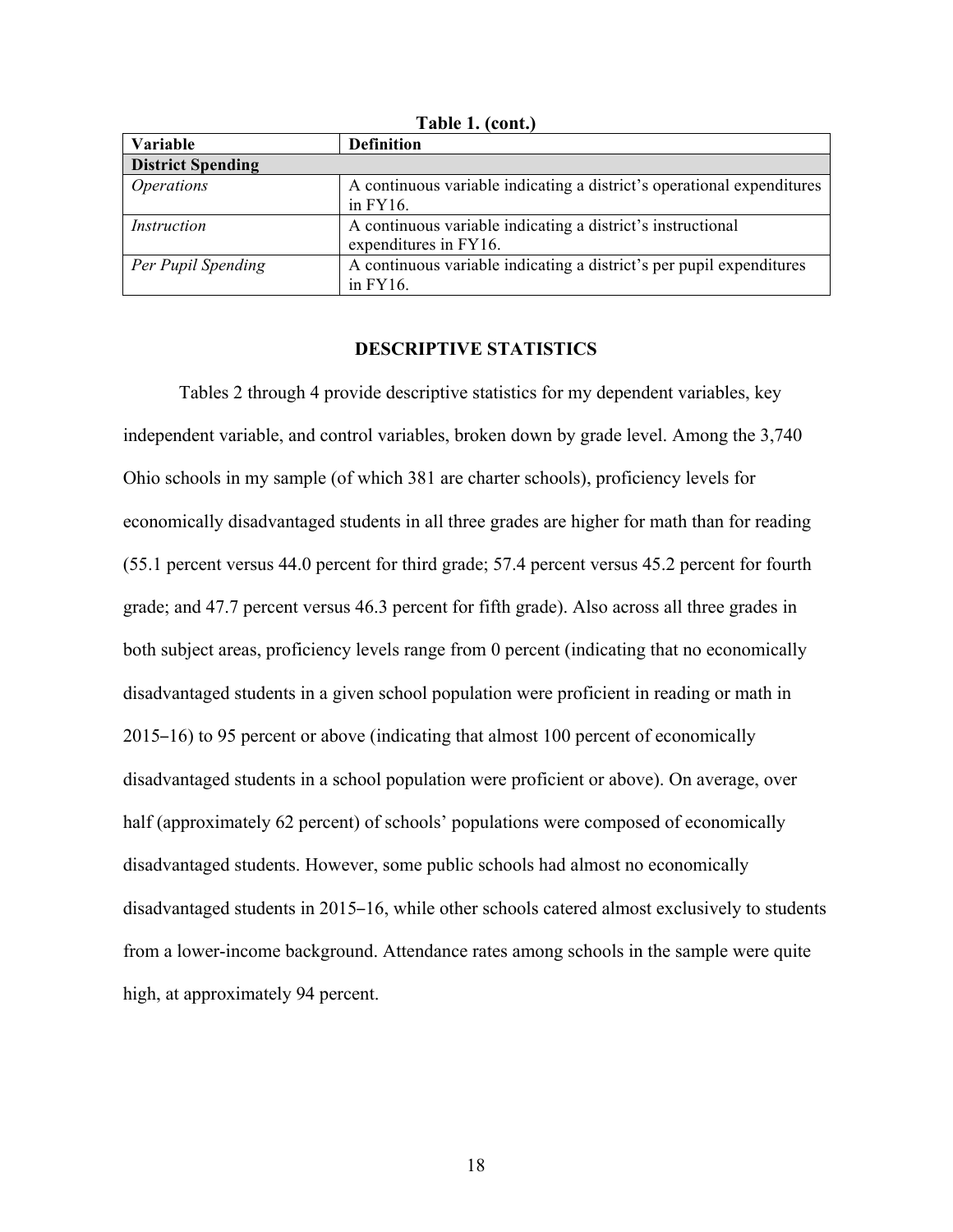**Table 1. (cont.)**

| Variable | Definition |
|---|---|
| **District Spending** | |
| *Operations* | A continuous variable indicating a district's operational expenditures in FY16. |
| *Instruction* | A continuous variable indicating a district's instructional expenditures in FY16. |
| *Per Pupil Spending* | A continuous variable indicating a district's per pupil expenditures in FY16. |

## DESCRIPTIVE STATISTICS

Tables 2 through 4 provide descriptive statistics for my dependent variables, key independent variable, and control variables, broken down by grade level. Among the 3,740 Ohio schools in my sample (of which 381 are charter schools), proficiency levels for economically disadvantaged students in all three grades are higher for math than for reading (55.1 percent versus 44.0 percent for third grade; 57.4 percent versus 45.2 percent for fourth grade; and 47.7 percent versus 46.3 percent for fifth grade). Also across all three grades in both subject areas, proficiency levels range from 0 percent (indicating that no economically disadvantaged students in a given school population were proficient in reading or math in 2015‒16) to 95 percent or above (indicating that almost 100 percent of economically disadvantaged students in a school population were proficient or above). On average, over half (approximately 62 percent) of schools' populations were composed of economically disadvantaged students. However, some public schools had almost no economically disadvantaged students in 2015‒16, while other schools catered almost exclusively to students from a lower-income background. Attendance rates among schools in the sample were quite high, at approximately 94 percent.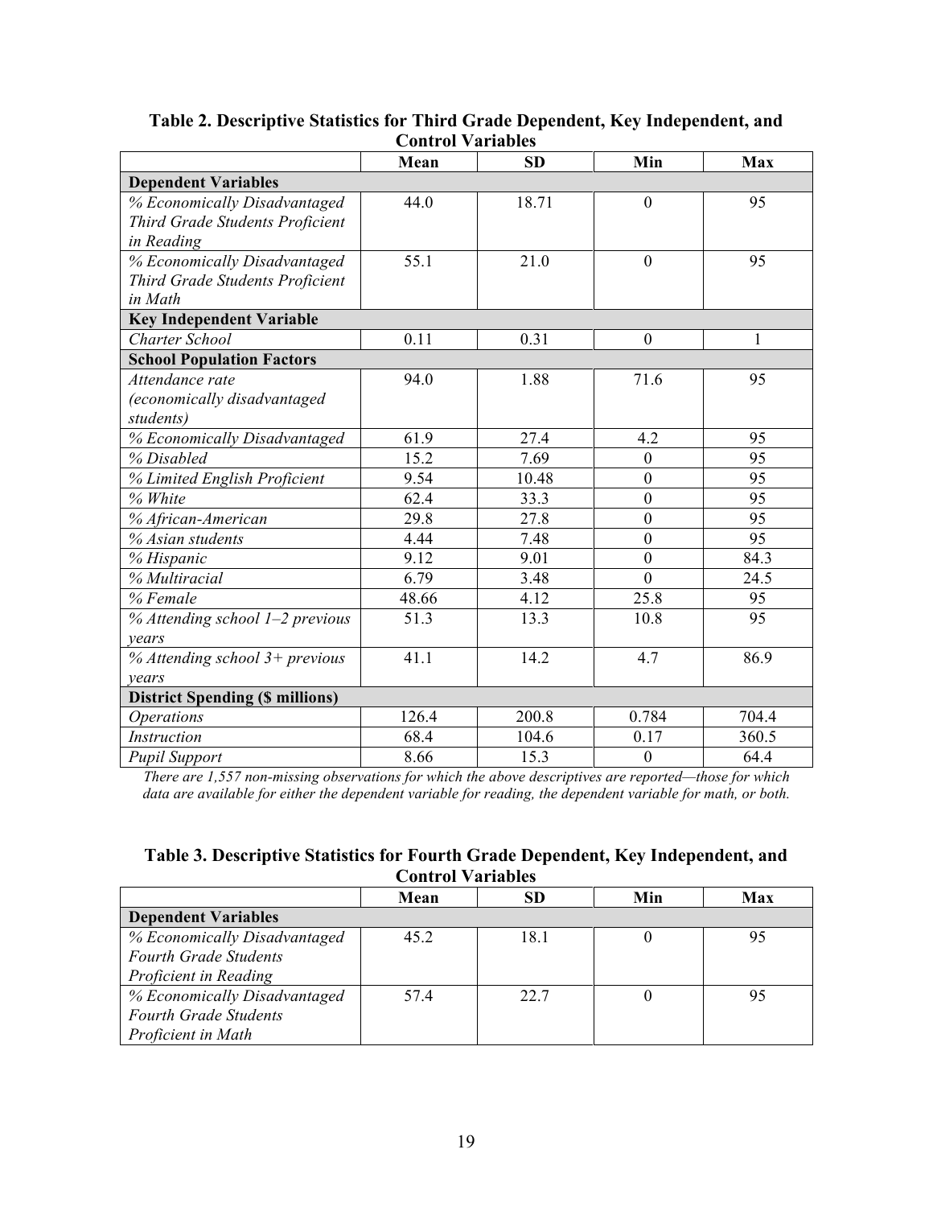**Table 2. Descriptive Statistics for Third Grade Dependent, Key Independent, and Control Variables**

| | Mean | SD | Min | Max |
|---|---|---|---|---|
| **Dependent Variables** | | | | |
| *% Economically Disadvantaged Third Grade Students Proficient in Reading* | 44.0 | 18.71 | 0 | 95 |
| *% Economically Disadvantaged Third Grade Students Proficient in Math* | 55.1 | 21.0 | 0 | 95 |
| **Key Independent Variable** | | | | |
| *Charter School* | 0.11 | 0.31 | 0 | 1 |
| **School Population Factors** | | | | |
| *Attendance rate (economically disadvantaged students)* | 94.0 | 1.88 | 71.6 | 95 |
| *% Economically Disadvantaged* | 61.9 | 27.4 | 4.2 | 95 |
| *% Disabled* | 15.2 | 7.69 | 0 | 95 |
| *% Limited English Proficient* | 9.54 | 10.48 | 0 | 95 |
| *% White* | 62.4 | 33.3 | 0 | 95 |
| *% African-American* | 29.8 | 27.8 | 0 | 95 |
| *% Asian students* | 4.44 | 7.48 | 0 | 95 |
| *% Hispanic* | 9.12 | 9.01 | 0 | 84.3 |
| *% Multiracial* | 6.79 | 3.48 | 0 | 24.5 |
| *% Female* | 48.66 | 4.12 | 25.8 | 95 |
| *% Attending school 1–2 previous years* | 51.3 | 13.3 | 10.8 | 95 |
| *% Attending school 3+ previous years* | 41.1 | 14.2 | 4.7 | 86.9 |
| **District Spending ($ millions)** | | | | |
| *Operations* | 126.4 | 200.8 | 0.784 | 704.4 |
| *Instruction* | 68.4 | 104.6 | 0.17 | 360.5 |
| *Pupil Support* | 8.66 | 15.3 | 0 | 64.4 |

*There are 1,557 non-missing observations for which the above descriptives are reported—those for which data are available for either the dependent variable for reading, the dependent variable for math, or both.*

**Table 3. Descriptive Statistics for Fourth Grade Dependent, Key Independent, and Control Variables**

| | Mean | SD | Min | Max |
|---|---|---|---|---|
| **Dependent Variables** | | | | |
| *% Economically Disadvantaged Fourth Grade Students Proficient in Reading* | 45.2 | 18.1 | 0 | 95 |
| *% Economically Disadvantaged Fourth Grade Students Proficient in Math* | 57.4 | 22.7 | 0 | 95 |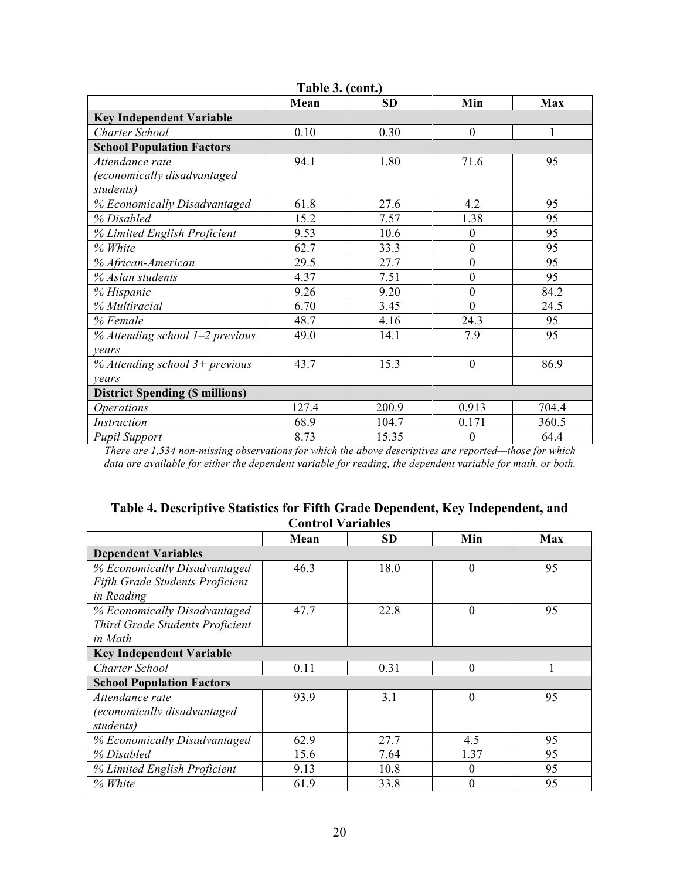**Table 3. (cont.)**

| | Mean | SD | Min | Max |
|---|---|---|---|---|
| **Key Independent Variable** | | | | |
| *Charter School* | 0.10 | 0.30 | 0 | 1 |
| **School Population Factors** | | | | |
| *Attendance rate (economically disadvantaged students)* | 94.1 | 1.80 | 71.6 | 95 |
| *% Economically Disadvantaged* | 61.8 | 27.6 | 4.2 | 95 |
| *% Disabled* | 15.2 | 7.57 | 1.38 | 95 |
| *% Limited English Proficient* | 9.53 | 10.6 | 0 | 95 |
| *% White* | 62.7 | 33.3 | 0 | 95 |
| *% African-American* | 29.5 | 27.7 | 0 | 95 |
| *% Asian students* | 4.37 | 7.51 | 0 | 95 |
| *% Hispanic* | 9.26 | 9.20 | 0 | 84.2 |
| *% Multiracial* | 6.70 | 3.45 | 0 | 24.5 |
| *% Female* | 48.7 | 4.16 | 24.3 | 95 |
| *% Attending school 1–2 previous years* | 49.0 | 14.1 | 7.9 | 95 |
| *% Attending school 3+ previous years* | 43.7 | 15.3 | 0 | 86.9 |
| **District Spending ($ millions)** | | | | |
| *Operations* | 127.4 | 200.9 | 0.913 | 704.4 |
| *Instruction* | 68.9 | 104.7 | 0.171 | 360.5 |
| *Pupil Support* | 8.73 | 15.35 | 0 | 64.4 |

*There are 1,534 non-missing observations for which the above descriptives are reported—those for which data are available for either the dependent variable for reading, the dependent variable for math, or both.*

**Table 4. Descriptive Statistics for Fifth Grade Dependent, Key Independent, and Control Variables**

| | Mean | SD | Min | Max |
|---|---|---|---|---|
| **Dependent Variables** | | | | |
| *% Economically Disadvantaged Fifth Grade Students Proficient in Reading* | 46.3 | 18.0 | 0 | 95 |
| *% Economically Disadvantaged Third Grade Students Proficient in Math* | 47.7 | 22.8 | 0 | 95 |
| **Key Independent Variable** | | | | |
| *Charter School* | 0.11 | 0.31 | 0 | 1 |
| **School Population Factors** | | | | |
| *Attendance rate (economically disadvantaged students)* | 93.9 | 3.1 | 0 | 95 |
| *% Economically Disadvantaged* | 62.9 | 27.7 | 4.5 | 95 |
| *% Disabled* | 15.6 | 7.64 | 1.37 | 95 |
| *% Limited English Proficient* | 9.13 | 10.8 | 0 | 95 |
| *% White* | 61.9 | 33.8 | 0 | 95 |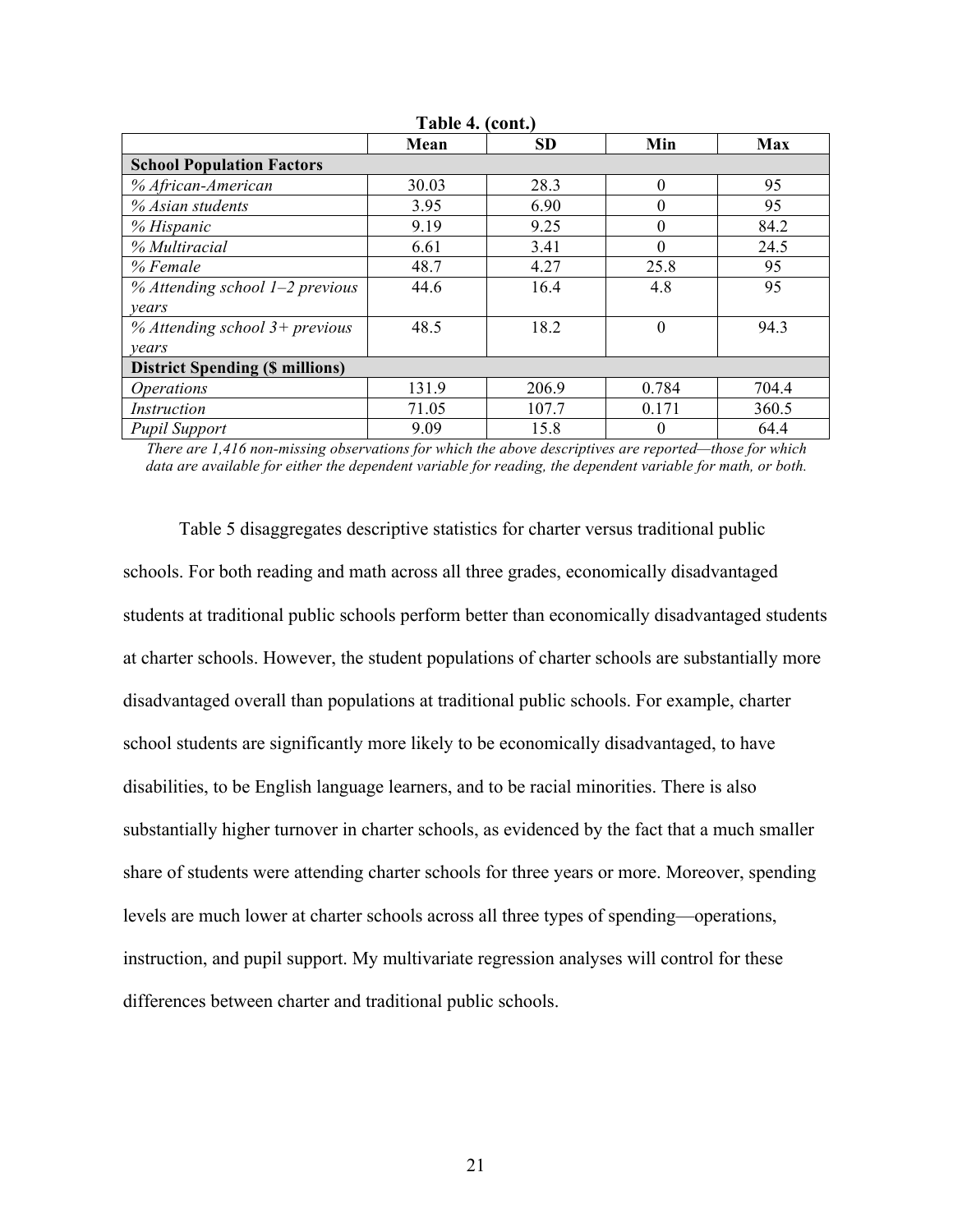**Table 4. (cont.)**

| | Mean | SD | Min | Max |
|---|---|---|---|---|
| **School Population Factors** | | | | |
| *% African-American* | 30.03 | 28.3 | 0 | 95 |
| *% Asian students* | 3.95 | 6.90 | 0 | 95 |
| *% Hispanic* | 9.19 | 9.25 | 0 | 84.2 |
| *% Multiracial* | 6.61 | 3.41 | 0 | 24.5 |
| *% Female* | 48.7 | 4.27 | 25.8 | 95 |
| *% Attending school 1–2 previous years* | 44.6 | 16.4 | 4.8 | 95 |
| *% Attending school 3+ previous years* | 48.5 | 18.2 | 0 | 94.3 |
| **District Spending ($ millions)** | | | | |
| *Operations* | 131.9 | 206.9 | 0.784 | 704.4 |
| *Instruction* | 71.05 | 107.7 | 0.171 | 360.5 |
| *Pupil Support* | 9.09 | 15.8 | 0 | 64.4 |

*There are 1,416 non-missing observations for which the above descriptives are reported—those for which data are available for either the dependent variable for reading, the dependent variable for math, or both.*

Table 5 disaggregates descriptive statistics for charter versus traditional public schools. For both reading and math across all three grades, economically disadvantaged students at traditional public schools perform better than economically disadvantaged students at charter schools. However, the student populations of charter schools are substantially more disadvantaged overall than populations at traditional public schools. For example, charter school students are significantly more likely to be economically disadvantaged, to have disabilities, to be English language learners, and to be racial minorities. There is also substantially higher turnover in charter schools, as evidenced by the fact that a much smaller share of students were attending charter schools for three years or more. Moreover, spending levels are much lower at charter schools across all three types of spending—operations, instruction, and pupil support. My multivariate regression analyses will control for these differences between charter and traditional public schools.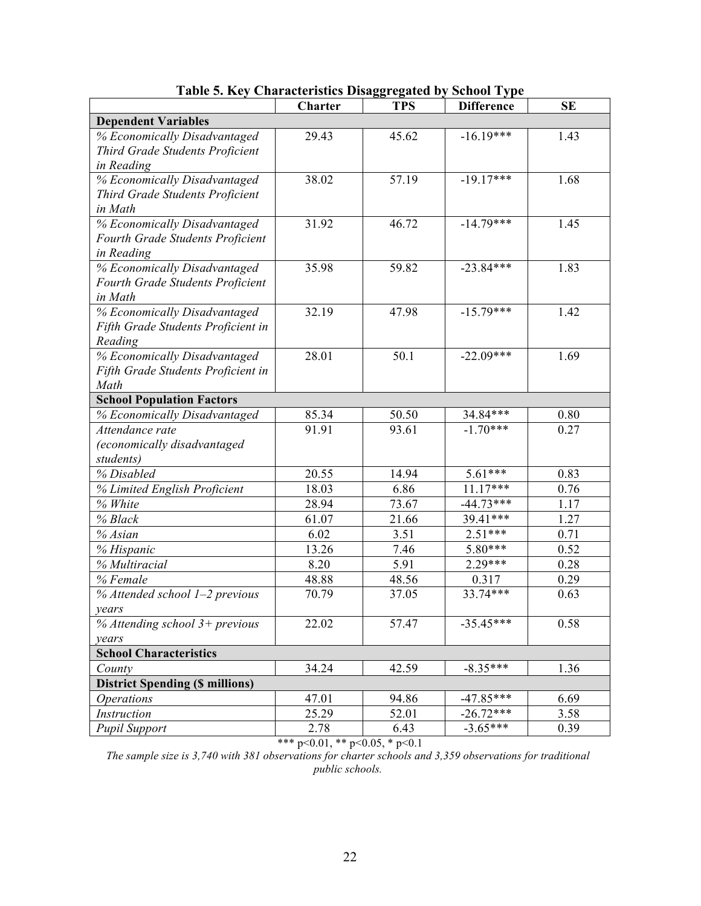**Table 5. Key Characteristics Disaggregated by School Type**

| | Charter | TPS | Difference | SE |
|---|---|---|---|---|
| **Dependent Variables** | | | | |
| *% Economically Disadvantaged Third Grade Students Proficient in Reading* | 29.43 | 45.62 | -16.19*** | 1.43 |
| *% Economically Disadvantaged Third Grade Students Proficient in Math* | 38.02 | 57.19 | -19.17*** | 1.68 |
| *% Economically Disadvantaged Fourth Grade Students Proficient in Reading* | 31.92 | 46.72 | -14.79*** | 1.45 |
| *% Economically Disadvantaged Fourth Grade Students Proficient in Math* | 35.98 | 59.82 | -23.84*** | 1.83 |
| *% Economically Disadvantaged Fifth Grade Students Proficient in Reading* | 32.19 | 47.98 | -15.79*** | 1.42 |
| *% Economically Disadvantaged Fifth Grade Students Proficient in Math* | 28.01 | 50.1 | -22.09*** | 1.69 |
| **School Population Factors** | | | | |
| *% Economically Disadvantaged* | 85.34 | 50.50 | 34.84*** | 0.80 |
| *Attendance rate (economically disadvantaged students)* | 91.91 | 93.61 | -1.70*** | 0.27 |
| *% Disabled* | 20.55 | 14.94 | 5.61*** | 0.83 |
| *% Limited English Proficient* | 18.03 | 6.86 | 11.17*** | 0.76 |
| *% White* | 28.94 | 73.67 | -44.73*** | 1.17 |
| *% Black* | 61.07 | 21.66 | 39.41*** | 1.27 |
| *% Asian* | 6.02 | 3.51 | 2.51*** | 0.71 |
| *% Hispanic* | 13.26 | 7.46 | 5.80*** | 0.52 |
| *% Multiracial* | 8.20 | 5.91 | 2.29*** | 0.28 |
| *% Female* | 48.88 | 48.56 | 0.317 | 0.29 |
| *% Attended school 1–2 previous years* | 70.79 | 37.05 | 33.74*** | 0.63 |
| *% Attending school 3+ previous years* | 22.02 | 57.47 | -35.45*** | 0.58 |
| **School Characteristics** | | | | |
| *County* | 34.24 | 42.59 | -8.35*** | 1.36 |
| **District Spending ($ millions)** | | | | |
| *Operations* | 47.01 | 94.86 | -47.85*** | 6.69 |
| *Instruction* | 25.29 | 52.01 | -26.72*** | 3.58 |
| *Pupil Support* | 2.78 | 6.43 | -3.65*** | 0.39 |

*** $p<0.01$, ** $p<0.05$, * $p<0.1$

*The sample size is 3,740 with 381 observations for charter schools and 3,359 observations for traditional public schools.*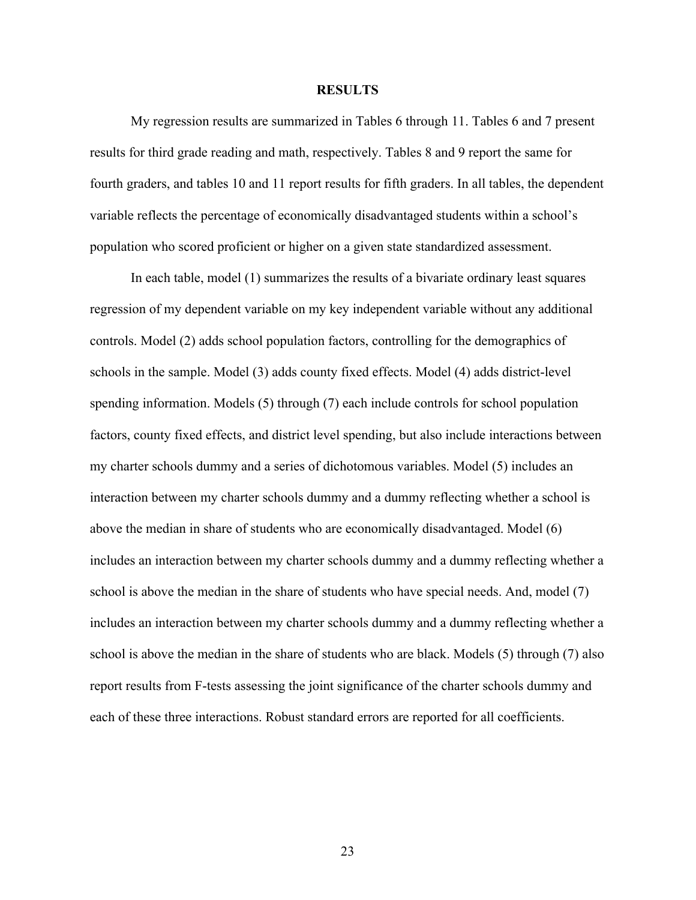# RESULTS

My regression results are summarized in Tables 6 through 11. Tables 6 and 7 present results for third grade reading and math, respectively. Tables 8 and 9 report the same for fourth graders, and tables 10 and 11 report results for fifth graders. In all tables, the dependent variable reflects the percentage of economically disadvantaged students within a school's population who scored proficient or higher on a given state standardized assessment.

In each table, model (1) summarizes the results of a bivariate ordinary least squares regression of my dependent variable on my key independent variable without any additional controls. Model (2) adds school population factors, controlling for the demographics of schools in the sample. Model (3) adds county fixed effects. Model (4) adds district-level spending information. Models (5) through (7) each include controls for school population factors, county fixed effects, and district level spending, but also include interactions between my charter schools dummy and a series of dichotomous variables. Model (5) includes an interaction between my charter schools dummy and a dummy reflecting whether a school is above the median in share of students who are economically disadvantaged. Model (6) includes an interaction between my charter schools dummy and a dummy reflecting whether a school is above the median in the share of students who have special needs. And, model (7) includes an interaction between my charter schools dummy and a dummy reflecting whether a school is above the median in the share of students who are black. Models (5) through (7) also report results from F-tests assessing the joint significance of the charter schools dummy and each of these three interactions. Robust standard errors are reported for all coefficients.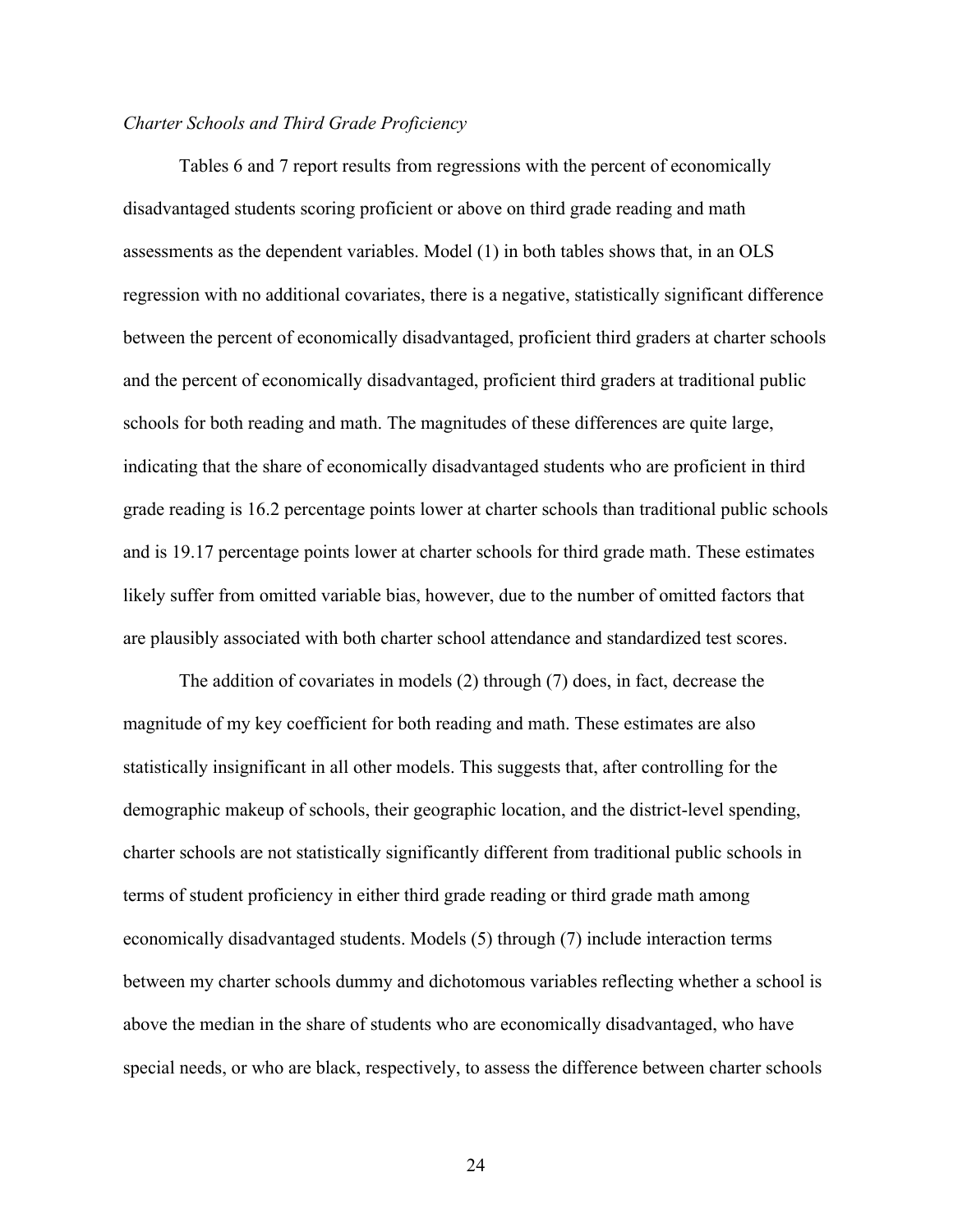*Charter Schools and Third Grade Proficiency*

Tables 6 and 7 report results from regressions with the percent of economically disadvantaged students scoring proficient or above on third grade reading and math assessments as the dependent variables. Model (1) in both tables shows that, in an OLS regression with no additional covariates, there is a negative, statistically significant difference between the percent of economically disadvantaged, proficient third graders at charter schools and the percent of economically disadvantaged, proficient third graders at traditional public schools for both reading and math. The magnitudes of these differences are quite large, indicating that the share of economically disadvantaged students who are proficient in third grade reading is 16.2 percentage points lower at charter schools than traditional public schools and is 19.17 percentage points lower at charter schools for third grade math. These estimates likely suffer from omitted variable bias, however, due to the number of omitted factors that are plausibly associated with both charter school attendance and standardized test scores.

The addition of covariates in models (2) through (7) does, in fact, decrease the magnitude of my key coefficient for both reading and math. These estimates are also statistically insignificant in all other models. This suggests that, after controlling for the demographic makeup of schools, their geographic location, and the district-level spending, charter schools are not statistically significantly different from traditional public schools in terms of student proficiency in either third grade reading or third grade math among economically disadvantaged students. Models (5) through (7) include interaction terms between my charter schools dummy and dichotomous variables reflecting whether a school is above the median in the share of students who are economically disadvantaged, who have special needs, or who are black, respectively, to assess the difference between charter schools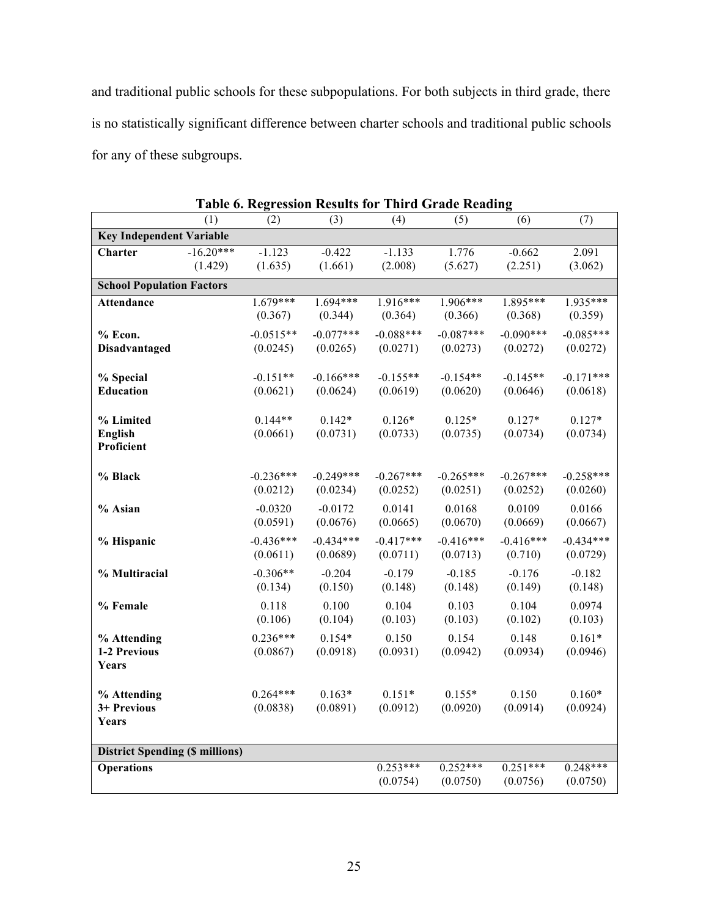and traditional public schools for these subpopulations. For both subjects in third grade, there is no statistically significant difference between charter schools and traditional public schools for any of these subgroups.

**Table 6. Regression Results for Third Grade Reading**

| | (1) | (2) | (3) | (4) | (5) | (6) | (7) |
|---|---|---|---|---|---|---|---|
| **Key Independent Variable** | | | | | | | |
| **Charter** | -16.20*** | -1.123 | -0.422 | -1.133 | 1.776 | -0.662 | 2.091 |
| | (1.429) | (1.635) | (1.661) | (2.008) | (5.627) | (2.251) | (3.062) |
| **School Population Factors** | | | | | | | |
| **Attendance** | | 1.679*** | 1.694*** | 1.916*** | 1.906*** | 1.895*** | 1.935*** |
| | | (0.367) | (0.344) | (0.364) | (0.366) | (0.368) | (0.359) |
| **% Econ. Disadvantaged** | | -0.0515** | -0.077*** | -0.088*** | -0.087*** | -0.090*** | -0.085*** |
| | | (0.0245) | (0.0265) | (0.0271) | (0.0273) | (0.0272) | (0.0272) |
| **% Special Education** | | -0.151** | -0.166*** | -0.155** | -0.154** | -0.145** | -0.171*** |
| | | (0.0621) | (0.0624) | (0.0619) | (0.0620) | (0.0646) | (0.0618) |
| **% Limited English Proficient** | | 0.144** | 0.142* | 0.126* | 0.125* | 0.127* | 0.127* |
| | | (0.0661) | (0.0731) | (0.0733) | (0.0735) | (0.0734) | (0.0734) |
| **% Black** | | -0.236*** | -0.249*** | -0.267*** | -0.265*** | -0.267*** | -0.258*** |
| | | (0.0212) | (0.0234) | (0.0252) | (0.0251) | (0.0252) | (0.0260) |
| **% Asian** | | -0.0320 | -0.0172 | 0.0141 | 0.0168 | 0.0109 | 0.0166 |
| | | (0.0591) | (0.0676) | (0.0665) | (0.0670) | (0.0669) | (0.0667) |
| **% Hispanic** | | -0.436*** | -0.434*** | -0.417*** | -0.416*** | -0.416*** | -0.434*** |
| | | (0.0611) | (0.0689) | (0.0711) | (0.0713) | (0.710) | (0.0729) |
| **% Multiracial** | | -0.306** | -0.204 | -0.179 | -0.185 | -0.176 | -0.182 |
| | | (0.134) | (0.150) | (0.148) | (0.148) | (0.149) | (0.148) |
| **% Female** | | 0.118 | 0.100 | 0.104 | 0.103 | 0.104 | 0.0974 |
| | | (0.106) | (0.104) | (0.103) | (0.103) | (0.102) | (0.103) |
| **% Attending 1-2 Previous Years** | | 0.236*** | 0.154* | 0.150 | 0.154 | 0.148 | 0.161* |
| | | (0.0867) | (0.0918) | (0.0931) | (0.0942) | (0.0934) | (0.0946) |
| **% Attending 3+ Previous Years** | | 0.264*** | 0.163* | 0.151* | 0.155* | 0.150 | 0.160* |
| | | (0.0838) | (0.0891) | (0.0912) | (0.0920) | (0.0914) | (0.0924) |
| **District Spending ($ millions)** | | | | | | | |
| **Operations** | | | | 0.253*** | 0.252*** | 0.251*** | 0.248*** |
| | | | | (0.0754) | (0.0750) | (0.0756) | (0.0750) |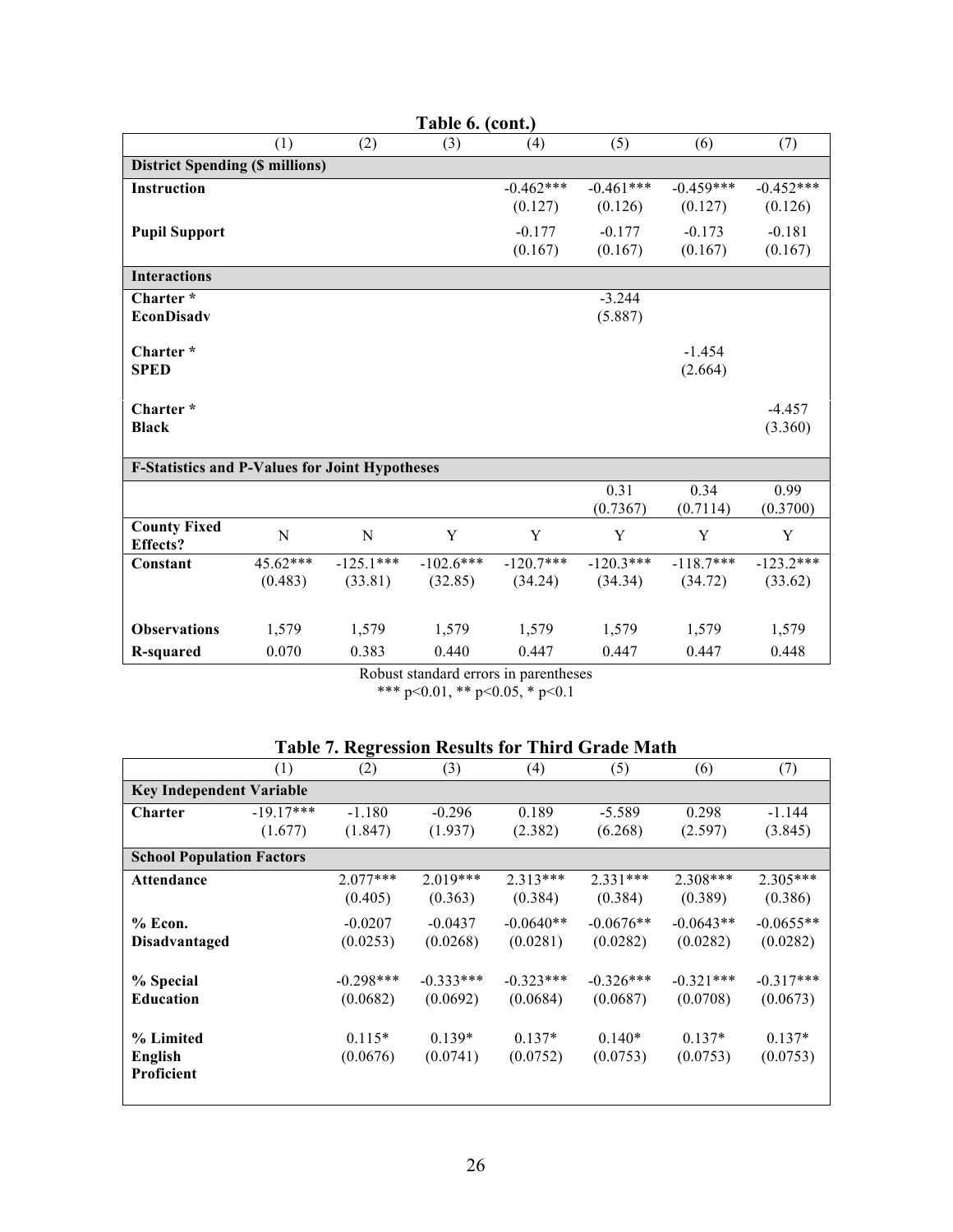**Table 6. (cont.)**

| | (1) | (2) | (3) | (4) | (5) | (6) | (7) |
|---|---|---|---|---|---|---|---|
| **District Spending ($ millions)** | | | | | | | |
| **Instruction** | | | | -0.462*** | -0.461*** | -0.459*** | -0.452*** |
| | | | | (0.127) | (0.126) | (0.127) | (0.126) |
| **Pupil Support** | | | | -0.177 | -0.177 | -0.173 | -0.181 |
| | | | | (0.167) | (0.167) | (0.167) | (0.167) |
| **Interactions** | | | | | | | |
| **Charter * EconDisadv** | | | | | -3.244 | | |
| | | | | | (5.887) | | |
| **Charter * SPED** | | | | | | -1.454 | |
| | | | | | | (2.664) | |
| **Charter * Black** | | | | | | | -4.457 |
| | | | | | | | (3.360) |
| **F-Statistics and P-Values for Joint Hypotheses** | | | | | | | |
| | | | | | 0.31 | 0.34 | 0.99 |
| | | | | | (0.7367) | (0.7114) | (0.3700) |
| **County Fixed Effects?** | N | N | Y | Y | Y | Y | Y |
| **Constant** | 45.62*** | -125.1*** | -102.6*** | -120.7*** | -120.3*** | -118.7*** | -123.2*** |
| | (0.483) | (33.81) | (32.85) | (34.24) | (34.34) | (34.72) | (33.62) |
| **Observations** | 1,579 | 1,579 | 1,579 | 1,579 | 1,579 | 1,579 | 1,579 |
| **R-squared** | 0.070 | 0.383 | 0.440 | 0.447 | 0.447 | 0.447 | 0.448 |

Robust standard errors in parentheses
*** p<0.01, ** p<0.05, * p<0.1

**Table 7. Regression Results for Third Grade Math**

| | (1) | (2) | (3) | (4) | (5) | (6) | (7) |
|---|---|---|---|---|---|---|---|
| **Key Independent Variable** | | | | | | | |
| **Charter** | -19.17*** | -1.180 | -0.296 | 0.189 | -5.589 | 0.298 | -1.144 |
| | (1.677) | (1.847) | (1.937) | (2.382) | (6.268) | (2.597) | (3.845) |
| **School Population Factors** | | | | | | | |
| **Attendance** | | 2.077*** | 2.019*** | 2.313*** | 2.331*** | 2.308*** | 2.305*** |
| | | (0.405) | (0.363) | (0.384) | (0.384) | (0.389) | (0.386) |
| **% Econ. Disadvantaged** | | -0.0207 | -0.0437 | -0.0640** | -0.0676** | -0.0643** | -0.0655** |
| | | (0.0253) | (0.0268) | (0.0281) | (0.0282) | (0.0282) | (0.0282) |
| **% Special Education** | | -0.298*** | -0.333*** | -0.323*** | -0.326*** | -0.321*** | -0.317*** |
| | | (0.0682) | (0.0692) | (0.0684) | (0.0687) | (0.0708) | (0.0673) |
| **% Limited English Proficient** | | 0.115* | 0.139* | 0.137* | 0.140* | 0.137* | 0.137* |
| | | (0.0676) | (0.0741) | (0.0752) | (0.0753) | (0.0753) | (0.0753) |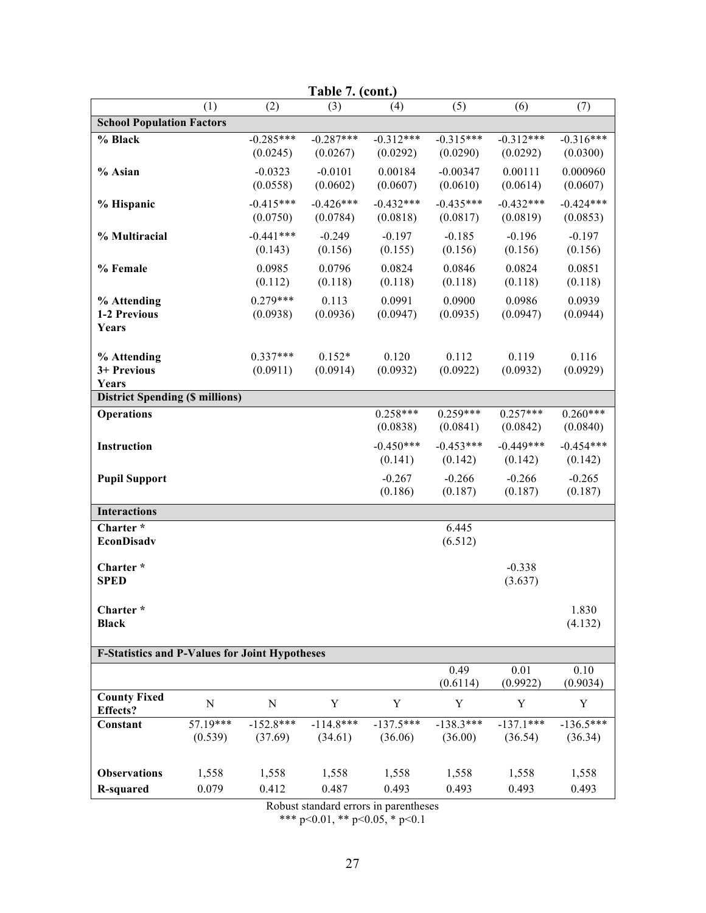**Table 7. (cont.)**

| | (1) | (2) | (3) | (4) | (5) | (6) | (7) |
|---|---|---|---|---|---|---|---|
| **School Population Factors** | | | | | | | |
| **% Black** | | -0.285*** | -0.287*** | -0.312*** | -0.315*** | -0.312*** | -0.316*** |
| | | (0.0245) | (0.0267) | (0.0292) | (0.0290) | (0.0292) | (0.0300) |
| **% Asian** | | -0.0323 | -0.0101 | 0.00184 | -0.00347 | 0.00111 | 0.000960 |
| | | (0.0558) | (0.0602) | (0.0607) | (0.0610) | (0.0614) | (0.0607) |
| **% Hispanic** | | -0.415*** | -0.426*** | -0.432*** | -0.435*** | -0.432*** | -0.424*** |
| | | (0.0750) | (0.0784) | (0.0818) | (0.0817) | (0.0819) | (0.0853) |
| **% Multiracial** | | -0.441*** | -0.249 | -0.197 | -0.185 | -0.196 | -0.197 |
| | | (0.143) | (0.156) | (0.155) | (0.156) | (0.156) | (0.156) |
| **% Female** | | 0.0985 | 0.0796 | 0.0824 | 0.0846 | 0.0824 | 0.0851 |
| | | (0.112) | (0.118) | (0.118) | (0.118) | (0.118) | (0.118) |
| **% Attending 1-2 Previous Years** | | 0.279*** | 0.113 | 0.0991 | 0.0900 | 0.0986 | 0.0939 |
| | | (0.0938) | (0.0936) | (0.0947) | (0.0935) | (0.0947) | (0.0944) |
| **% Attending 3+ Previous Years** | | 0.337*** | 0.152* | 0.120 | 0.112 | 0.119 | 0.116 |
| | | (0.0911) | (0.0914) | (0.0932) | (0.0922) | (0.0932) | (0.0929) |
| **District Spending ($ millions)** | | | | | | | |
| **Operations** | | | | 0.258*** | 0.259*** | 0.257*** | 0.260*** |
| | | | | (0.0838) | (0.0841) | (0.0842) | (0.0840) |
| **Instruction** | | | | -0.450*** | -0.453*** | -0.449*** | -0.454*** |
| | | | | (0.141) | (0.142) | (0.142) | (0.142) |
| **Pupil Support** | | | | -0.267 | -0.266 | -0.266 | -0.265 |
| | | | | (0.186) | (0.187) | (0.187) | (0.187) |
| **Interactions** | | | | | | | |
| **Charter * EconDisadv** | | | | | 6.445 | | |
| | | | | | (6.512) | | |
| **Charter * SPED** | | | | | | -0.338 | |
| | | | | | | (3.637) | |
| **Charter * Black** | | | | | | | 1.830 |
| | | | | | | | (4.132) |
| **F-Statistics and P-Values for Joint Hypotheses** | | | | | | | |
| | | | | | 0.49 | 0.01 | 0.10 |
| | | | | | (0.6114) | (0.9922) | (0.9034) |
| **County Fixed Effects?** | N | N | Y | Y | Y | Y | Y |
| **Constant** | 57.19*** | -152.8*** | -114.8*** | -137.5*** | -138.3*** | -137.1*** | -136.5*** |
| | (0.539) | (37.69) | (34.61) | (36.06) | (36.00) | (36.54) | (36.34) |
| **Observations** | 1,558 | 1,558 | 1,558 | 1,558 | 1,558 | 1,558 | 1,558 |
| **R-squared** | 0.079 | 0.412 | 0.487 | 0.493 | 0.493 | 0.493 | 0.493 |

Robust standard errors in parentheses
*** p<0.01, ** p<0.05, * p<0.1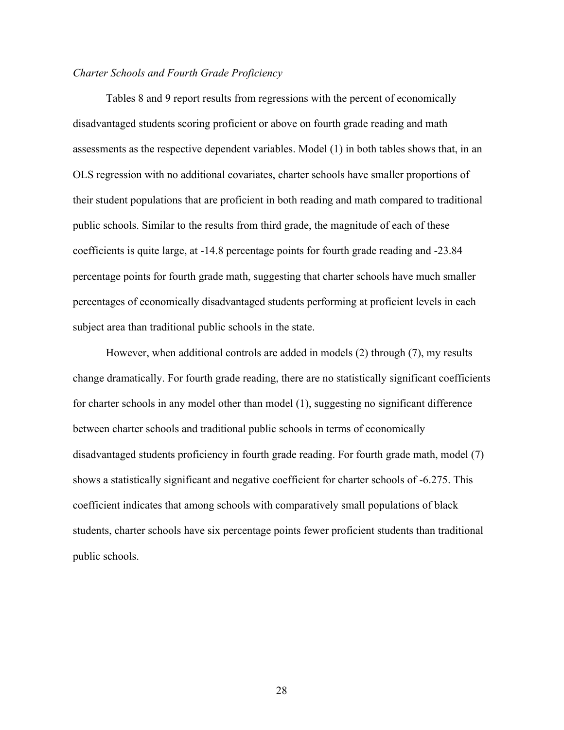*Charter Schools and Fourth Grade Proficiency*

Tables 8 and 9 report results from regressions with the percent of economically disadvantaged students scoring proficient or above on fourth grade reading and math assessments as the respective dependent variables. Model (1) in both tables shows that, in an OLS regression with no additional covariates, charter schools have smaller proportions of their student populations that are proficient in both reading and math compared to traditional public schools. Similar to the results from third grade, the magnitude of each of these coefficients is quite large, at -14.8 percentage points for fourth grade reading and -23.84 percentage points for fourth grade math, suggesting that charter schools have much smaller percentages of economically disadvantaged students performing at proficient levels in each subject area than traditional public schools in the state.

However, when additional controls are added in models (2) through (7), my results change dramatically. For fourth grade reading, there are no statistically significant coefficients for charter schools in any model other than model (1), suggesting no significant difference between charter schools and traditional public schools in terms of economically disadvantaged students proficiency in fourth grade reading. For fourth grade math, model (7) shows a statistically significant and negative coefficient for charter schools of -6.275. This coefficient indicates that among schools with comparatively small populations of black students, charter schools have six percentage points fewer proficient students than traditional public schools.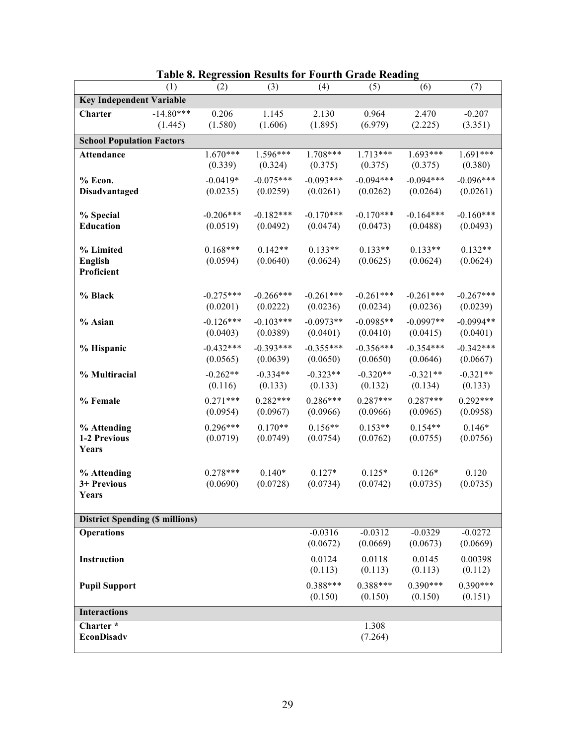**Table 8. Regression Results for Fourth Grade Reading**

| | (1) | (2) | (3) | (4) | (5) | (6) | (7) |
|---|---|---|---|---|---|---|---|
| **Key Independent Variable** | | | | | | | |
| **Charter** | -14.80*** | 0.206 | 1.145 | 2.130 | 0.964 | 2.470 | -0.207 |
| | (1.445) | (1.580) | (1.606) | (1.895) | (6.979) | (2.225) | (3.351) |
| **School Population Factors** | | | | | | | |
| **Attendance** | | 1.670*** | 1.596*** | 1.708*** | 1.713*** | 1.693*** | 1.691*** |
| | | (0.339) | (0.324) | (0.375) | (0.375) | (0.375) | (0.380) |
| **% Econ. Disadvantaged** | | -0.0419* | -0.075*** | -0.093*** | -0.094*** | -0.094*** | -0.096*** |
| | | (0.0235) | (0.0259) | (0.0261) | (0.0262) | (0.0264) | (0.0261) |
| **% Special Education** | | -0.206*** | -0.182*** | -0.170*** | -0.170*** | -0.164*** | -0.160*** |
| | | (0.0519) | (0.0492) | (0.0474) | (0.0473) | (0.0488) | (0.0493) |
| **% Limited English Proficient** | | 0.168*** | 0.142** | 0.133** | 0.133** | 0.133** | 0.132** |
| | | (0.0594) | (0.0640) | (0.0624) | (0.0625) | (0.0624) | (0.0624) |
| **% Black** | | -0.275*** | -0.266*** | -0.261*** | -0.261*** | -0.261*** | -0.267*** |
| | | (0.0201) | (0.0222) | (0.0236) | (0.0234) | (0.0236) | (0.0239) |
| **% Asian** | | -0.126*** | -0.103*** | -0.0973** | -0.0985** | -0.0997** | -0.0994** |
| | | (0.0403) | (0.0389) | (0.0401) | (0.0410) | (0.0415) | (0.0401) |
| **% Hispanic** | | -0.432*** | -0.393*** | -0.355*** | -0.356*** | -0.354*** | -0.342*** |
| | | (0.0565) | (0.0639) | (0.0650) | (0.0650) | (0.0646) | (0.0667) |
| **% Multiracial** | | -0.262** | -0.334** | -0.323** | -0.320** | -0.321** | -0.321** |
| | | (0.116) | (0.133) | (0.133) | (0.132) | (0.134) | (0.133) |
| **% Female** | | 0.271*** | 0.282*** | 0.286*** | 0.287*** | 0.287*** | 0.292*** |
| | | (0.0954) | (0.0967) | (0.0966) | (0.0966) | (0.0965) | (0.0958) |
| **% Attending 1-2 Previous Years** | | 0.296*** | 0.170** | 0.156** | 0.153** | 0.154** | 0.146* |
| | | (0.0719) | (0.0749) | (0.0754) | (0.0762) | (0.0755) | (0.0756) |
| **% Attending 3+ Previous Years** | | 0.278*** | 0.140* | 0.127* | 0.125* | 0.126* | 0.120 |
| | | (0.0690) | (0.0728) | (0.0734) | (0.0742) | (0.0735) | (0.0735) |
| **District Spending ($ millions)** | | | | | | | |
| **Operations** | | | | -0.0316 | -0.0312 | -0.0329 | -0.0272 |
| | | | | (0.0672) | (0.0669) | (0.0673) | (0.0669) |
| **Instruction** | | | | 0.0124 | 0.0118 | 0.0145 | 0.00398 |
| | | | | (0.113) | (0.113) | (0.113) | (0.112) |
| **Pupil Support** | | | | 0.388*** | 0.388*** | 0.390*** | 0.390*** |
| | | | | (0.150) | (0.150) | (0.150) | (0.151) |
| **Interactions** | | | | | | | |
| **Charter * EconDisadv** | | | | | 1.308 | | |
| | | | | | (7.264) | | |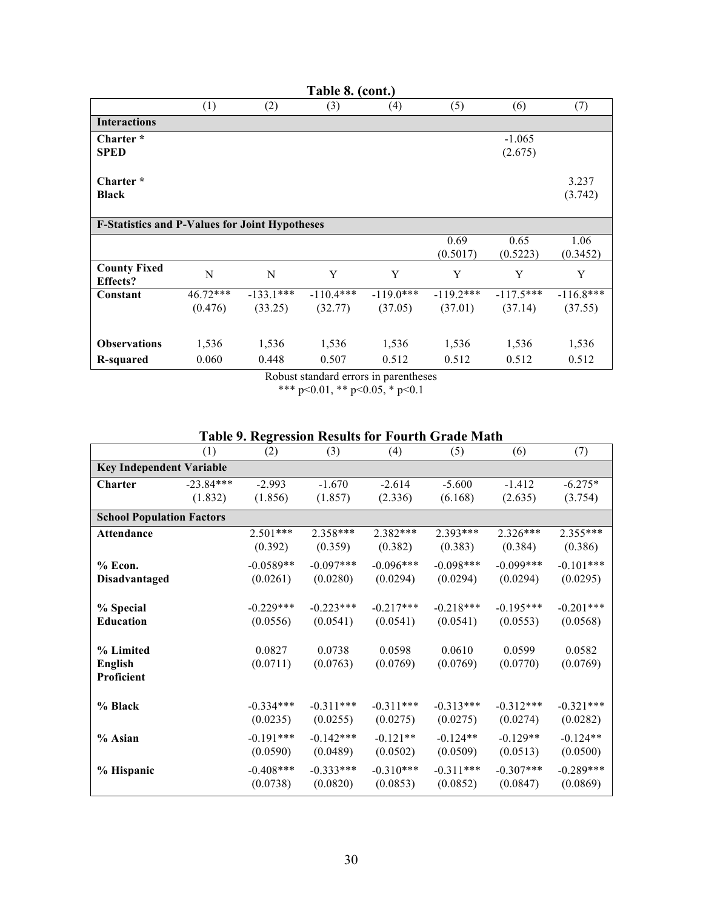**Table 8. (cont.)**

| | (1) | (2) | (3) | (4) | (5) | (6) | (7) |
|---|---|---|---|---|---|---|---|
| **Interactions** | | | | | | | |
| **Charter * SPED** | | | | | | -1.065 | |
| | | | | | | (2.675) | |
| **Charter * Black** | | | | | | | 3.237 |
| | | | | | | | (3.742) |
| **F-Statistics and P-Values for Joint Hypotheses** | | | | | | | |
| | | | | | 0.69 | 0.65 | 1.06 |
| | | | | | (0.5017) | (0.5223) | (0.3452) |
| **County Fixed Effects?** | N | N | Y | Y | Y | Y | Y |
| **Constant** | 46.72*** | -133.1*** | -110.4*** | -119.0*** | -119.2*** | -117.5*** | -116.8*** |
| | (0.476) | (33.25) | (32.77) | (37.05) | (37.01) | (37.14) | (37.55) |
| **Observations** | 1,536 | 1,536 | 1,536 | 1,536 | 1,536 | 1,536 | 1,536 |
| **R-squared** | 0.060 | 0.448 | 0.507 | 0.512 | 0.512 | 0.512 | 0.512 |

Robust standard errors in parentheses

*** p<0.01, ** p<0.05, * p<0.1

**Table 9. Regression Results for Fourth Grade Math**

| | (1) | (2) | (3) | (4) | (5) | (6) | (7) |
|---|---|---|---|---|---|---|---|
| **Key Independent Variable** | | | | | | | |
| **Charter** | -23.84*** | -2.993 | -1.670 | -2.614 | -5.600 | -1.412 | -6.275* |
| | (1.832) | (1.856) | (1.857) | (2.336) | (6.168) | (2.635) | (3.754) |
| **School Population Factors** | | | | | | | |
| **Attendance** | | 2.501*** | 2.358*** | 2.382*** | 2.393*** | 2.326*** | 2.355*** |
| | | (0.392) | (0.359) | (0.382) | (0.383) | (0.384) | (0.386) |
| **% Econ. Disadvantaged** | | -0.0589** | -0.097*** | -0.096*** | -0.098*** | -0.099*** | -0.101*** |
| | | (0.0261) | (0.0280) | (0.0294) | (0.0294) | (0.0294) | (0.0295) |
| **% Special Education** | | -0.229*** | -0.223*** | -0.217*** | -0.218*** | -0.195*** | -0.201*** |
| | | (0.0556) | (0.0541) | (0.0541) | (0.0541) | (0.0553) | (0.0568) |
| **% Limited English Proficient** | | 0.0827 | 0.0738 | 0.0598 | 0.0610 | 0.0599 | 0.0582 |
| | | (0.0711) | (0.0763) | (0.0769) | (0.0769) | (0.0770) | (0.0769) |
| **% Black** | | -0.334*** | -0.311*** | -0.311*** | -0.313*** | -0.312*** | -0.321*** |
| | | (0.0235) | (0.0255) | (0.0275) | (0.0275) | (0.0274) | (0.0282) |
| **% Asian** | | -0.191*** | -0.142*** | -0.121** | -0.124** | -0.129** | -0.124** |
| | | (0.0590) | (0.0489) | (0.0502) | (0.0509) | (0.0513) | (0.0500) |
| **% Hispanic** | | -0.408*** | -0.333*** | -0.310*** | -0.311*** | -0.307*** | -0.289*** |
| | | (0.0738) | (0.0820) | (0.0853) | (0.0852) | (0.0847) | (0.0869) |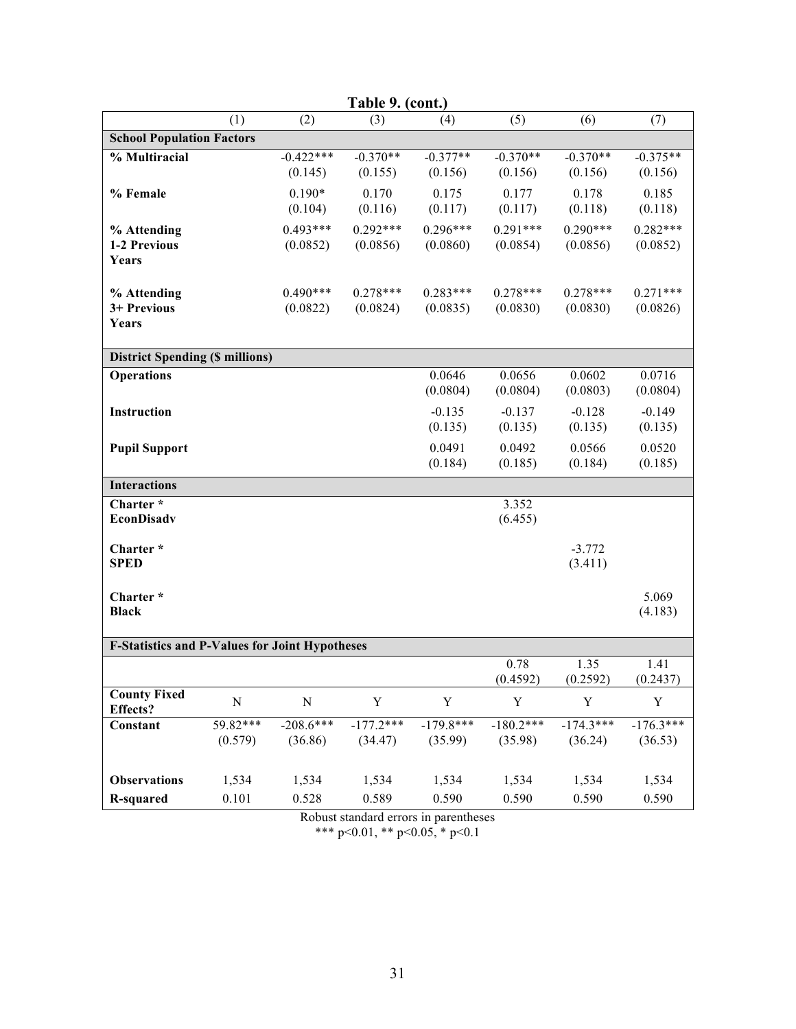**Table 9. (cont.)**

| | (1) | (2) | (3) | (4) | (5) | (6) | (7) |
|---|---|---|---|---|---|---|---|
| **School Population Factors** | | | | | | | |
| **% Multiracial** | | -0.422*** | -0.370** | -0.377** | -0.370** | -0.370** | -0.375** |
| | | (0.145) | (0.155) | (0.156) | (0.156) | (0.156) | (0.156) |
| **% Female** | | 0.190* | 0.170 | 0.175 | 0.177 | 0.178 | 0.185 |
| | | (0.104) | (0.116) | (0.117) | (0.117) | (0.118) | (0.118) |
| **% Attending 1-2 Previous Years** | | 0.493*** | 0.292*** | 0.296*** | 0.291*** | 0.290*** | 0.282*** |
| | | (0.0852) | (0.0856) | (0.0860) | (0.0854) | (0.0856) | (0.0852) |
| **% Attending 3+ Previous Years** | | 0.490*** | 0.278*** | 0.283*** | 0.278*** | 0.278*** | 0.271*** |
| | | (0.0822) | (0.0824) | (0.0835) | (0.0830) | (0.0830) | (0.0826) |
| **District Spending ($ millions)** | | | | | | | |
| **Operations** | | | | 0.0646 | 0.0656 | 0.0602 | 0.0716 |
| | | | | (0.0804) | (0.0804) | (0.0803) | (0.0804) |
| **Instruction** | | | | -0.135 | -0.137 | -0.128 | -0.149 |
| | | | | (0.135) | (0.135) | (0.135) | (0.135) |
| **Pupil Support** | | | | 0.0491 | 0.0492 | 0.0566 | 0.0520 |
| | | | | (0.184) | (0.185) | (0.184) | (0.185) |
| **Interactions** | | | | | | | |
| **Charter * EconDisadv** | | | | | 3.352 | | |
| | | | | | (6.455) | | |
| **Charter * SPED** | | | | | | -3.772 | |
| | | | | | | (3.411) | |
| **Charter * Black** | | | | | | | 5.069 |
| | | | | | | | (4.183) |
| **F-Statistics and P-Values for Joint Hypotheses** | | | | | | | |
| | | | | | 0.78 | 1.35 | 1.41 |
| | | | | | (0.4592) | (0.2592) | (0.2437) |
| **County Fixed Effects?** | N | N | Y | Y | Y | Y | Y |
| **Constant** | 59.82*** | -208.6*** | -177.2*** | -179.8*** | -180.2*** | -174.3*** | -176.3*** |
| | (0.579) | (36.86) | (34.47) | (35.99) | (35.98) | (36.24) | (36.53) |
| **Observations** | 1,534 | 1,534 | 1,534 | 1,534 | 1,534 | 1,534 | 1,534 |
| **R-squared** | 0.101 | 0.528 | 0.589 | 0.590 | 0.590 | 0.590 | 0.590 |

Robust standard errors in parentheses
*** p<0.01, ** p<0.05, * p<0.1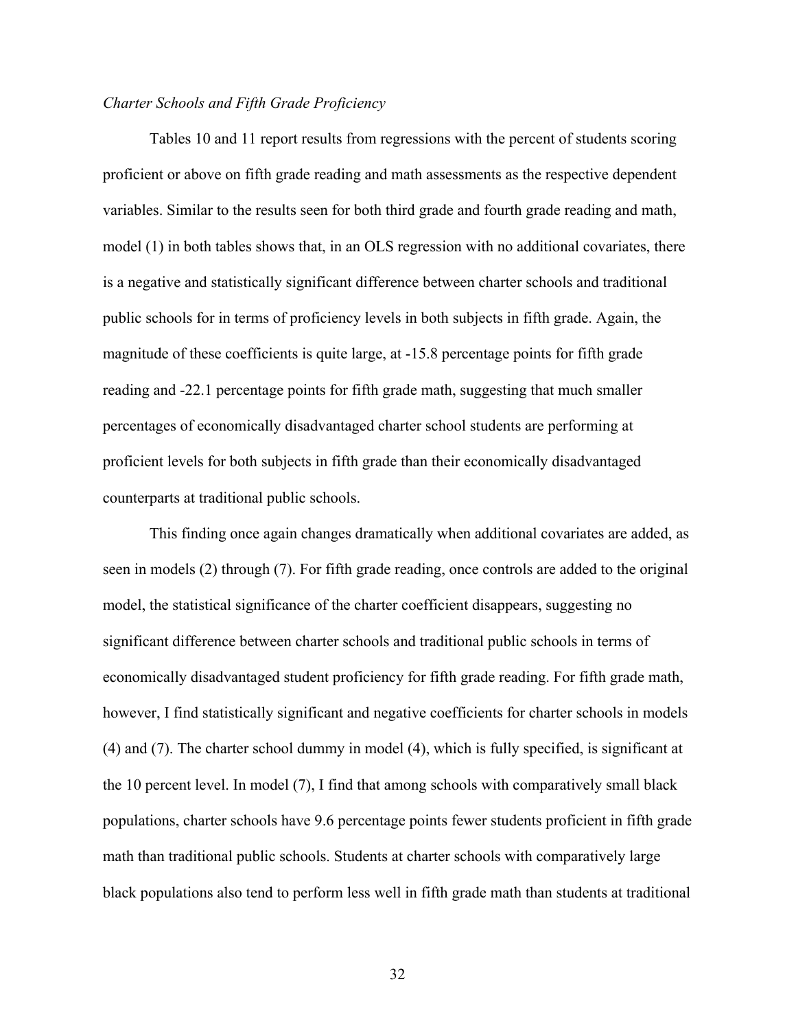*Charter Schools and Fifth Grade Proficiency*

Tables 10 and 11 report results from regressions with the percent of students scoring proficient or above on fifth grade reading and math assessments as the respective dependent variables. Similar to the results seen for both third grade and fourth grade reading and math, model (1) in both tables shows that, in an OLS regression with no additional covariates, there is a negative and statistically significant difference between charter schools and traditional public schools for in terms of proficiency levels in both subjects in fifth grade. Again, the magnitude of these coefficients is quite large, at -15.8 percentage points for fifth grade reading and -22.1 percentage points for fifth grade math, suggesting that much smaller percentages of economically disadvantaged charter school students are performing at proficient levels for both subjects in fifth grade than their economically disadvantaged counterparts at traditional public schools.

This finding once again changes dramatically when additional covariates are added, as seen in models (2) through (7). For fifth grade reading, once controls are added to the original model, the statistical significance of the charter coefficient disappears, suggesting no significant difference between charter schools and traditional public schools in terms of economically disadvantaged student proficiency for fifth grade reading. For fifth grade math, however, I find statistically significant and negative coefficients for charter schools in models (4) and (7). The charter school dummy in model (4), which is fully specified, is significant at the 10 percent level. In model (7), I find that among schools with comparatively small black populations, charter schools have 9.6 percentage points fewer students proficient in fifth grade math than traditional public schools. Students at charter schools with comparatively large black populations also tend to perform less well in fifth grade math than students at traditional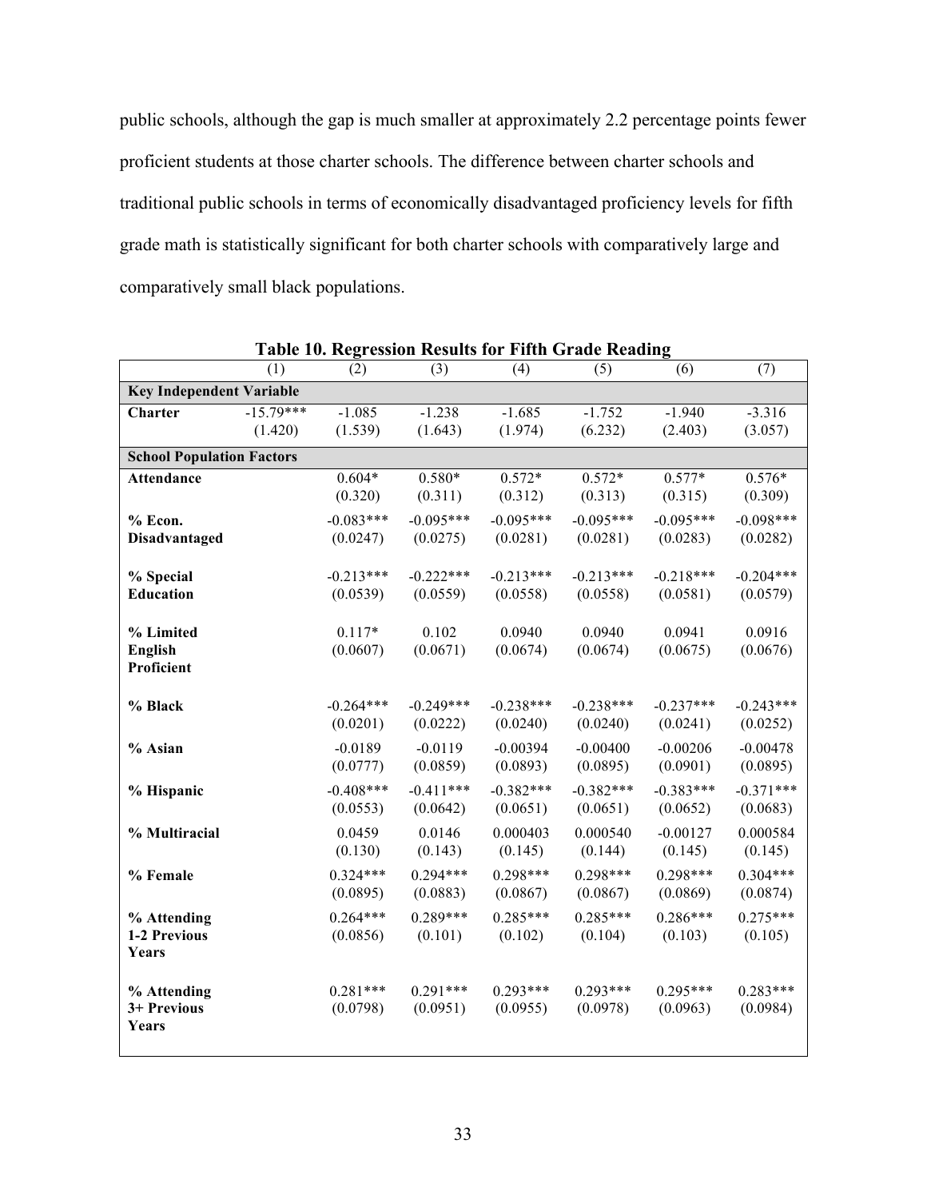public schools, although the gap is much smaller at approximately 2.2 percentage points fewer proficient students at those charter schools. The difference between charter schools and traditional public schools in terms of economically disadvantaged proficiency levels for fifth grade math is statistically significant for both charter schools with comparatively large and comparatively small black populations.

**Table 10. Regression Results for Fifth Grade Reading**

| | (1) | (2) | (3) | (4) | (5) | (6) | (7) |
|---|---|---|---|---|---|---|---|
| **Key Independent Variable** | | | | | | | |
| **Charter** | -15.79***<br>(1.420) | -1.085<br>(1.539) | -1.238<br>(1.643) | -1.685<br>(1.974) | -1.752<br>(6.232) | -1.940<br>(2.403) | -3.316<br>(3.057) |
| **School Population Factors** | | | | | | | |
| **Attendance** | | 0.604*<br>(0.320) | 0.580*<br>(0.311) | 0.572*<br>(0.312) | 0.572*<br>(0.313) | 0.577*<br>(0.315) | 0.576*<br>(0.309) |
| **% Econ. Disadvantaged** | | -0.083***<br>(0.0247) | -0.095***<br>(0.0275) | -0.095***<br>(0.0281) | -0.095***<br>(0.0281) | -0.095***<br>(0.0283) | -0.098***<br>(0.0282) |
| **% Special Education** | | -0.213***<br>(0.0539) | -0.222***<br>(0.0559) | -0.213***<br>(0.0558) | -0.213***<br>(0.0558) | -0.218***<br>(0.0581) | -0.204***<br>(0.0579) |
| **% Limited English Proficient** | | 0.117*<br>(0.0607) | 0.102<br>(0.0671) | 0.0940<br>(0.0674) | 0.0940<br>(0.0674) | 0.0941<br>(0.0675) | 0.0916<br>(0.0676) |
| **% Black** | | -0.264***<br>(0.0201) | -0.249***<br>(0.0222) | -0.238***<br>(0.0240) | -0.238***<br>(0.0240) | -0.237***<br>(0.0241) | -0.243***<br>(0.0252) |
| **% Asian** | | -0.0189<br>(0.0777) | -0.0119<br>(0.0859) | -0.00394<br>(0.0893) | -0.00400<br>(0.0895) | -0.00206<br>(0.0901) | -0.00478<br>(0.0895) |
| **% Hispanic** | | -0.408***<br>(0.0553) | -0.411***<br>(0.0642) | -0.382***<br>(0.0651) | -0.382***<br>(0.0651) | -0.383***<br>(0.0652) | -0.371***<br>(0.0683) |
| **% Multiracial** | | 0.0459<br>(0.130) | 0.0146<br>(0.143) | 0.000403<br>(0.145) | 0.000540<br>(0.144) | -0.00127<br>(0.145) | 0.000584<br>(0.145) |
| **% Female** | | 0.324***<br>(0.0895) | 0.294***<br>(0.0883) | 0.298***<br>(0.0867) | 0.298***<br>(0.0867) | 0.298***<br>(0.0869) | 0.304***<br>(0.0874) |
| **% Attending 1-2 Previous Years** | | 0.264***<br>(0.0856) | 0.289***<br>(0.101) | 0.285***<br>(0.102) | 0.285***<br>(0.104) | 0.286***<br>(0.103) | 0.275***<br>(0.105) |
| **% Attending 3+ Previous Years** | | 0.281***<br>(0.0798) | 0.291***<br>(0.0951) | 0.293***<br>(0.0955) | 0.293***<br>(0.0978) | 0.295***<br>(0.0963) | 0.283***<br>(0.0984) |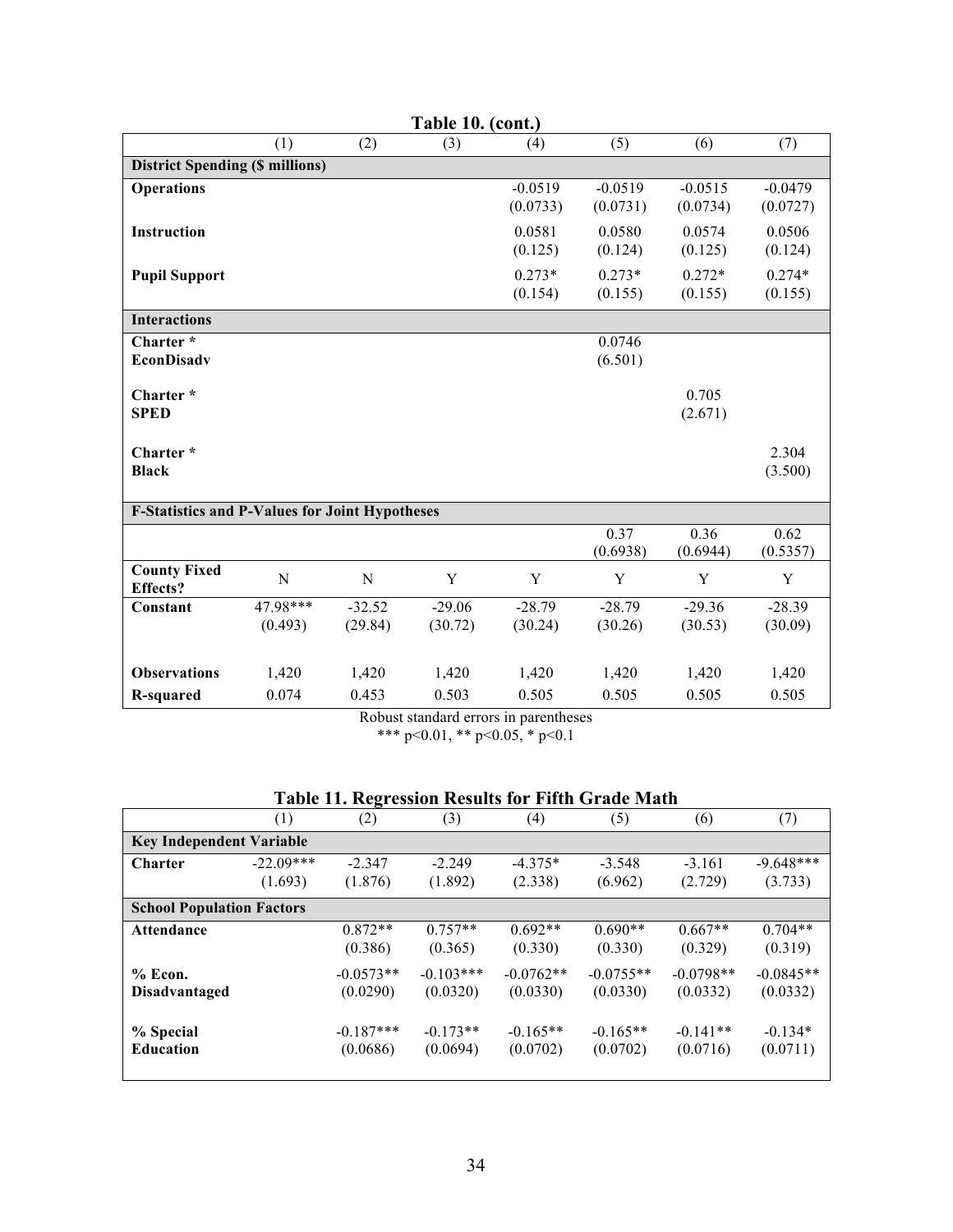**Table 10. (cont.)**

| | (1) | (2) | (3) | (4) | (5) | (6) | (7) |
|---|---|---|---|---|---|---|---|
| **District Spending ($ millions)** | | | | | | | |
| **Operations** | | | | -0.0519 | -0.0519 | -0.0515 | -0.0479 |
| | | | | (0.0733) | (0.0731) | (0.0734) | (0.0727) |
| **Instruction** | | | | 0.0581 | 0.0580 | 0.0574 | 0.0506 |
| | | | | (0.125) | (0.124) | (0.125) | (0.124) |
| **Pupil Support** | | | | 0.273* | 0.273* | 0.272* | 0.274* |
| | | | | (0.154) | (0.155) | (0.155) | (0.155) |
| **Interactions** | | | | | | | |
| **Charter * EconDisadv** | | | | | 0.0746 | | |
| | | | | | (6.501) | | |
| **Charter * SPED** | | | | | | 0.705 | |
| | | | | | | (2.671) | |
| **Charter * Black** | | | | | | | 2.304 |
| | | | | | | | (3.500) |
| **F-Statistics and P-Values for Joint Hypotheses** | | | | | | | |
| | | | | | 0.37 | 0.36 | 0.62 |
| | | | | | (0.6938) | (0.6944) | (0.5357) |
| **County Fixed Effects?** | N | N | Y | Y | Y | Y | Y |
| **Constant** | 47.98*** | -32.52 | -29.06 | -28.79 | -28.79 | -29.36 | -28.39 |
| | (0.493) | (29.84) | (30.72) | (30.24) | (30.26) | (30.53) | (30.09) |
| **Observations** | 1,420 | 1,420 | 1,420 | 1,420 | 1,420 | 1,420 | 1,420 |
| **R-squared** | 0.074 | 0.453 | 0.503 | 0.505 | 0.505 | 0.505 | 0.505 |

Robust standard errors in parentheses

*** p<0.01, ** p<0.05, * p<0.1

**Table 11. Regression Results for Fifth Grade Math**

| | (1) | (2) | (3) | (4) | (5) | (6) | (7) |
|---|---|---|---|---|---|---|---|
| **Key Independent Variable** | | | | | | | |
| **Charter** | -22.09*** | -2.347 | -2.249 | -4.375* | -3.548 | -3.161 | -9.648*** |
| | (1.693) | (1.876) | (1.892) | (2.338) | (6.962) | (2.729) | (3.733) |
| **School Population Factors** | | | | | | | |
| **Attendance** | | 0.872** | 0.757** | 0.692** | 0.690** | 0.667** | 0.704** |
| | | (0.386) | (0.365) | (0.330) | (0.330) | (0.329) | (0.319) |
| **% Econ. Disadvantaged** | | -0.0573** | -0.103*** | -0.0762** | -0.0755** | -0.0798** | -0.0845** |
| | | (0.0290) | (0.0320) | (0.0330) | (0.0330) | (0.0332) | (0.0332) |
| **% Special Education** | | -0.187*** | -0.173** | -0.165** | -0.165** | -0.141** | -0.134* |
| | | (0.0686) | (0.0694) | (0.0702) | (0.0702) | (0.0716) | (0.0711) |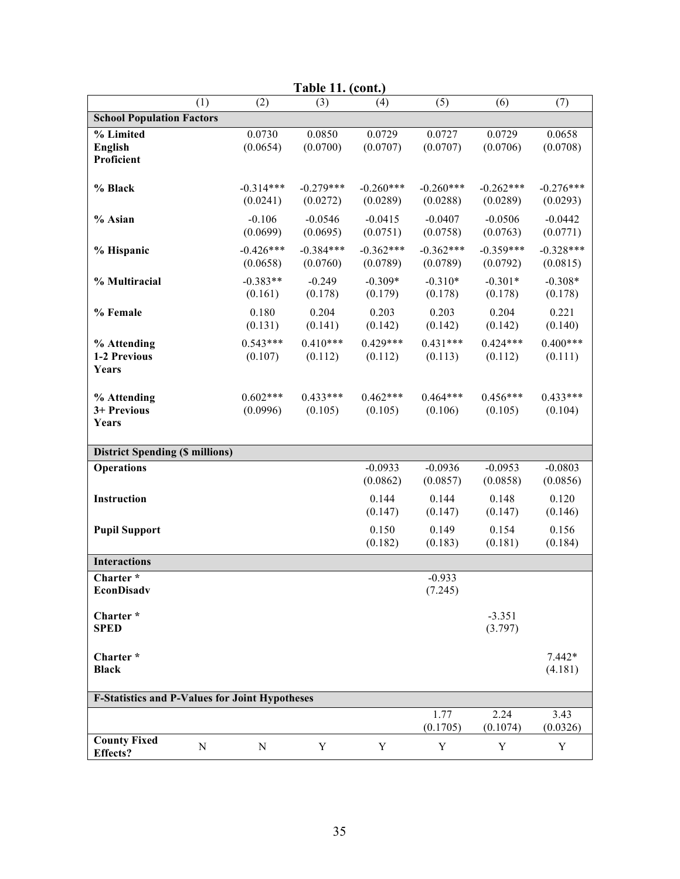**Table 11. (cont.)**

| | (1) | (2) | (3) | (4) | (5) | (6) | (7) |
|---|---|---|---|---|---|---|---|
| **School Population Factors** | | | | | | | |
| **% Limited English Proficient** | | 0.0730 | 0.0850 | 0.0729 | 0.0727 | 0.0729 | 0.0658 |
| | | (0.0654) | (0.0700) | (0.0707) | (0.0707) | (0.0706) | (0.0708) |
| **% Black** | | -0.314*** | -0.279*** | -0.260*** | -0.260*** | -0.262*** | -0.276*** |
| | | (0.0241) | (0.0272) | (0.0289) | (0.0288) | (0.0289) | (0.0293) |
| **% Asian** | | -0.106 | -0.0546 | -0.0415 | -0.0407 | -0.0506 | -0.0442 |
| | | (0.0699) | (0.0695) | (0.0751) | (0.0758) | (0.0763) | (0.0771) |
| **% Hispanic** | | -0.426*** | -0.384*** | -0.362*** | -0.362*** | -0.359*** | -0.328*** |
| | | (0.0658) | (0.0760) | (0.0789) | (0.0789) | (0.0792) | (0.0815) |
| **% Multiracial** | | -0.383** | -0.249 | -0.309* | -0.310* | -0.301* | -0.308* |
| | | (0.161) | (0.178) | (0.179) | (0.178) | (0.178) | (0.178) |
| **% Female** | | 0.180 | 0.204 | 0.203 | 0.203 | 0.204 | 0.221 |
| | | (0.131) | (0.141) | (0.142) | (0.142) | (0.142) | (0.140) |
| **% Attending 1-2 Previous Years** | | 0.543*** | 0.410*** | 0.429*** | 0.431*** | 0.424*** | 0.400*** |
| | | (0.107) | (0.112) | (0.112) | (0.113) | (0.112) | (0.111) |
| **% Attending 3+ Previous Years** | | 0.602*** | 0.433*** | 0.462*** | 0.464*** | 0.456*** | 0.433*** |
| | | (0.0996) | (0.105) | (0.105) | (0.106) | (0.105) | (0.104) |
| **District Spending ($ millions)** | | | | | | | |
| **Operations** | | | | -0.0933 | -0.0936 | -0.0953 | -0.0803 |
| | | | | (0.0862) | (0.0857) | (0.0858) | (0.0856) |
| **Instruction** | | | | 0.144 | 0.144 | 0.148 | 0.120 |
| | | | | (0.147) | (0.147) | (0.147) | (0.146) |
| **Pupil Support** | | | | 0.150 | 0.149 | 0.154 | 0.156 |
| | | | | (0.182) | (0.183) | (0.181) | (0.184) |
| **Interactions** | | | | | | | |
| **Charter * EconDisadv** | | | | | -0.933 | | |
| | | | | | (7.245) | | |
| **Charter * SPED** | | | | | | -3.351 | |
| | | | | | | (3.797) | |
| **Charter * Black** | | | | | | | 7.442* |
| | | | | | | | (4.181) |
| **F-Statistics and P-Values for Joint Hypotheses** | | | | | | | |
| | | | | | 1.77 | 2.24 | 3.43 |
| | | | | | (0.1705) | (0.1074) | (0.0326) |
| **County Fixed Effects?** | N | N | Y | Y | Y | Y | Y |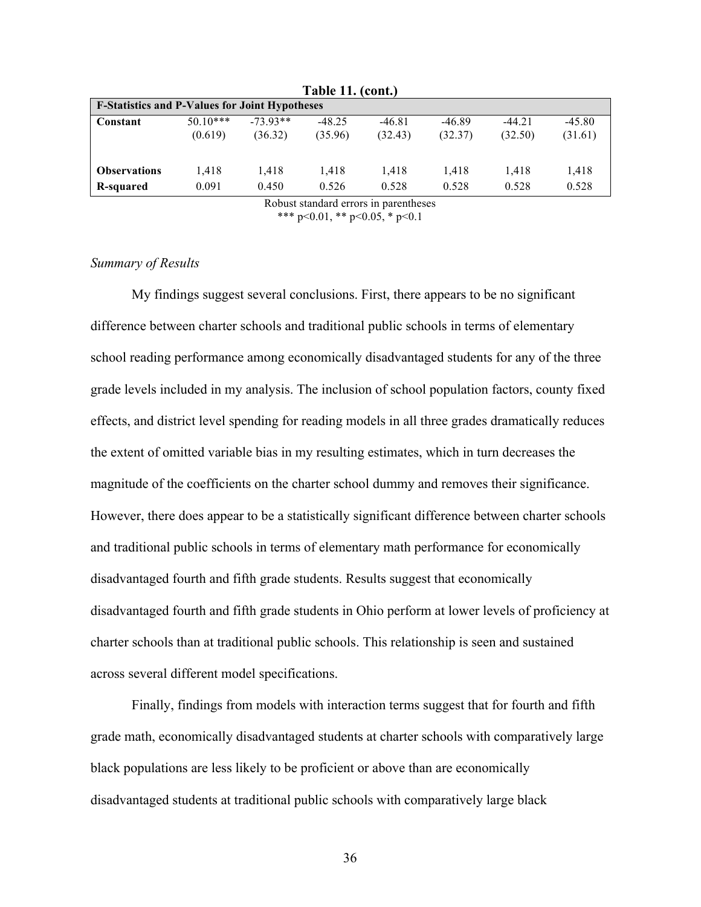**Table 11. (cont.)**

| F-Statistics and P-Values for Joint Hypotheses | | | | | | | |
|---|---|---|---|---|---|---|---|
| **Constant** | 50.10*** | -73.93** | -48.25 | -46.81 | -46.89 | -44.21 | -45.80 |
| | (0.619) | (36.32) | (35.96) | (32.43) | (32.37) | (32.50) | (31.61) |
| **Observations** | 1,418 | 1,418 | 1,418 | 1,418 | 1,418 | 1,418 | 1,418 |
| **R-squared** | 0.091 | 0.450 | 0.526 | 0.528 | 0.528 | 0.528 | 0.528 |

Robust standard errors in parentheses
*** p<0.01, ** p<0.05, * p<0.1

*Summary of Results*

My findings suggest several conclusions. First, there appears to be no significant difference between charter schools and traditional public schools in terms of elementary school reading performance among economically disadvantaged students for any of the three grade levels included in my analysis. The inclusion of school population factors, county fixed effects, and district level spending for reading models in all three grades dramatically reduces the extent of omitted variable bias in my resulting estimates, which in turn decreases the magnitude of the coefficients on the charter school dummy and removes their significance. However, there does appear to be a statistically significant difference between charter schools and traditional public schools in terms of elementary math performance for economically disadvantaged fourth and fifth grade students. Results suggest that economically disadvantaged fourth and fifth grade students in Ohio perform at lower levels of proficiency at charter schools than at traditional public schools. This relationship is seen and sustained across several different model specifications.

Finally, findings from models with interaction terms suggest that for fourth and fifth grade math, economically disadvantaged students at charter schools with comparatively large black populations are less likely to be proficient or above than are economically disadvantaged students at traditional public schools with comparatively large black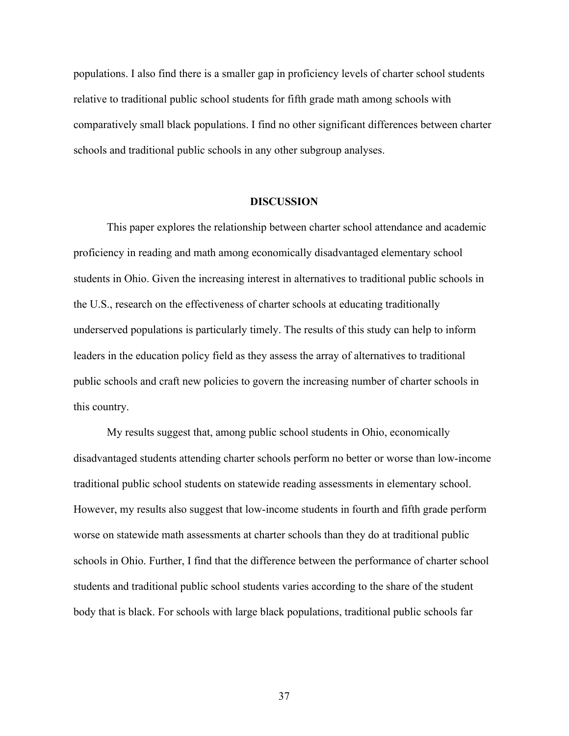populations. I also find there is a smaller gap in proficiency levels of charter school students relative to traditional public school students for fifth grade math among schools with comparatively small black populations. I find no other significant differences between charter schools and traditional public schools in any other subgroup analyses.

## DISCUSSION

This paper explores the relationship between charter school attendance and academic proficiency in reading and math among economically disadvantaged elementary school students in Ohio. Given the increasing interest in alternatives to traditional public schools in the U.S., research on the effectiveness of charter schools at educating traditionally underserved populations is particularly timely. The results of this study can help to inform leaders in the education policy field as they assess the array of alternatives to traditional public schools and craft new policies to govern the increasing number of charter schools in this country.

My results suggest that, among public school students in Ohio, economically disadvantaged students attending charter schools perform no better or worse than low-income traditional public school students on statewide reading assessments in elementary school. However, my results also suggest that low-income students in fourth and fifth grade perform worse on statewide math assessments at charter schools than they do at traditional public schools in Ohio. Further, I find that the difference between the performance of charter school students and traditional public school students varies according to the share of the student body that is black. For schools with large black populations, traditional public schools far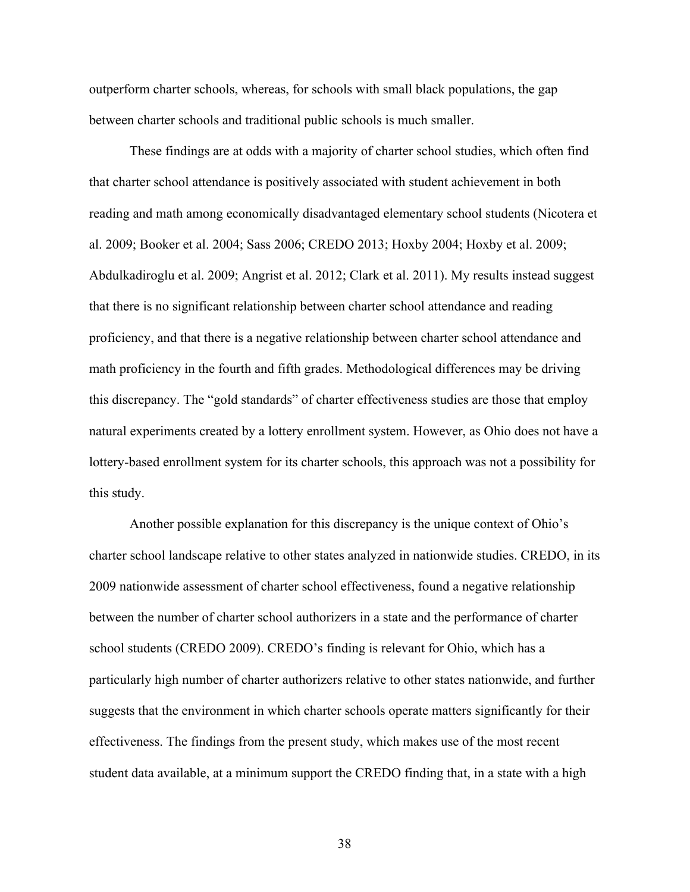outperform charter schools, whereas, for schools with small black populations, the gap between charter schools and traditional public schools is much smaller.

These findings are at odds with a majority of charter school studies, which often find that charter school attendance is positively associated with student achievement in both reading and math among economically disadvantaged elementary school students (Nicotera et al. 2009; Booker et al. 2004; Sass 2006; CREDO 2013; Hoxby 2004; Hoxby et al. 2009; Abdulkadiroglu et al. 2009; Angrist et al. 2012; Clark et al. 2011). My results instead suggest that there is no significant relationship between charter school attendance and reading proficiency, and that there is a negative relationship between charter school attendance and math proficiency in the fourth and fifth grades. Methodological differences may be driving this discrepancy. The "gold standards" of charter effectiveness studies are those that employ natural experiments created by a lottery enrollment system. However, as Ohio does not have a lottery-based enrollment system for its charter schools, this approach was not a possibility for this study.

Another possible explanation for this discrepancy is the unique context of Ohio's charter school landscape relative to other states analyzed in nationwide studies. CREDO, in its 2009 nationwide assessment of charter school effectiveness, found a negative relationship between the number of charter school authorizers in a state and the performance of charter school students (CREDO 2009). CREDO's finding is relevant for Ohio, which has a particularly high number of charter authorizers relative to other states nationwide, and further suggests that the environment in which charter schools operate matters significantly for their effectiveness. The findings from the present study, which makes use of the most recent student data available, at a minimum support the CREDO finding that, in a state with a high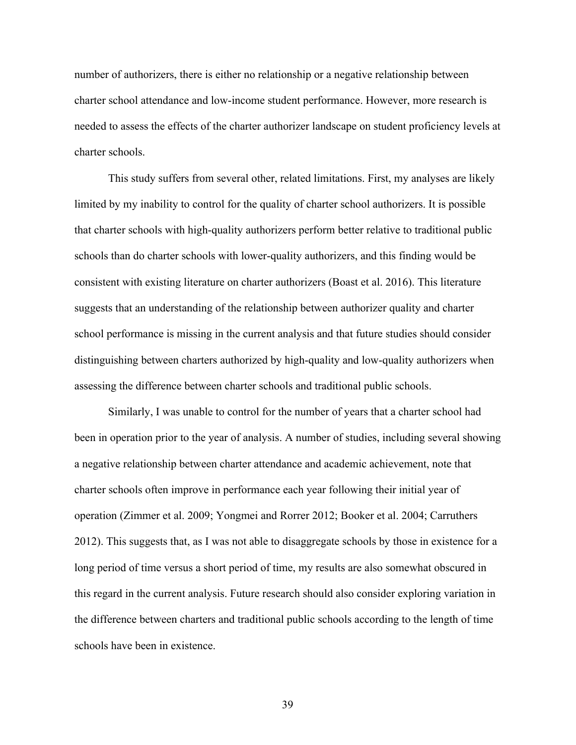number of authorizers, there is either no relationship or a negative relationship between charter school attendance and low-income student performance. However, more research is needed to assess the effects of the charter authorizer landscape on student proficiency levels at charter schools.

This study suffers from several other, related limitations. First, my analyses are likely limited by my inability to control for the quality of charter school authorizers. It is possible that charter schools with high-quality authorizers perform better relative to traditional public schools than do charter schools with lower-quality authorizers, and this finding would be consistent with existing literature on charter authorizers (Boast et al. 2016). This literature suggests that an understanding of the relationship between authorizer quality and charter school performance is missing in the current analysis and that future studies should consider distinguishing between charters authorized by high-quality and low-quality authorizers when assessing the difference between charter schools and traditional public schools.

Similarly, I was unable to control for the number of years that a charter school had been in operation prior to the year of analysis. A number of studies, including several showing a negative relationship between charter attendance and academic achievement, note that charter schools often improve in performance each year following their initial year of operation (Zimmer et al. 2009; Yongmei and Rorrer 2012; Booker et al. 2004; Carruthers 2012). This suggests that, as I was not able to disaggregate schools by those in existence for a long period of time versus a short period of time, my results are also somewhat obscured in this regard in the current analysis. Future research should also consider exploring variation in the difference between charters and traditional public schools according to the length of time schools have been in existence.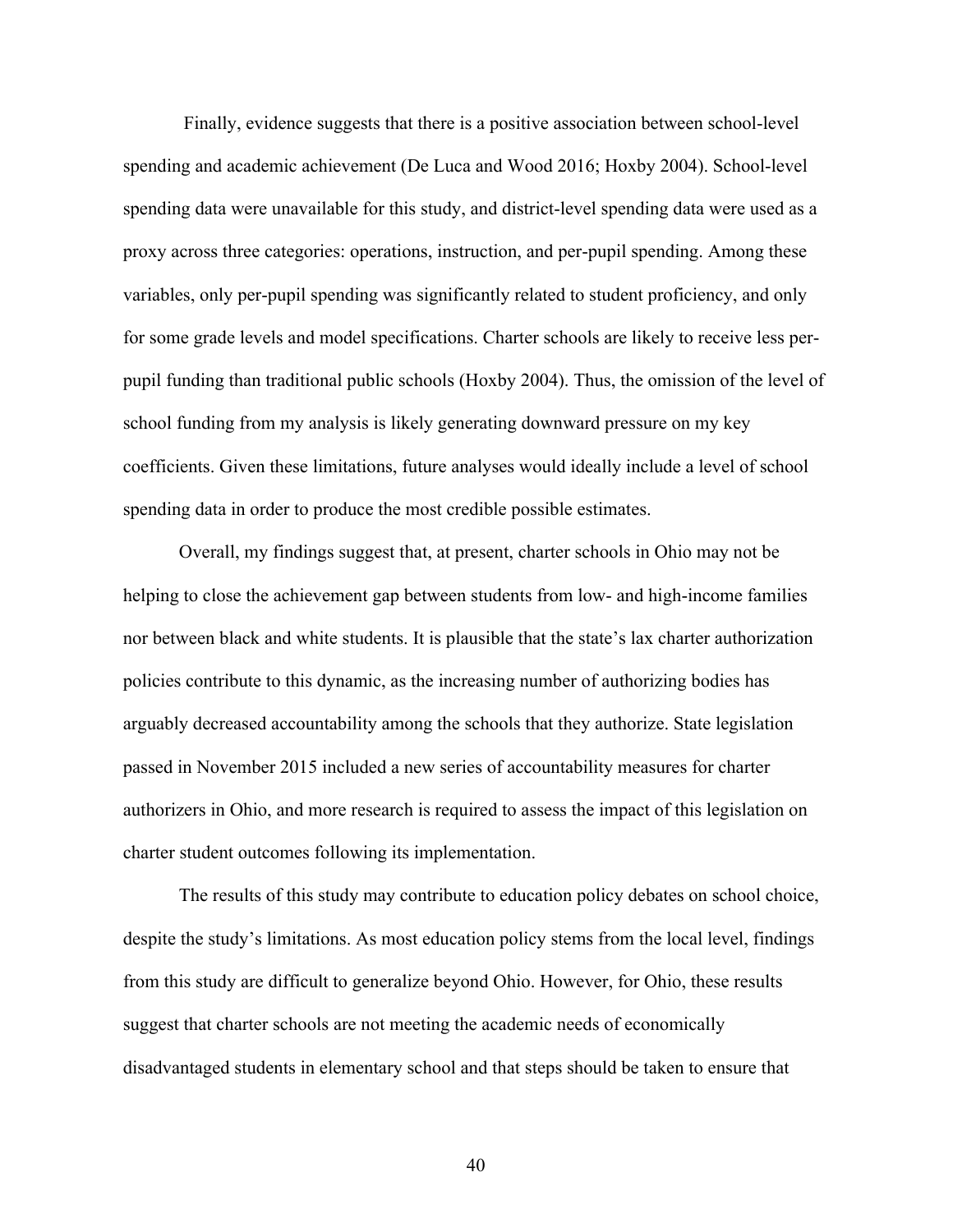Finally, evidence suggests that there is a positive association between school-level spending and academic achievement (De Luca and Wood 2016; Hoxby 2004). School-level spending data were unavailable for this study, and district-level spending data were used as a proxy across three categories: operations, instruction, and per-pupil spending. Among these variables, only per-pupil spending was significantly related to student proficiency, and only for some grade levels and model specifications. Charter schools are likely to receive less per-pupil funding than traditional public schools (Hoxby 2004). Thus, the omission of the level of school funding from my analysis is likely generating downward pressure on my key coefficients. Given these limitations, future analyses would ideally include a level of school spending data in order to produce the most credible possible estimates.

Overall, my findings suggest that, at present, charter schools in Ohio may not be helping to close the achievement gap between students from low- and high-income families nor between black and white students. It is plausible that the state's lax charter authorization policies contribute to this dynamic, as the increasing number of authorizing bodies has arguably decreased accountability among the schools that they authorize. State legislation passed in November 2015 included a new series of accountability measures for charter authorizers in Ohio, and more research is required to assess the impact of this legislation on charter student outcomes following its implementation.

The results of this study may contribute to education policy debates on school choice, despite the study's limitations. As most education policy stems from the local level, findings from this study are difficult to generalize beyond Ohio. However, for Ohio, these results suggest that charter schools are not meeting the academic needs of economically disadvantaged students in elementary school and that steps should be taken to ensure that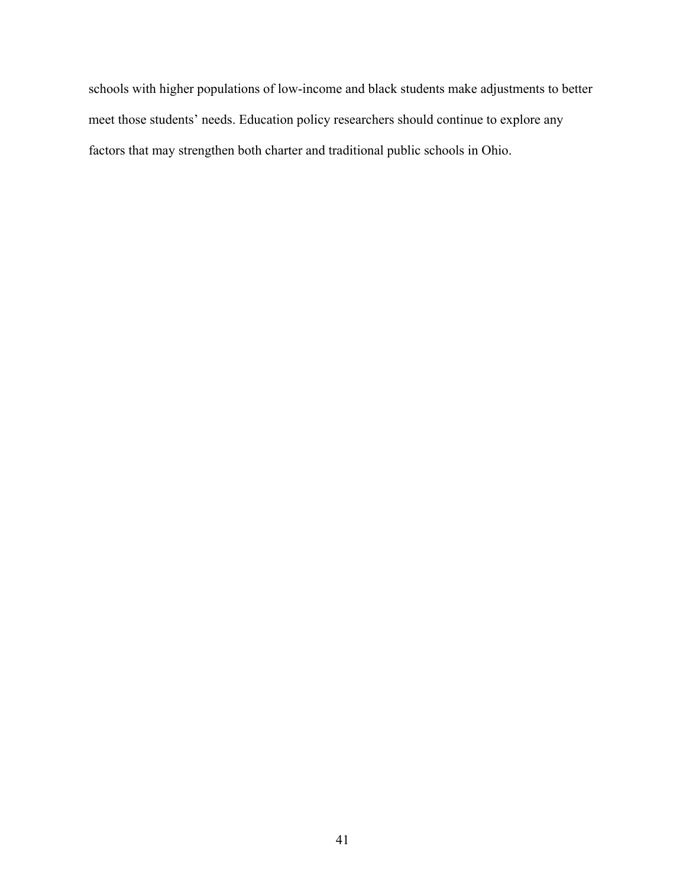schools with higher populations of low-income and black students make adjustments to better meet those students' needs. Education policy researchers should continue to explore any factors that may strengthen both charter and traditional public schools in Ohio.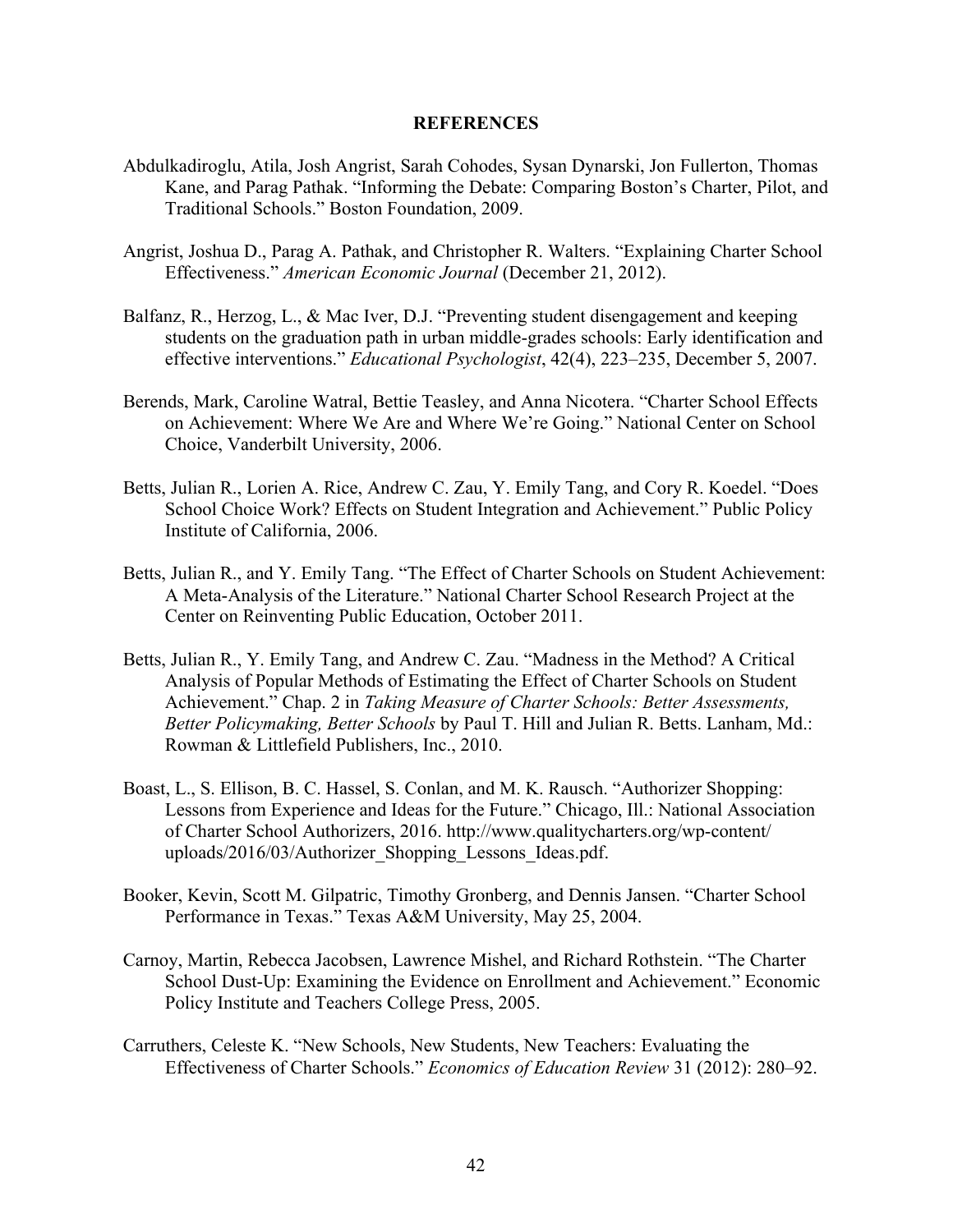**REFERENCES**

Abdulkadiroglu, Atila, Josh Angrist, Sarah Cohodes, Sysan Dynarski, Jon Fullerton, Thomas Kane, and Parag Pathak. "Informing the Debate: Comparing Boston's Charter, Pilot, and Traditional Schools." Boston Foundation, 2009.

Angrist, Joshua D., Parag A. Pathak, and Christopher R. Walters. "Explaining Charter School Effectiveness." *American Economic Journal* (December 21, 2012).

Balfanz, R., Herzog, L., & Mac Iver, D.J. "Preventing student disengagement and keeping students on the graduation path in urban middle-grades schools: Early identification and effective interventions." *Educational Psychologist*, 42(4), 223–235, December 5, 2007.

Berends, Mark, Caroline Watral, Bettie Teasley, and Anna Nicotera. "Charter School Effects on Achievement: Where We Are and Where We're Going." National Center on School Choice, Vanderbilt University, 2006.

Betts, Julian R., Lorien A. Rice, Andrew C. Zau, Y. Emily Tang, and Cory R. Koedel. "Does School Choice Work? Effects on Student Integration and Achievement." Public Policy Institute of California, 2006.

Betts, Julian R., and Y. Emily Tang. "The Effect of Charter Schools on Student Achievement: A Meta-Analysis of the Literature." National Charter School Research Project at the Center on Reinventing Public Education, October 2011.

Betts, Julian R., Y. Emily Tang, and Andrew C. Zau. "Madness in the Method? A Critical Analysis of Popular Methods of Estimating the Effect of Charter Schools on Student Achievement." Chap. 2 in *Taking Measure of Charter Schools: Better Assessments, Better Policymaking, Better Schools* by Paul T. Hill and Julian R. Betts. Lanham, Md.: Rowman & Littlefield Publishers, Inc., 2010.

Boast, L., S. Ellison, B. C. Hassel, S. Conlan, and M. K. Rausch. "Authorizer Shopping: Lessons from Experience and Ideas for the Future." Chicago, Ill.: National Association of Charter School Authorizers, 2016. http://www.qualitycharters.org/wp-content/uploads/2016/03/Authorizer_Shopping_Lessons_Ideas.pdf.

Booker, Kevin, Scott M. Gilpatric, Timothy Gronberg, and Dennis Jansen. "Charter School Performance in Texas." Texas A&M University, May 25, 2004.

Carnoy, Martin, Rebecca Jacobsen, Lawrence Mishel, and Richard Rothstein. "The Charter School Dust-Up: Examining the Evidence on Enrollment and Achievement." Economic Policy Institute and Teachers College Press, 2005.

Carruthers, Celeste K. "New Schools, New Students, New Teachers: Evaluating the Effectiveness of Charter Schools." *Economics of Education Review* 31 (2012): 280–92.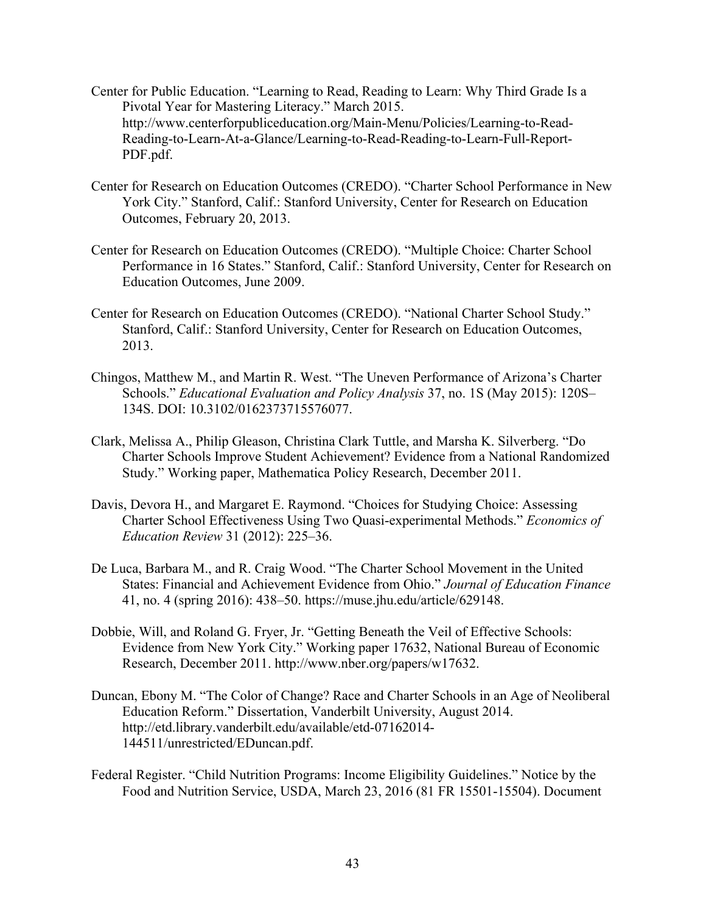Center for Public Education. "Learning to Read, Reading to Learn: Why Third Grade Is a Pivotal Year for Mastering Literacy." March 2015. http://www.centerforpubliceducation.org/Main-Menu/Policies/Learning-to-Read-Reading-to-Learn-At-a-Glance/Learning-to-Read-Reading-to-Learn-Full-Report-PDF.pdf.

Center for Research on Education Outcomes (CREDO). "Charter School Performance in New York City." Stanford, Calif.: Stanford University, Center for Research on Education Outcomes, February 20, 2013.

Center for Research on Education Outcomes (CREDO). "Multiple Choice: Charter School Performance in 16 States." Stanford, Calif.: Stanford University, Center for Research on Education Outcomes, June 2009.

Center for Research on Education Outcomes (CREDO). "National Charter School Study." Stanford, Calif.: Stanford University, Center for Research on Education Outcomes, 2013.

Chingos, Matthew M., and Martin R. West. "The Uneven Performance of Arizona's Charter Schools." *Educational Evaluation and Policy Analysis* 37, no. 1S (May 2015): 120S–134S. DOI: 10.3102/0162373715576077.

Clark, Melissa A., Philip Gleason, Christina Clark Tuttle, and Marsha K. Silverberg. "Do Charter Schools Improve Student Achievement? Evidence from a National Randomized Study." Working paper, Mathematica Policy Research, December 2011.

Davis, Devora H., and Margaret E. Raymond. "Choices for Studying Choice: Assessing Charter School Effectiveness Using Two Quasi-experimental Methods." *Economics of Education Review* 31 (2012): 225–36.

De Luca, Barbara M., and R. Craig Wood. "The Charter School Movement in the United States: Financial and Achievement Evidence from Ohio." *Journal of Education Finance* 41, no. 4 (spring 2016): 438–50. https://muse.jhu.edu/article/629148.

Dobbie, Will, and Roland G. Fryer, Jr. "Getting Beneath the Veil of Effective Schools: Evidence from New York City." Working paper 17632, National Bureau of Economic Research, December 2011. http://www.nber.org/papers/w17632.

Duncan, Ebony M. "The Color of Change? Race and Charter Schools in an Age of Neoliberal Education Reform." Dissertation, Vanderbilt University, August 2014. http://etd.library.vanderbilt.edu/available/etd-07162014-144511/unrestricted/EDuncan.pdf.

Federal Register. "Child Nutrition Programs: Income Eligibility Guidelines." Notice by the Food and Nutrition Service, USDA, March 23, 2016 (81 FR 15501-15504). Document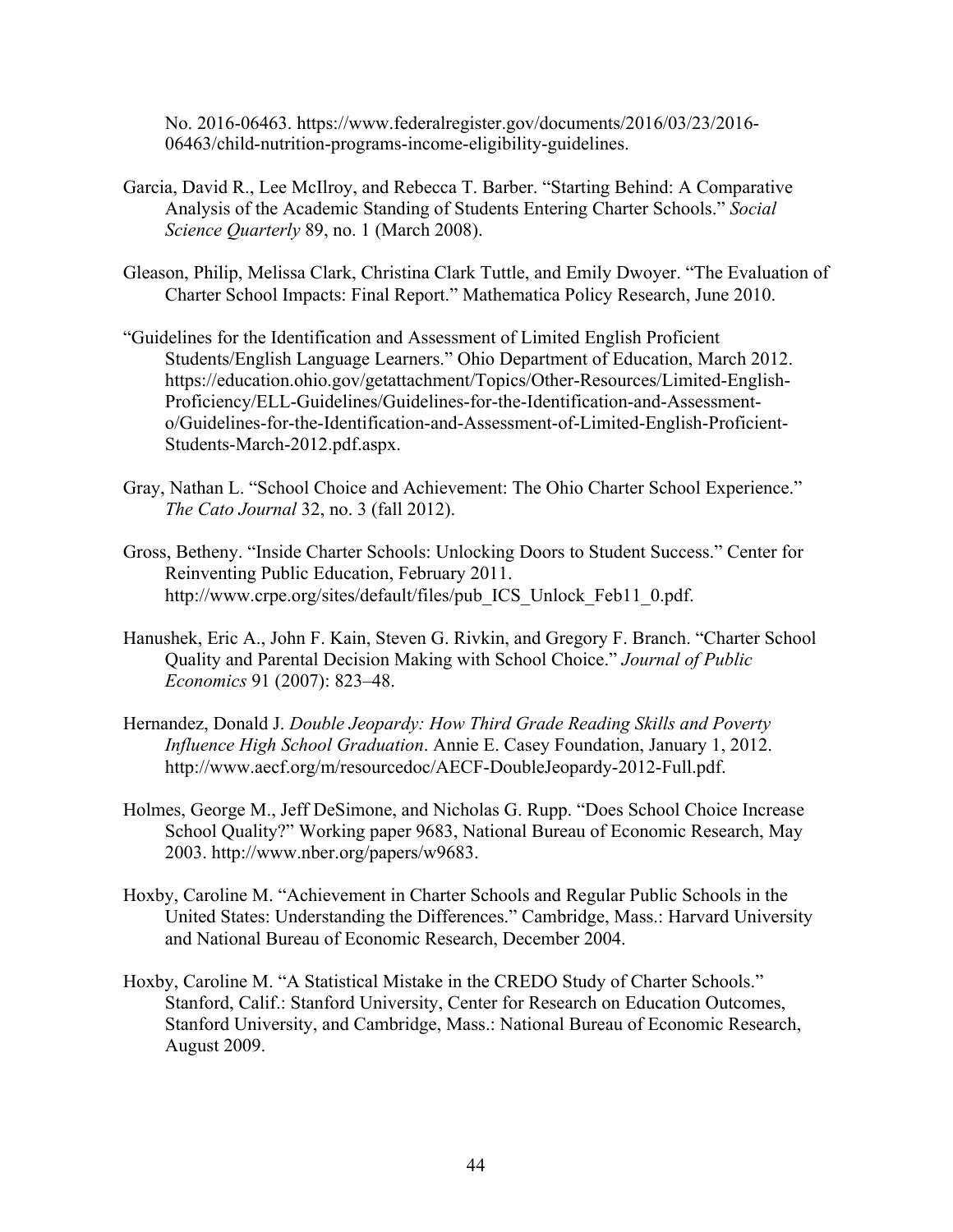No. 2016-06463. https://www.federalregister.gov/documents/2016/03/23/2016-06463/child-nutrition-programs-income-eligibility-guidelines.

Garcia, David R., Lee McIlroy, and Rebecca T. Barber. "Starting Behind: A Comparative Analysis of the Academic Standing of Students Entering Charter Schools." *Social Science Quarterly* 89, no. 1 (March 2008).

Gleason, Philip, Melissa Clark, Christina Clark Tuttle, and Emily Dwoyer. "The Evaluation of Charter School Impacts: Final Report." Mathematica Policy Research, June 2010.

"Guidelines for the Identification and Assessment of Limited English Proficient Students/English Language Learners." Ohio Department of Education, March 2012. https://education.ohio.gov/getattachment/Topics/Other-Resources/Limited-English-Proficiency/ELL-Guidelines/Guidelines-for-the-Identification-and-Assessment-o/Guidelines-for-the-Identification-and-Assessment-of-Limited-English-Proficient-Students-March-2012.pdf.aspx.

Gray, Nathan L. "School Choice and Achievement: The Ohio Charter School Experience." *The Cato Journal* 32, no. 3 (fall 2012).

Gross, Betheny. "Inside Charter Schools: Unlocking Doors to Student Success." Center for Reinventing Public Education, February 2011. http://www.crpe.org/sites/default/files/pub_ICS_Unlock_Feb11_0.pdf.

Hanushek, Eric A., John F. Kain, Steven G. Rivkin, and Gregory F. Branch. "Charter School Quality and Parental Decision Making with School Choice." *Journal of Public Economics* 91 (2007): 823–48.

Hernandez, Donald J. *Double Jeopardy: How Third Grade Reading Skills and Poverty Influence High School Graduation*. Annie E. Casey Foundation, January 1, 2012. http://www.aecf.org/m/resourcedoc/AECF-DoubleJeopardy-2012-Full.pdf.

Holmes, George M., Jeff DeSimone, and Nicholas G. Rupp. "Does School Choice Increase School Quality?" Working paper 9683, National Bureau of Economic Research, May 2003. http://www.nber.org/papers/w9683.

Hoxby, Caroline M. "Achievement in Charter Schools and Regular Public Schools in the United States: Understanding the Differences." Cambridge, Mass.: Harvard University and National Bureau of Economic Research, December 2004.

Hoxby, Caroline M. "A Statistical Mistake in the CREDO Study of Charter Schools." Stanford, Calif.: Stanford University, Center for Research on Education Outcomes, Stanford University, and Cambridge, Mass.: National Bureau of Economic Research, August 2009.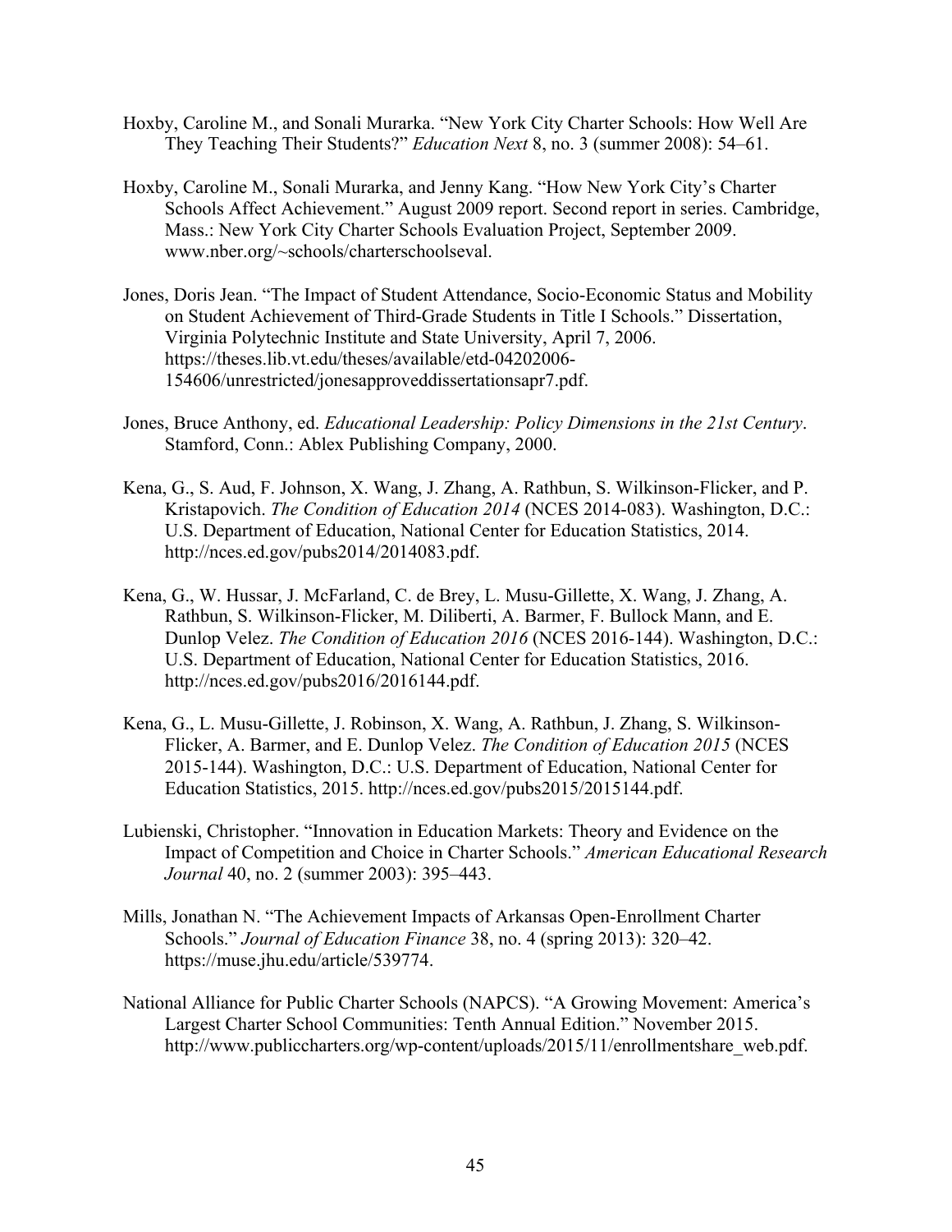Hoxby, Caroline M., and Sonali Murarka. "New York City Charter Schools: How Well Are They Teaching Their Students?" *Education Next* 8, no. 3 (summer 2008): 54–61.

Hoxby, Caroline M., Sonali Murarka, and Jenny Kang. "How New York City's Charter Schools Affect Achievement." August 2009 report. Second report in series. Cambridge, Mass.: New York City Charter Schools Evaluation Project, September 2009. www.nber.org/~schools/charterschoolseval.

Jones, Doris Jean. "The Impact of Student Attendance, Socio-Economic Status and Mobility on Student Achievement of Third-Grade Students in Title I Schools." Dissertation, Virginia Polytechnic Institute and State University, April 7, 2006. https://theses.lib.vt.edu/theses/available/etd-04202006-154606/unrestricted/jonesapproveddissertationsapr7.pdf.

Jones, Bruce Anthony, ed. *Educational Leadership: Policy Dimensions in the 21st Century*. Stamford, Conn.: Ablex Publishing Company, 2000.

Kena, G., S. Aud, F. Johnson, X. Wang, J. Zhang, A. Rathbun, S. Wilkinson-Flicker, and P. Kristapovich. *The Condition of Education 2014* (NCES 2014-083). Washington, D.C.: U.S. Department of Education, National Center for Education Statistics, 2014. http://nces.ed.gov/pubs2014/2014083.pdf.

Kena, G., W. Hussar, J. McFarland, C. de Brey, L. Musu-Gillette, X. Wang, J. Zhang, A. Rathbun, S. Wilkinson-Flicker, M. Diliberti, A. Barmer, F. Bullock Mann, and E. Dunlop Velez. *The Condition of Education 2016* (NCES 2016-144). Washington, D.C.: U.S. Department of Education, National Center for Education Statistics, 2016. http://nces.ed.gov/pubs2016/2016144.pdf.

Kena, G., L. Musu-Gillette, J. Robinson, X. Wang, A. Rathbun, J. Zhang, S. Wilkinson-Flicker, A. Barmer, and E. Dunlop Velez. *The Condition of Education 2015* (NCES 2015-144). Washington, D.C.: U.S. Department of Education, National Center for Education Statistics, 2015. http://nces.ed.gov/pubs2015/2015144.pdf.

Lubienski, Christopher. "Innovation in Education Markets: Theory and Evidence on the Impact of Competition and Choice in Charter Schools." *American Educational Research Journal* 40, no. 2 (summer 2003): 395–443.

Mills, Jonathan N. "The Achievement Impacts of Arkansas Open-Enrollment Charter Schools." *Journal of Education Finance* 38, no. 4 (spring 2013): 320–42. https://muse.jhu.edu/article/539774.

National Alliance for Public Charter Schools (NAPCS). "A Growing Movement: America's Largest Charter School Communities: Tenth Annual Edition." November 2015. http://www.publiccharters.org/wp-content/uploads/2015/11/enrollmentshare_web.pdf.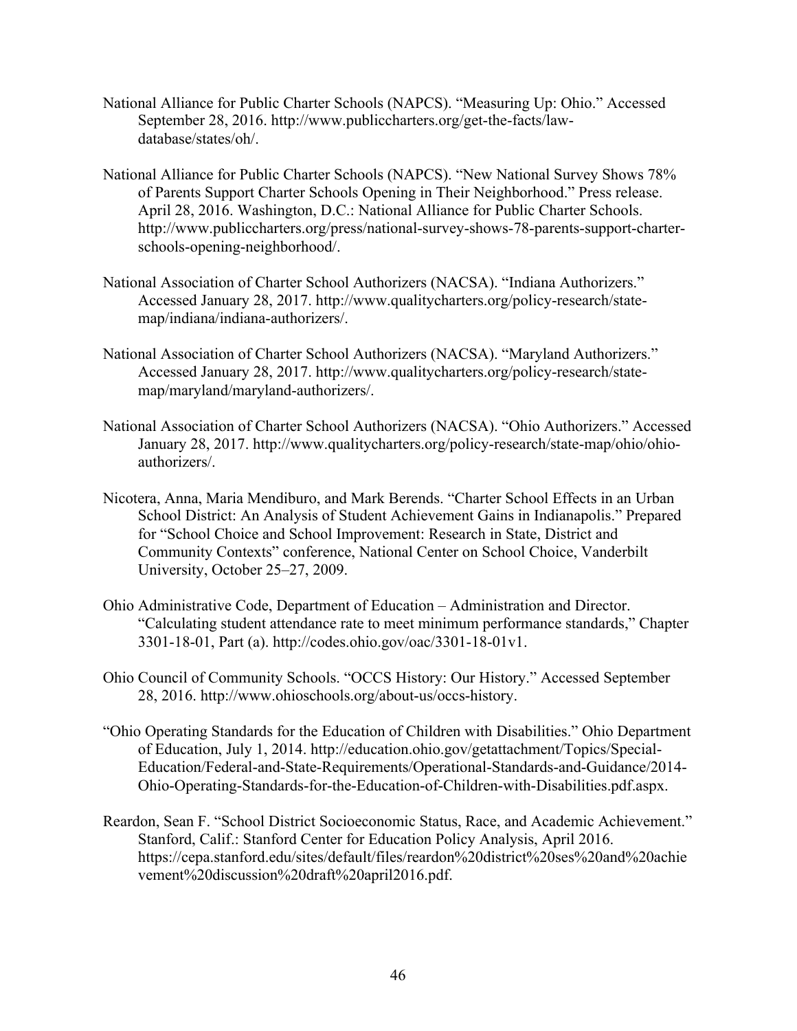National Alliance for Public Charter Schools (NAPCS). "Measuring Up: Ohio." Accessed September 28, 2016. http://www.publiccharters.org/get-the-facts/law-database/states/oh/.

National Alliance for Public Charter Schools (NAPCS). "New National Survey Shows 78% of Parents Support Charter Schools Opening in Their Neighborhood." Press release. April 28, 2016. Washington, D.C.: National Alliance for Public Charter Schools. http://www.publiccharters.org/press/national-survey-shows-78-parents-support-charter-schools-opening-neighborhood/.

National Association of Charter School Authorizers (NACSA). "Indiana Authorizers." Accessed January 28, 2017. http://www.qualitycharters.org/policy-research/state-map/indiana/indiana-authorizers/.

National Association of Charter School Authorizers (NACSA). "Maryland Authorizers." Accessed January 28, 2017. http://www.qualitycharters.org/policy-research/state-map/maryland/maryland-authorizers/.

National Association of Charter School Authorizers (NACSA). "Ohio Authorizers." Accessed January 28, 2017. http://www.qualitycharters.org/policy-research/state-map/ohio/ohio-authorizers/.

Nicotera, Anna, Maria Mendiburo, and Mark Berends. "Charter School Effects in an Urban School District: An Analysis of Student Achievement Gains in Indianapolis." Prepared for "School Choice and School Improvement: Research in State, District and Community Contexts" conference, National Center on School Choice, Vanderbilt University, October 25–27, 2009.

Ohio Administrative Code, Department of Education – Administration and Director. "Calculating student attendance rate to meet minimum performance standards," Chapter 3301-18-01, Part (a). http://codes.ohio.gov/oac/3301-18-01v1.

Ohio Council of Community Schools. "OCCS History: Our History." Accessed September 28, 2016. http://www.ohioschools.org/about-us/occs-history.

"Ohio Operating Standards for the Education of Children with Disabilities." Ohio Department of Education, July 1, 2014. http://education.ohio.gov/getattachment/Topics/Special-Education/Federal-and-State-Requirements/Operational-Standards-and-Guidance/2014-Ohio-Operating-Standards-for-the-Education-of-Children-with-Disabilities.pdf.aspx.

Reardon, Sean F. "School District Socioeconomic Status, Race, and Academic Achievement." Stanford, Calif.: Stanford Center for Education Policy Analysis, April 2016. https://cepa.stanford.edu/sites/default/files/reardon%20district%20ses%20and%20achievement%20discussion%20draft%20april2016.pdf.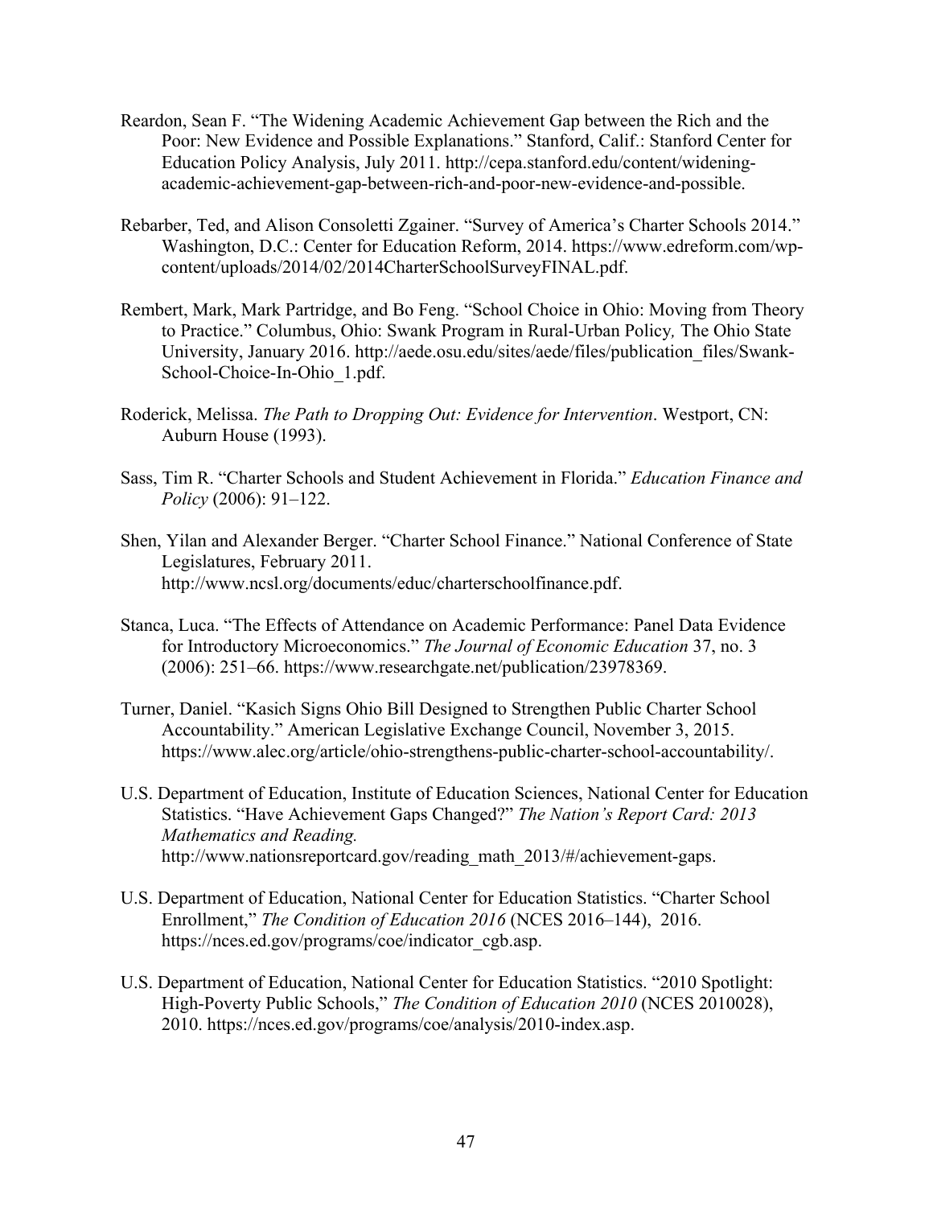Reardon, Sean F. "The Widening Academic Achievement Gap between the Rich and the Poor: New Evidence and Possible Explanations." Stanford, Calif.: Stanford Center for Education Policy Analysis, July 2011. http://cepa.stanford.edu/content/widening-academic-achievement-gap-between-rich-and-poor-new-evidence-and-possible.

Rebarber, Ted, and Alison Consoletti Zgainer. "Survey of America's Charter Schools 2014." Washington, D.C.: Center for Education Reform, 2014. https://www.edreform.com/wp-content/uploads/2014/02/2014CharterSchoolSurveyFINAL.pdf.

Rembert, Mark, Mark Partridge, and Bo Feng. "School Choice in Ohio: Moving from Theory to Practice." Columbus, Ohio: Swank Program in Rural-Urban Policy*,* The Ohio State University, January 2016. http://aede.osu.edu/sites/aede/files/publication_files/Swank-School-Choice-In-Ohio_1.pdf.

Roderick, Melissa. *The Path to Dropping Out: Evidence for Intervention*. Westport, CN: Auburn House (1993).

Sass, Tim R. "Charter Schools and Student Achievement in Florida." *Education Finance and Policy* (2006): 91–122.

Shen, Yilan and Alexander Berger. "Charter School Finance." National Conference of State Legislatures, February 2011. http://www.ncsl.org/documents/educ/charterschoolfinance.pdf.

Stanca, Luca. "The Effects of Attendance on Academic Performance: Panel Data Evidence for Introductory Microeconomics." *The Journal of Economic Education* 37, no. 3 (2006): 251–66. https://www.researchgate.net/publication/23978369.

Turner, Daniel. "Kasich Signs Ohio Bill Designed to Strengthen Public Charter School Accountability." American Legislative Exchange Council, November 3, 2015. https://www.alec.org/article/ohio-strengthens-public-charter-school-accountability/.

U.S. Department of Education, Institute of Education Sciences, National Center for Education Statistics. "Have Achievement Gaps Changed?" *The Nation's Report Card: 2013 Mathematics and Reading.* http://www.nationsreportcard.gov/reading_math_2013/#/achievement-gaps.

U.S. Department of Education, National Center for Education Statistics. "Charter School Enrollment," *The Condition of Education 2016* (NCES 2016–144), 2016. https://nces.ed.gov/programs/coe/indicator_cgb.asp.

U.S. Department of Education, National Center for Education Statistics. "2010 Spotlight: High-Poverty Public Schools," *The Condition of Education 2010* (NCES 2010028), 2010. https://nces.ed.gov/programs/coe/analysis/2010-index.asp.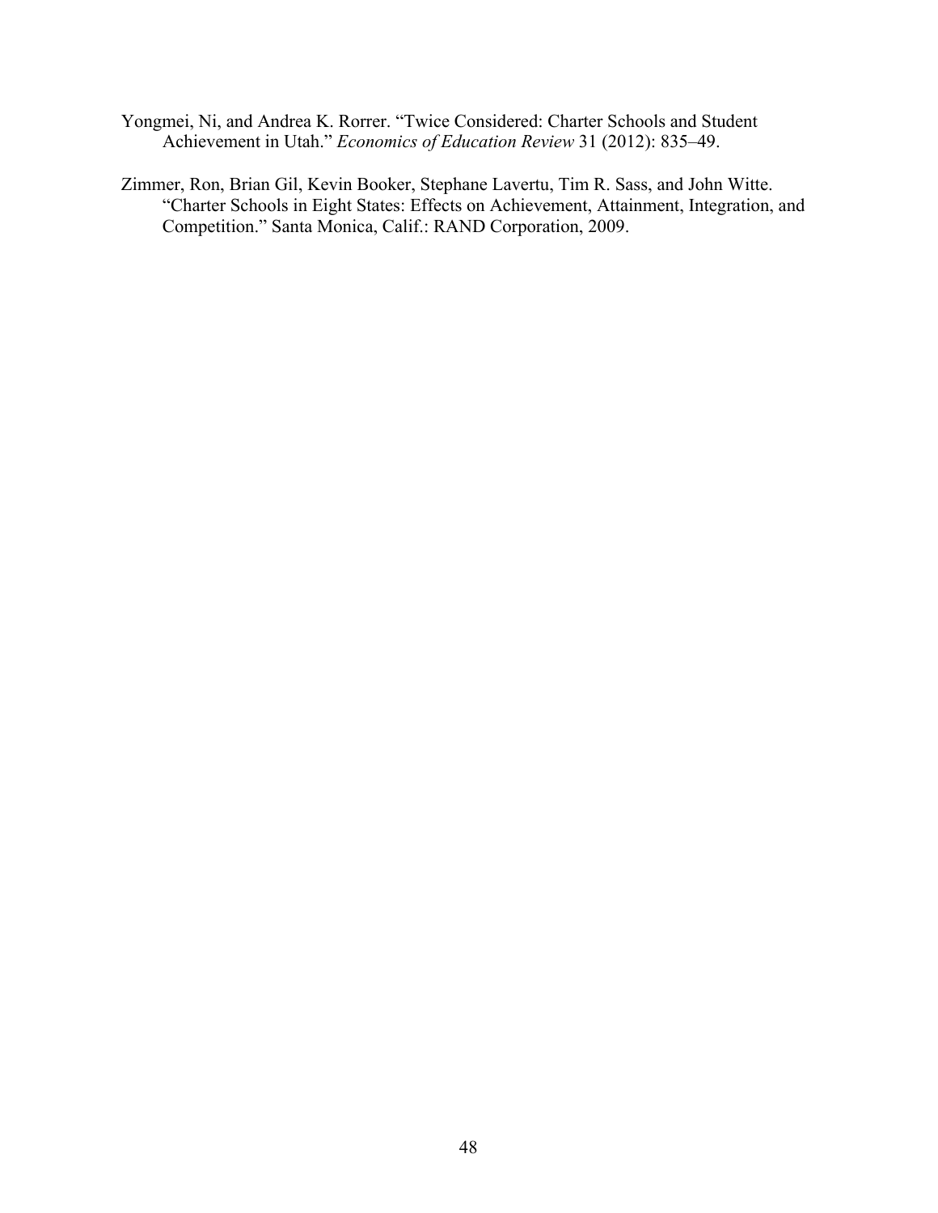Yongmei, Ni, and Andrea K. Rorrer. "Twice Considered: Charter Schools and Student Achievement in Utah." *Economics of Education Review* 31 (2012): 835–49.

Zimmer, Ron, Brian Gil, Kevin Booker, Stephane Lavertu, Tim R. Sass, and John Witte. "Charter Schools in Eight States: Effects on Achievement, Attainment, Integration, and Competition." Santa Monica, Calif.: RAND Corporation, 2009.